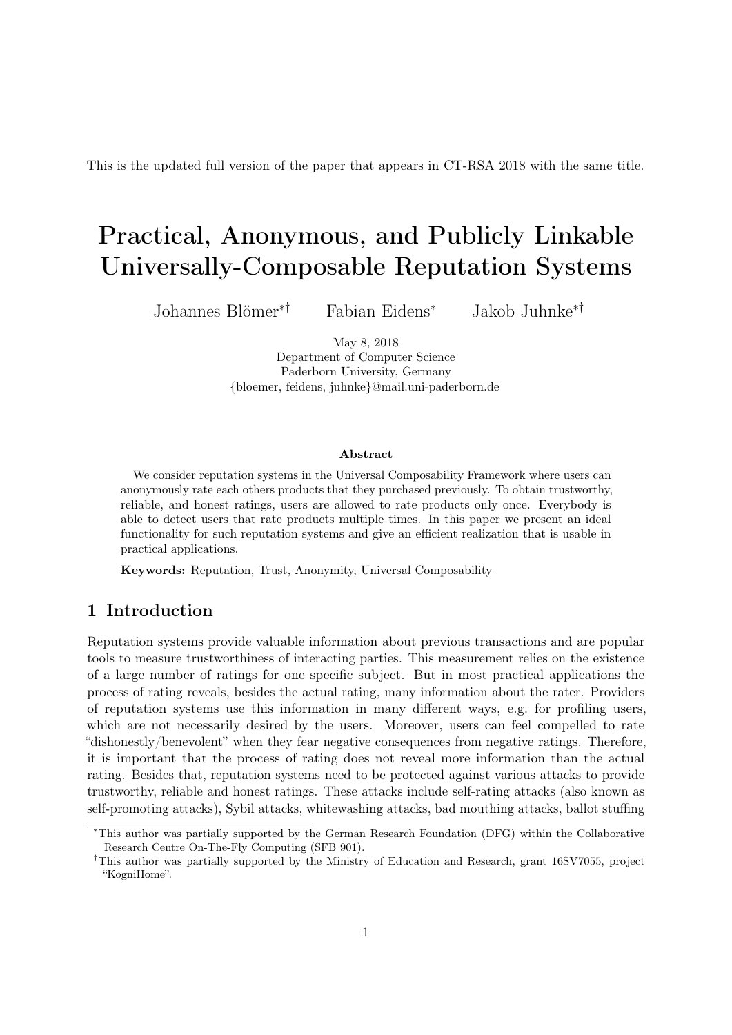This is the updated full version of the paper that appears in CT-RSA 2018 with the same title.

# Practical, Anonymous, and Publicly Linkable Universally-Composable Reputation Systems

Johannes Blömer[*†] Fabian Eidens[*] Jakob Juhnke[*†]

May 8, 2018
Department of Computer Science
Paderborn University, Germany
{bloemer, feidens, juhnke}@mail.uni-paderborn.de

**Abstract**

We consider reputation systems in the Universal Composability Framework where users can anonymously rate each others products that they purchased previously. To obtain trustworthy, reliable, and honest ratings, users are allowed to rate products only once. Everybody is able to detect users that rate products multiple times. In this paper we present an ideal functionality for such reputation systems and give an efficient realization that is usable in practical applications.

**Keywords:** Reputation, Trust, Anonymity, Universal Composability

## 1 Introduction

Reputation systems provide valuable information about previous transactions and are popular tools to measure trustworthiness of interacting parties. This measurement relies on the existence of a large number of ratings for one specific subject. But in most practical applications the process of rating reveals, besides the actual rating, many information about the rater. Providers of reputation systems use this information in many different ways, e.g. for profiling users, which are not necessarily desired by the users. Moreover, users can feel compelled to rate "dishonestly/benevolent" when they fear negative consequences from negative ratings. Therefore, it is important that the process of rating does not reveal more information than the actual rating. Besides that, reputation systems need to be protected against various attacks to provide trustworthy, reliable and honest ratings. These attacks include self-rating attacks (also known as self-promoting attacks), Sybil attacks, whitewashing attacks, bad mouthing attacks, ballot stuffing

[*]This author was partially supported by the German Research Foundation (DFG) within the Collaborative Research Centre On-The-Fly Computing (SFB 901).

[†]This author was partially supported by the Ministry of Education and Research, grant 16SV7055, project "KogniHome".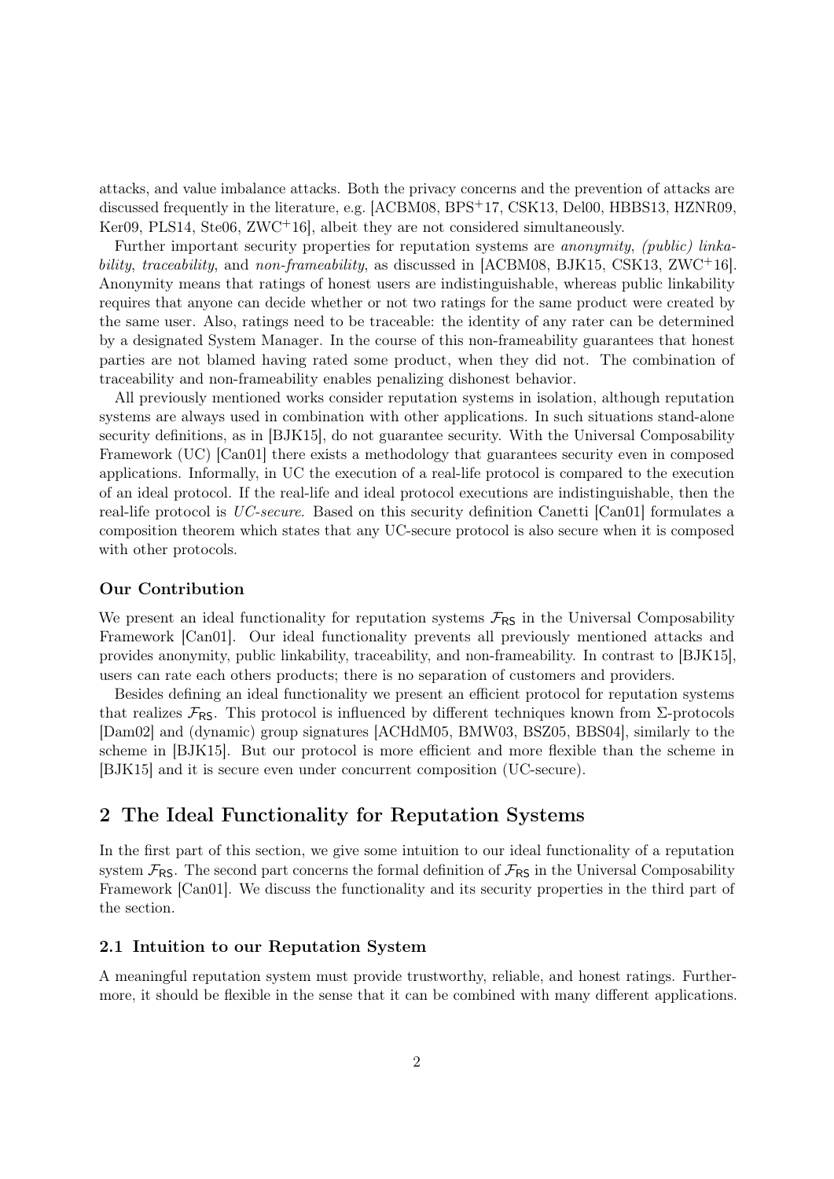attacks, and value imbalance attacks. Both the privacy concerns and the prevention of attacks are discussed frequently in the literature, e.g. [ACBM08, BPS+17, CSK13, Del00, HBBS13, HZNR09, Ker09, PLS14, Ste06, ZWC+16], albeit they are not considered simultaneously.

Further important security properties for reputation systems are *anonymity*, *(public) linkability*, *traceability*, and *non-frameability*, as discussed in [ACBM08, BJK15, CSK13, ZWC+16]. Anonymity means that ratings of honest users are indistinguishable, whereas public linkability requires that anyone can decide whether or not two ratings for the same product were created by the same user. Also, ratings need to be traceable: the identity of any rater can be determined by a designated System Manager. In the course of this non-frameability guarantees that honest parties are not blamed having rated some product, when they did not. The combination of traceability and non-frameability enables penalizing dishonest behavior.

All previously mentioned works consider reputation systems in isolation, although reputation systems are always used in combination with other applications. In such situations stand-alone security definitions, as in [BJK15], do not guarantee security. With the Universal Composability Framework (UC) [Can01] there exists a methodology that guarantees security even in composed applications. Informally, in UC the execution of a real-life protocol is compared to the execution of an ideal protocol. If the real-life and ideal protocol executions are indistinguishable, then the real-life protocol is *UC-secure*. Based on this security definition Canetti [Can01] formulates a composition theorem which states that any UC-secure protocol is also secure when it is composed with other protocols.

### Our Contribution

We present an ideal functionality for reputation systems $\mathcal{F}_{\mathsf{RS}}$ in the Universal Composability Framework [Can01]. Our ideal functionality prevents all previously mentioned attacks and provides anonymity, public linkability, traceability, and non-frameability. In contrast to [BJK15], users can rate each others products; there is no separation of customers and providers.

Besides defining an ideal functionality we present an efficient protocol for reputation systems that realizes $\mathcal{F}_{\mathsf{RS}}$. This protocol is influenced by different techniques known from $\Sigma$-protocols [Dam02] and (dynamic) group signatures [ACHdM05, BMW03, BSZ05, BBS04], similarly to the scheme in [BJK15]. But our protocol is more efficient and more flexible than the scheme in [BJK15] and it is secure even under concurrent composition (UC-secure).

## 2 The Ideal Functionality for Reputation Systems

In the first part of this section, we give some intuition to our ideal functionality of a reputation system $\mathcal{F}_{\mathsf{RS}}$. The second part concerns the formal definition of $\mathcal{F}_{\mathsf{RS}}$ in the Universal Composability Framework [Can01]. We discuss the functionality and its security properties in the third part of the section.

### 2.1 Intuition to our Reputation System

A meaningful reputation system must provide trustworthy, reliable, and honest ratings. Furthermore, it should be flexible in the sense that it can be combined with many different applications.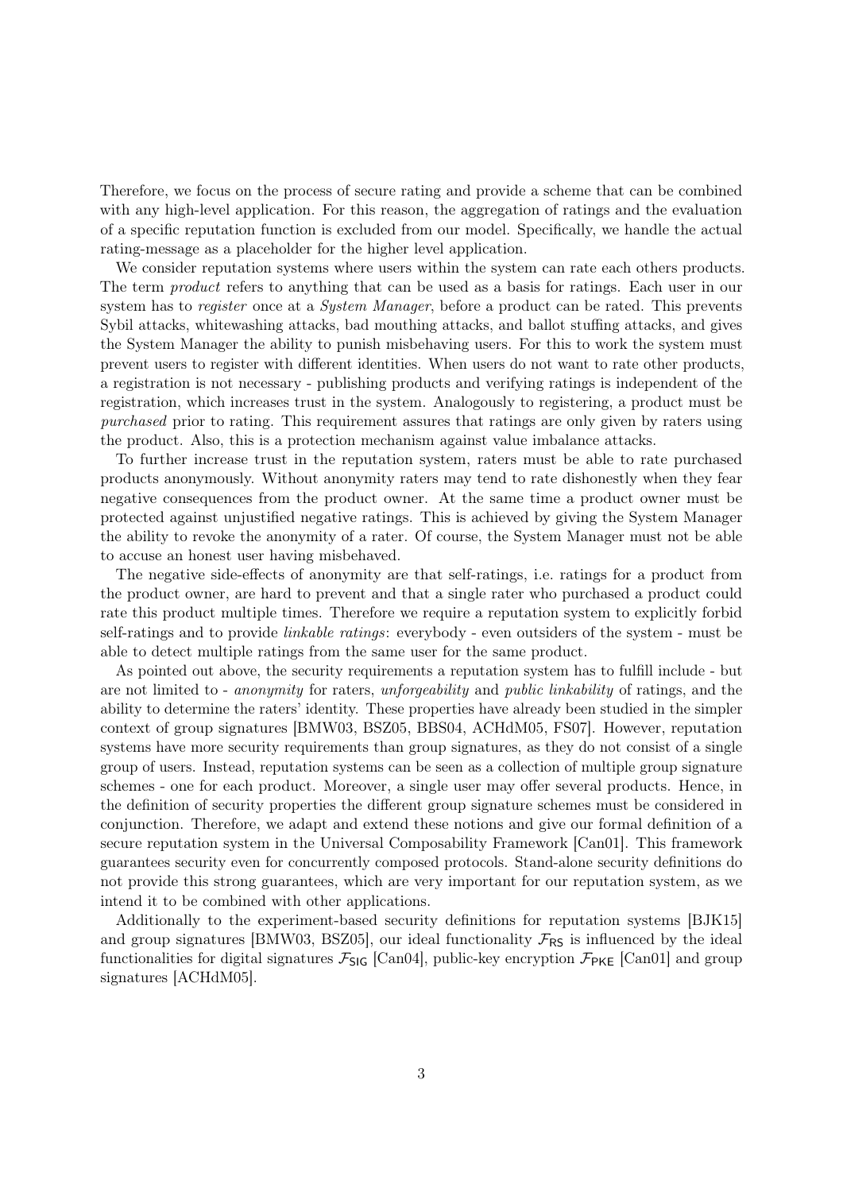Therefore, we focus on the process of secure rating and provide a scheme that can be combined with any high-level application. For this reason, the aggregation of ratings and the evaluation of a specific reputation function is excluded from our model. Specifically, we handle the actual rating-message as a placeholder for the higher level application.

We consider reputation systems where users within the system can rate each others products. The term *product* refers to anything that can be used as a basis for ratings. Each user in our system has to *register* once at a *System Manager*, before a product can be rated. This prevents Sybil attacks, whitewashing attacks, bad mouthing attacks, and ballot stuffing attacks, and gives the System Manager the ability to punish misbehaving users. For this to work the system must prevent users to register with different identities. When users do not want to rate other products, a registration is not necessary - publishing products and verifying ratings is independent of the registration, which increases trust in the system. Analogously to registering, a product must be *purchased* prior to rating. This requirement assures that ratings are only given by raters using the product. Also, this is a protection mechanism against value imbalance attacks.

To further increase trust in the reputation system, raters must be able to rate purchased products anonymously. Without anonymity raters may tend to rate dishonestly when they fear negative consequences from the product owner. At the same time a product owner must be protected against unjustified negative ratings. This is achieved by giving the System Manager the ability to revoke the anonymity of a rater. Of course, the System Manager must not be able to accuse an honest user having misbehaved.

The negative side-effects of anonymity are that self-ratings, i.e. ratings for a product from the product owner, are hard to prevent and that a single rater who purchased a product could rate this product multiple times. Therefore we require a reputation system to explicitly forbid self-ratings and to provide *linkable ratings*: everybody - even outsiders of the system - must be able to detect multiple ratings from the same user for the same product.

As pointed out above, the security requirements a reputation system has to fulfill include - but are not limited to - *anonymity* for raters, *unforgeability* and *public linkability* of ratings, and the ability to determine the raters' identity. These properties have already been studied in the simpler context of group signatures [BMW03, BSZ05, BBS04, ACHdM05, FS07]. However, reputation systems have more security requirements than group signatures, as they do not consist of a single group of users. Instead, reputation systems can be seen as a collection of multiple group signature schemes - one for each product. Moreover, a single user may offer several products. Hence, in the definition of security properties the different group signature schemes must be considered in conjunction. Therefore, we adapt and extend these notions and give our formal definition of a secure reputation system in the Universal Composability Framework [Can01]. This framework guarantees security even for concurrently composed protocols. Stand-alone security definitions do not provide this strong guarantees, which are very important for our reputation system, as we intend it to be combined with other applications.

Additionally to the experiment-based security definitions for reputation systems [BJK15] and group signatures [BMW03, BSZ05], our ideal functionality $\mathcal{F}_{\mathsf{RS}}$ is influenced by the ideal functionalities for digital signatures $\mathcal{F}_{\mathsf{SIG}}$ [Can04], public-key encryption $\mathcal{F}_{\mathsf{PKE}}$ [Can01] and group signatures [ACHdM05].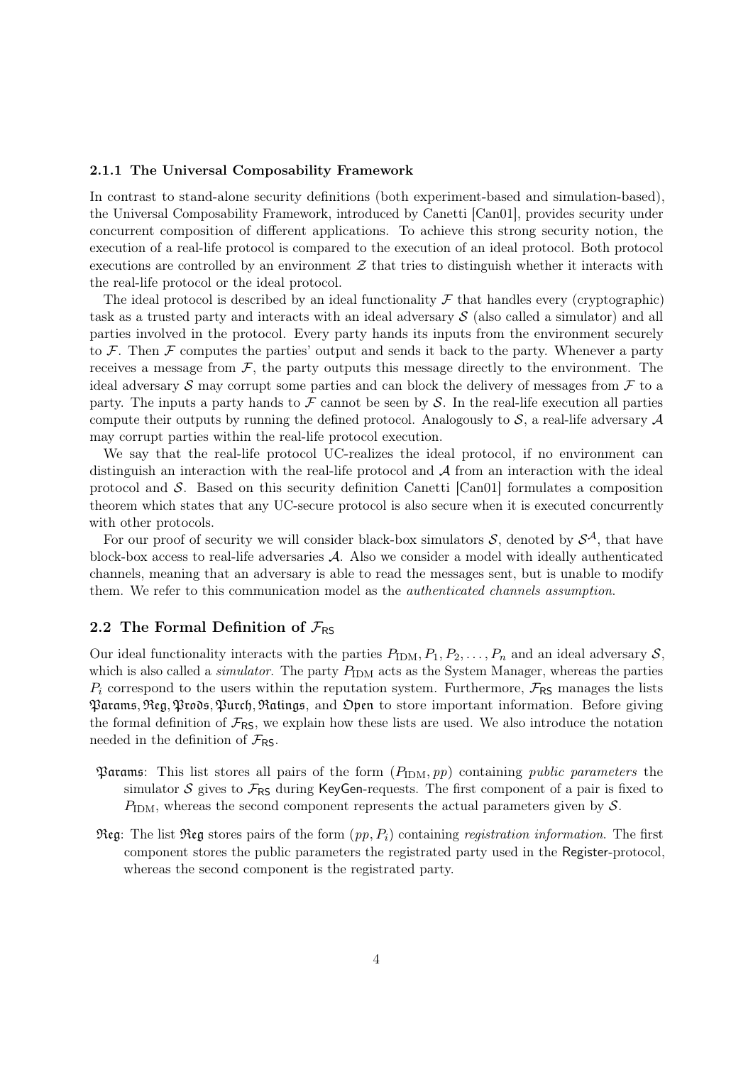### 2.1.1 The Universal Composability Framework

In contrast to stand-alone security definitions (both experiment-based and simulation-based), the Universal Composability Framework, introduced by Canetti [Can01], provides security under concurrent composition of different applications. To achieve this strong security notion, the execution of a real-life protocol is compared to the execution of an ideal protocol. Both protocol executions are controlled by an environment $\mathcal{Z}$ that tries to distinguish whether it interacts with the real-life protocol or the ideal protocol.

The ideal protocol is described by an ideal functionality $\mathcal{F}$ that handles every (cryptographic) task as a trusted party and interacts with an ideal adversary $\mathcal{S}$ (also called a simulator) and all parties involved in the protocol. Every party hands its inputs from the environment securely to $\mathcal{F}$. Then $\mathcal{F}$ computes the parties' output and sends it back to the party. Whenever a party receives a message from $\mathcal{F}$, the party outputs this message directly to the environment. The ideal adversary $\mathcal{S}$ may corrupt some parties and can block the delivery of messages from $\mathcal{F}$ to a party. The inputs a party hands to $\mathcal{F}$ cannot be seen by $\mathcal{S}$. In the real-life execution all parties compute their outputs by running the defined protocol. Analogously to $\mathcal{S}$, a real-life adversary $\mathcal{A}$ may corrupt parties within the real-life protocol execution.

We say that the real-life protocol UC-realizes the ideal protocol, if no environment can distinguish an interaction with the real-life protocol and $\mathcal{A}$ from an interaction with the ideal protocol and $\mathcal{S}$. Based on this security definition Canetti [Can01] formulates a composition theorem which states that any UC-secure protocol is also secure when it is executed concurrently with other protocols.

For our proof of security we will consider black-box simulators $\mathcal{S}$, denoted by $\mathcal{S}^{\mathcal{A}}$, that have block-box access to real-life adversaries $\mathcal{A}$. Also we consider a model with ideally authenticated channels, meaning that an adversary is able to read the messages sent, but is unable to modify them. We refer to this communication model as the *authenticated channels assumption*.

## 2.2 The Formal Definition of $\mathcal{F}_{\mathsf{RS}}$

Our ideal functionality interacts with the parties $P_{\text{IDM}}, P_1, P_2, \ldots, P_n$ and an ideal adversary $\mathcal{S}$, which is also called a *simulator*. The party $P_{\text{IDM}}$ acts as the System Manager, whereas the parties $P_i$ correspond to the users within the reputation system. Furthermore, $\mathcal{F}_{\mathsf{RS}}$ manages the lists $\mathfrak{Params}, \mathfrak{Reg}, \mathfrak{Prods}, \mathfrak{Purch}, \mathfrak{Ratings}$, and $\mathfrak{Open}$ to store important information. Before giving the formal definition of $\mathcal{F}_{\mathsf{RS}}$, we explain how these lists are used. We also introduce the notation needed in the definition of $\mathcal{F}_{\mathsf{RS}}$.

- $\mathfrak{Params}$: This list stores all pairs of the form $(P_{\text{IDM}}, pp)$ containing *public parameters* the simulator $\mathcal{S}$ gives to $\mathcal{F}_{\mathsf{RS}}$ during KeyGen-requests. The first component of a pair is fixed to $P_{\text{IDM}}$, whereas the second component represents the actual parameters given by $\mathcal{S}$.
- $\mathfrak{Reg}$: The list $\mathfrak{Reg}$ stores pairs of the form $(pp, P_i)$ containing *registration information*. The first component stores the public parameters the registrated party used in the Register-protocol, whereas the second component is the registrated party.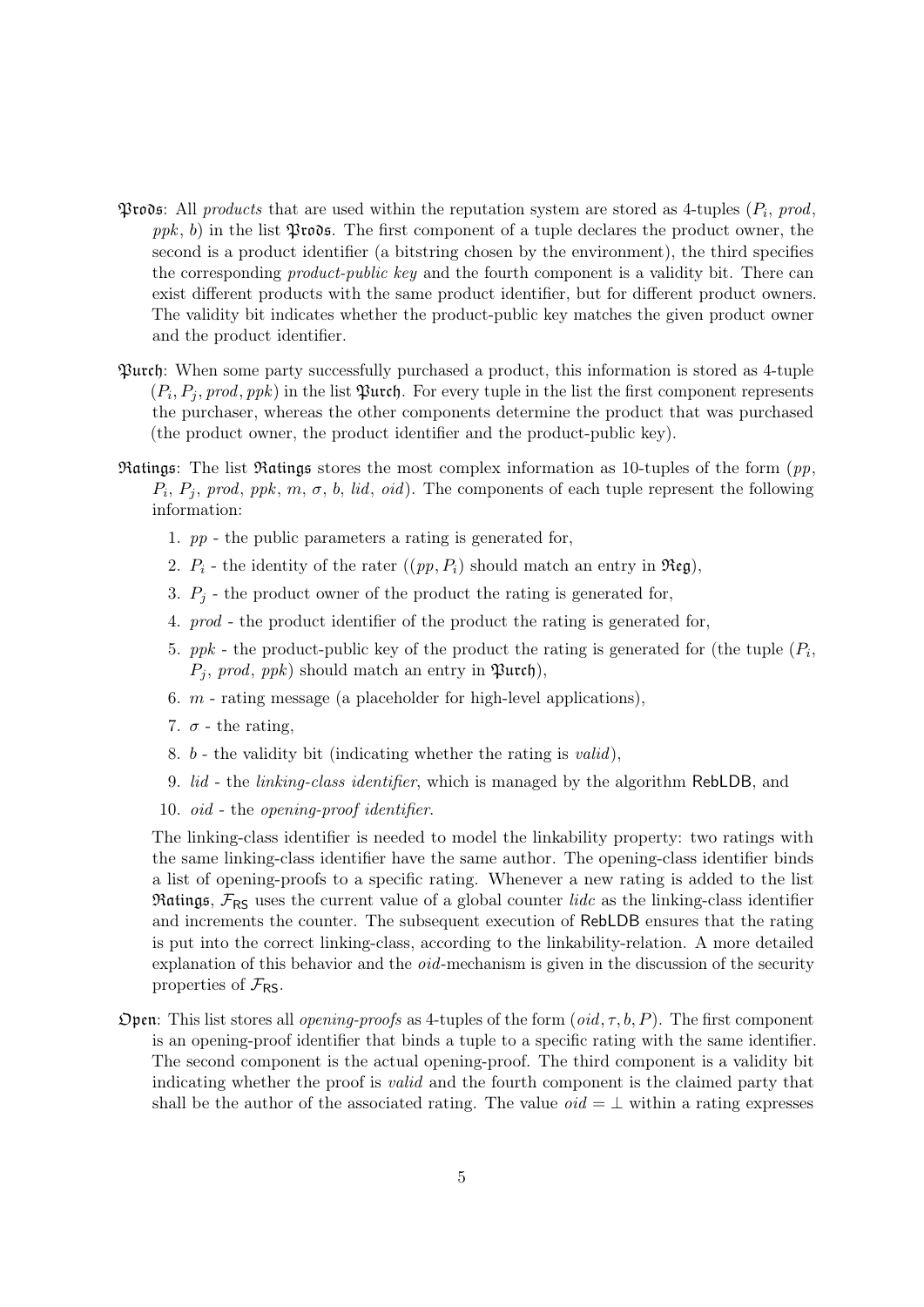- $\mathfrak{Prods}$: All *products* that are used within the reputation system are stored as 4-tuples ($P_i$, *prod*, *ppk*, *b*) in the list $\mathfrak{Prods}$. The first component of a tuple declares the product owner, the second is a product identifier (a bitstring chosen by the environment), the third specifies the corresponding *product-public key* and the fourth component is a validity bit. There can exist different products with the same product identifier, but for different product owners. The validity bit indicates whether the product-public key matches the given product owner and the product identifier.

- $\mathfrak{Purch}$: When some party successfully purchased a product, this information is stored as 4-tuple $(P_i, P_j, prod, ppk)$ in the list $\mathfrak{Purch}$. For every tuple in the list the first component represents the purchaser, whereas the other components determine the product that was purchased (the product owner, the product identifier and the product-public key).

- $\mathfrak{Ratings}$: The list $\mathfrak{Ratings}$ stores the most complex information as 10-tuples of the form (*pp*, $P_i$, $P_j$, *prod*, *ppk*, *m*, $\sigma$, *b*, *lid*, *oid*). The components of each tuple represent the following information:

  1. *pp* - the public parameters a rating is generated for,
  2. $P_i$ - the identity of the rater ($(pp, P_i)$ should match an entry in $\mathfrak{Reg}$),
  3. $P_j$ - the product owner of the product the rating is generated for,
  4. *prod* - the product identifier of the product the rating is generated for,
  5. *ppk* - the product-public key of the product the rating is generated for (the tuple ($P_i$, $P_j$, *prod*, *ppk*) should match an entry in $\mathfrak{Purch}$),
  6. *m* - rating message (a placeholder for high-level applications),
  7. $\sigma$ - the rating,
  8. *b* - the validity bit (indicating whether the rating is *valid*),
  9. *lid* - the *linking-class identifier*, which is managed by the algorithm RebLDB, and
  10. *oid* - the *opening-proof identifier*.

  The linking-class identifier is needed to model the linkability property: two ratings with the same linking-class identifier have the same author. The opening-class identifier binds a list of opening-proofs to a specific rating. Whenever a new rating is added to the list $\mathfrak{Ratings}$, $\mathcal{F}_{\mathsf{RS}}$ uses the current value of a global counter *lidc* as the linking-class identifier and increments the counter. The subsequent execution of RebLDB ensures that the rating is put into the correct linking-class, according to the linkability-relation. A more detailed explanation of this behavior and the *oid*-mechanism is given in the discussion of the security properties of $\mathcal{F}_{\mathsf{RS}}$.

- $\mathfrak{Open}$: This list stores all *opening-proofs* as 4-tuples of the form $(oid, \tau, b, P)$. The first component is an opening-proof identifier that binds a tuple to a specific rating with the same identifier. The second component is the actual opening-proof. The third component is a validity bit indicating whether the proof is *valid* and the fourth component is the claimed party that shall be the author of the associated rating. The value $oid = \perp$ within a rating expresses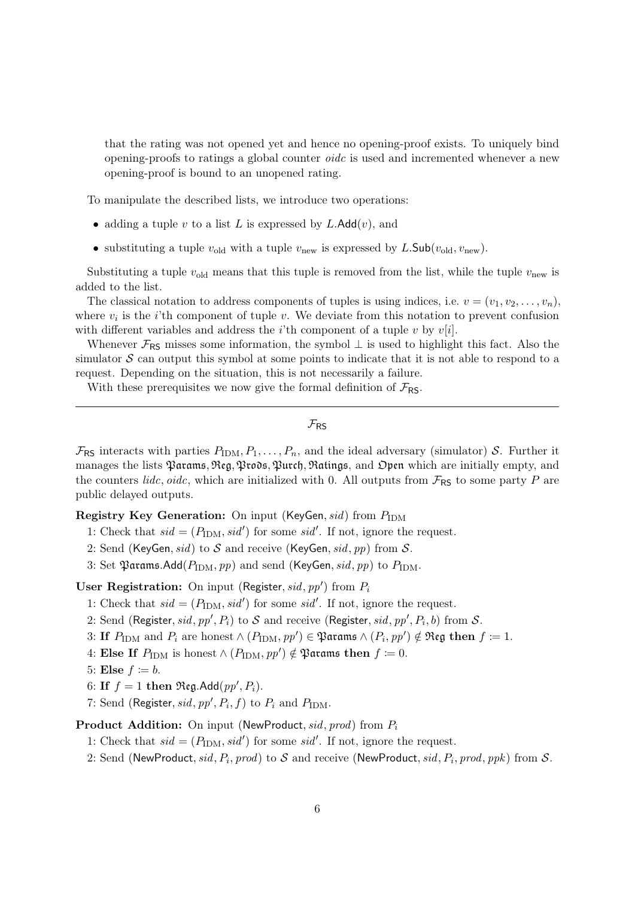that the rating was not opened yet and hence no opening-proof exists. To uniquely bind opening-proofs to ratings a global counter *oidc* is used and incremented whenever a new opening-proof is bound to an unopened rating.

To manipulate the described lists, we introduce two operations:

- adding a tuple $v$ to a list $L$ is expressed by $L.\mathsf{Add}(v)$, and
- substituting a tuple $v_{\text{old}}$ with a tuple $v_{\text{new}}$ is expressed by $L.\mathsf{Sub}(v_{\text{old}}, v_{\text{new}})$.

Substituting a tuple $v_{\text{old}}$ means that this tuple is removed from the list, while the tuple $v_{\text{new}}$ is added to the list.

The classical notation to address components of tuples is using indices, i.e. $v = (v_1, v_2, \ldots, v_n)$, where $v_i$ is the $i$'th component of tuple $v$. We deviate from this notation to prevent confusion with different variables and address the $i$'th component of a tuple $v$ by $v[i]$.

Whenever $\mathcal{F}_{\mathsf{RS}}$ misses some information, the symbol $\perp$ is used to highlight this fact. Also the simulator $\mathcal{S}$ can output this symbol at some points to indicate that it is not able to respond to a request. Depending on the situation, this is not necessarily a failure.

With these prerequisites we now give the formal definition of $\mathcal{F}_{\mathsf{RS}}$.

---

$\mathcal{F}_{\mathsf{RS}}$

$\mathcal{F}_{\mathsf{RS}}$ interacts with parties $P_{\text{IDM}}, P_1, \ldots, P_n$, and the ideal adversary (simulator) $\mathcal{S}$. Further it manages the lists $\mathfrak{Params}, \mathfrak{Reg}, \mathfrak{Prods}, \mathfrak{Purch}, \mathfrak{Ratings}$, and $\mathfrak{Open}$ which are initially empty, and the counters *lidc*, *oidc*, which are initialized with 0. All outputs from $\mathcal{F}_{\mathsf{RS}}$ to some party $P$ are public delayed outputs.

**Registry Key Generation:** On input $(\mathsf{KeyGen}, sid)$ from $P_{\text{IDM}}$

1: Check that $sid = (P_{\text{IDM}}, sid')$ for some $sid'$. If not, ignore the request.
2: Send $(\mathsf{KeyGen}, sid)$ to $\mathcal{S}$ and receive $(\mathsf{KeyGen}, sid, pp)$ from $\mathcal{S}$.
3: Set $\mathfrak{Params}.\mathsf{Add}(P_{\text{IDM}}, pp)$ and send $(\mathsf{KeyGen}, sid, pp)$ to $P_{\text{IDM}}$.

**User Registration:** On input $(\mathsf{Register}, sid, pp')$ from $P_i$

1: Check that $sid = (P_{\text{IDM}}, sid')$ for some $sid'$. If not, ignore the request.
2: Send $(\mathsf{Register}, sid, pp', P_i)$ to $\mathcal{S}$ and receive $(\mathsf{Register}, sid, pp', P_i, b)$ from $\mathcal{S}$.
3: **If** $P_{\text{IDM}}$ and $P_i$ are honest $\wedge\, (P_{\text{IDM}}, pp') \in \mathfrak{Params} \wedge (P_i, pp') \notin \mathfrak{Reg}$ **then** $f := 1$.
4: **Else If** $P_{\text{IDM}}$ is honest $\wedge\, (P_{\text{IDM}}, pp') \notin \mathfrak{Params}$ **then** $f := 0$.
5: **Else** $f := b$.
6: **If** $f = 1$ **then** $\mathfrak{Reg}.\mathsf{Add}(pp', P_i)$.
7: Send $(\mathsf{Register}, sid, pp', P_i, f)$ to $P_i$ and $P_{\text{IDM}}$.

**Product Addition:** On input $(\mathsf{NewProduct}, sid, prod)$ from $P_i$

1: Check that $sid = (P_{\text{IDM}}, sid')$ for some $sid'$. If not, ignore the request.
2: Send $(\mathsf{NewProduct}, sid, P_i, prod)$ to $\mathcal{S}$ and receive $(\mathsf{NewProduct}, sid, P_i, prod, ppk)$ from $\mathcal{S}$.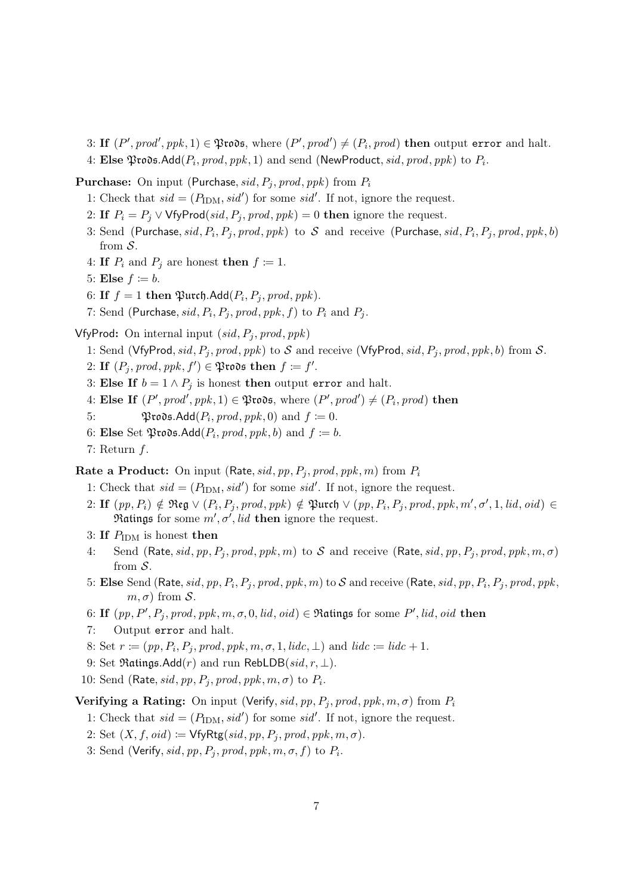3: **If** $(P', prod', ppk, 1) \in \mathfrak{Prods}$, where $(P', prod') \neq (P_i, prod)$ **then** output `error` and halt.

4: **Else** $\mathfrak{Prods}.\mathsf{Add}(P_i, prod, ppk, 1)$ and send $(\mathsf{NewProduct}, sid, prod, ppk)$ to $P_i$.

**Purchase:** On input $(\mathsf{Purchase}, sid, P_j, prod, ppk)$ from $P_i$

1: Check that $sid = (P_{\mathrm{IDM}}, sid')$ for some $sid'$. If not, ignore the request.

2: **If** $P_i = P_j \vee \mathsf{VfyProd}(sid, P_j, prod, ppk) = 0$ **then** ignore the request.

3: Send $(\mathsf{Purchase}, sid, P_i, P_j, prod, ppk)$ to $\mathcal{S}$ and receive $(\mathsf{Purchase}, sid, P_i, P_j, prod, ppk, b)$ from $\mathcal{S}$.

4: **If** $P_i$ and $P_j$ are honest **then** $f := 1$.

5: **Else** $f := b$.

6: **If** $f = 1$ **then** $\mathfrak{Purch}.\mathsf{Add}(P_i, P_j, prod, ppk)$.

7: Send $(\mathsf{Purchase}, sid, P_i, P_j, prod, ppk, f)$ to $P_i$ and $P_j$.

$\mathsf{VfyProd}$**:** On internal input $(sid, P_j, prod, ppk)$

1: Send $(\mathsf{VfyProd}, sid, P_j, prod, ppk)$ to $\mathcal{S}$ and receive $(\mathsf{VfyProd}, sid, P_j, prod, ppk, b)$ from $\mathcal{S}$.

2: **If** $(P_j, prod, ppk, f') \in \mathfrak{Prods}$ **then** $f := f'$.

3: **Else If** $b = 1 \wedge P_j$ is honest **then** output `error` and halt.

4: **Else If** $(P', prod', ppk, 1) \in \mathfrak{Prods}$, where $(P', prod') \neq (P_i, prod)$ **then**

5: $\quad\quad$ $\mathfrak{Prods}.\mathsf{Add}(P_i, prod, ppk, 0)$ and $f := 0$.

6: **Else** Set $\mathfrak{Prods}.\mathsf{Add}(P_i, prod, ppk, b)$ and $f := b$.

7: Return $f$.

**Rate a Product:** On input $(\mathsf{Rate}, sid, pp, P_j, prod, ppk, m)$ from $P_i$

1: Check that $sid = (P_{\mathrm{IDM}}, sid')$ for some $sid'$. If not, ignore the request.

2: **If** $(pp, P_i) \notin \mathfrak{Reg} \vee (P_i, P_j, prod, ppk) \notin \mathfrak{Purch} \vee (pp, P_i, P_j, prod, ppk, m', \sigma', 1, lid, oid) \in \mathfrak{Ratings}$ for some $m', \sigma', lid$ **then** ignore the request.

3: **If** $P_{\mathrm{IDM}}$ is honest **then**

4: $\quad$ Send $(\mathsf{Rate}, sid, pp, P_j, prod, ppk, m)$ to $\mathcal{S}$ and receive $(\mathsf{Rate}, sid, pp, P_j, prod, ppk, m, \sigma)$ from $\mathcal{S}$.

5: **Else** Send $(\mathsf{Rate}, sid, pp, P_i, P_j, prod, ppk, m)$ to $\mathcal{S}$ and receive $(\mathsf{Rate}, sid, pp, P_i, P_j, prod, ppk, m, \sigma)$ from $\mathcal{S}$.

6: **If** $(pp, P', P_j, prod, ppk, m, \sigma, 0, lid, oid) \in \mathfrak{Ratings}$ for some $P', lid, oid$ **then**

7: $\quad$ Output `error` and halt.

8: Set $r := (pp, P_i, P_j, prod, ppk, m, \sigma, 1, lidc, \perp)$ and $lidc := lidc + 1$.

9: Set $\mathfrak{Ratings}.\mathsf{Add}(r)$ and run $\mathsf{RebLDB}(sid, r, \perp)$.

10: Send $(\mathsf{Rate}, sid, pp, P_j, prod, ppk, m, \sigma)$ to $P_i$.

**Verifying a Rating:** On input $(\mathsf{Verify}, sid, pp, P_j, prod, ppk, m, \sigma)$ from $P_i$

1: Check that $sid = (P_{\mathrm{IDM}}, sid')$ for some $sid'$. If not, ignore the request.

2: Set $(X, f, oid) := \mathsf{VfyRtg}(sid, pp, P_j, prod, ppk, m, \sigma)$.

3: Send $(\mathsf{Verify}, sid, pp, P_j, prod, ppk, m, \sigma, f)$ to $P_i$.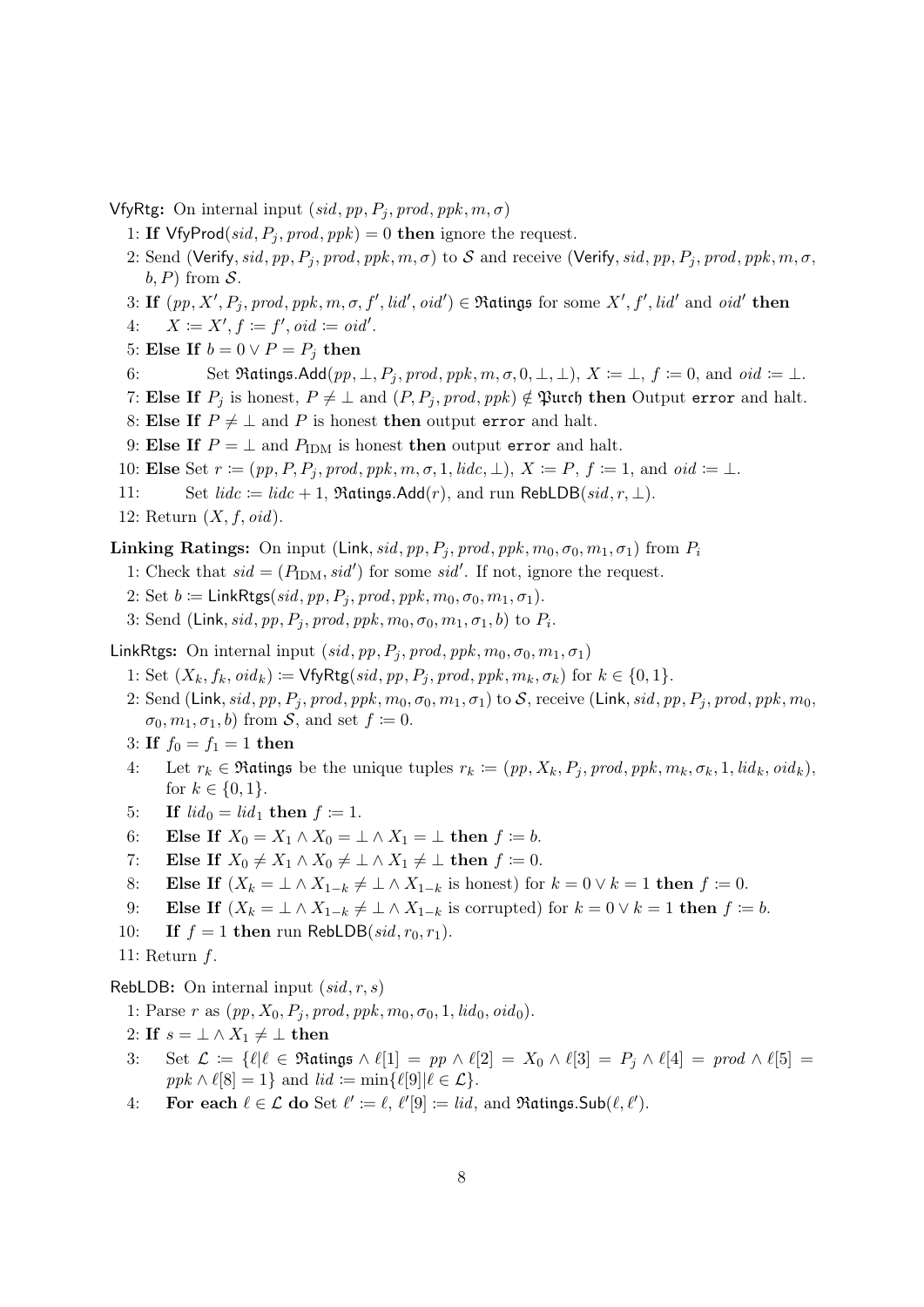**VfyRtg:** On internal input $(sid, pp, P_j, prod, ppk, m, \sigma)$

1: **If** $\mathsf{VfyProd}(sid, P_j, prod, ppk) = 0$ **then** ignore the request.

2: Send $(\mathsf{Verify}, sid, pp, P_j, prod, ppk, m, \sigma)$ to $\mathcal{S}$ and receive $(\mathsf{Verify}, sid, pp, P_j, prod, ppk, m, \sigma, b, P)$ from $\mathcal{S}$.

3: **If** $(pp, X', P_j, prod, ppk, m, \sigma, f', lid', oid') \in \mathfrak{Ratings}$ for some $X', f', lid'$ and $oid'$ **then**

4: $\quad X := X', f := f', oid := oid'$.

5: **Else If** $b = 0 \lor P = P_j$ **then**

6: $\quad$ Set $\mathfrak{Ratings}.\mathsf{Add}(pp, \bot, P_j, prod, ppk, m, \sigma, 0, \bot, \bot)$, $X := \bot$, $f := 0$, and $oid := \bot$.

7: **Else If** $P_j$ is honest, $P \neq \bot$ and $(P, P_j, prod, ppk) \notin \mathfrak{Purch}$ **then** Output `error` and halt.

8: **Else If** $P \neq \bot$ and $P$ is honest **then** output `error` and halt.

9: **Else If** $P = \bot$ and $P_{\mathrm{IDM}}$ is honest **then** output `error` and halt.

10: **Else** Set $r := (pp, P, P_j, prod, ppk, m, \sigma, 1, lidc, \bot)$, $X := P$, $f := 1$, and $oid := \bot$.

11: $\quad$ Set $lidc := lidc + 1$, $\mathfrak{Ratings}.\mathsf{Add}(r)$, and run $\mathsf{RebLDB}(sid, r, \bot)$.

12: Return $(X, f, oid)$.

**Linking Ratings:** On input $(\mathsf{Link}, sid, pp, P_j, prod, ppk, m_0, \sigma_0, m_1, \sigma_1)$ from $P_i$

1: Check that $sid = (P_{\mathrm{IDM}}, sid')$ for some $sid'$. If not, ignore the request.

2: Set $b := \mathsf{LinkRtgs}(sid, pp, P_j, prod, ppk, m_0, \sigma_0, m_1, \sigma_1)$.

3: Send $(\mathsf{Link}, sid, pp, P_j, prod, ppk, m_0, \sigma_0, m_1, \sigma_1, b)$ to $P_i$.

**LinkRtgs:** On internal input $(sid, pp, P_j, prod, ppk, m_0, \sigma_0, m_1, \sigma_1)$

1: Set $(X_k, f_k, oid_k) := \mathsf{VfyRtg}(sid, pp, P_j, prod, ppk, m_k, \sigma_k)$ for $k \in \{0, 1\}$.

2: Send $(\mathsf{Link}, sid, pp, P_j, prod, ppk, m_0, \sigma_0, m_1, \sigma_1)$ to $\mathcal{S}$, receive $(\mathsf{Link}, sid, pp, P_j, prod, ppk, m_0, \sigma_0, m_1, \sigma_1, b)$ from $\mathcal{S}$, and set $f := 0$.

3: **If** $f_0 = f_1 = 1$ **then**

4: $\quad$ Let $r_k \in \mathfrak{Ratings}$ be the unique tuples $r_k := (pp, X_k, P_j, prod, ppk, m_k, \sigma_k, 1, lid_k, oid_k)$, for $k \in \{0, 1\}$.

5: $\quad$ **If** $lid_0 = lid_1$ **then** $f := 1$.

6: $\quad$ **Else If** $X_0 = X_1 \land X_0 = \bot \land X_1 = \bot$ **then** $f := b$.

7: $\quad$ **Else If** $X_0 \neq X_1 \land X_0 \neq \bot \land X_1 \neq \bot$ **then** $f := 0$.

8: $\quad$ **Else If** $(X_k = \bot \land X_{1-k} \neq \bot \land X_{1-k}$ is honest) for $k = 0 \lor k = 1$ **then** $f := 0$.

9: $\quad$ **Else If** $(X_k = \bot \land X_{1-k} \neq \bot \land X_{1-k}$ is corrupted) for $k = 0 \lor k = 1$ **then** $f := b$.

10: $\quad$ **If** $f = 1$ **then** run $\mathsf{RebLDB}(sid, r_0, r_1)$.

11: Return $f$.

**RebLDB:** On internal input $(sid, r, s)$

1: Parse $r$ as $(pp, X_0, P_j, prod, ppk, m_0, \sigma_0, 1, lid_0, oid_0)$.

2: **If** $s = \bot \land X_1 \neq \bot$ **then**

3: $\quad$ Set $\mathcal{L} := \{\ell | \ell \in \mathfrak{Ratings} \land \ell[1] = pp \land \ell[2] = X_0 \land \ell[3] = P_j \land \ell[4] = prod \land \ell[5] = ppk \land \ell[8] = 1\}$ and $lid := \min\{\ell[9] | \ell \in \mathcal{L}\}$.

4: $\quad$ **For each** $\ell \in \mathcal{L}$ **do** Set $\ell' := \ell$, $\ell'[9] := lid$, and $\mathfrak{Ratings}.\mathsf{Sub}(\ell, \ell')$.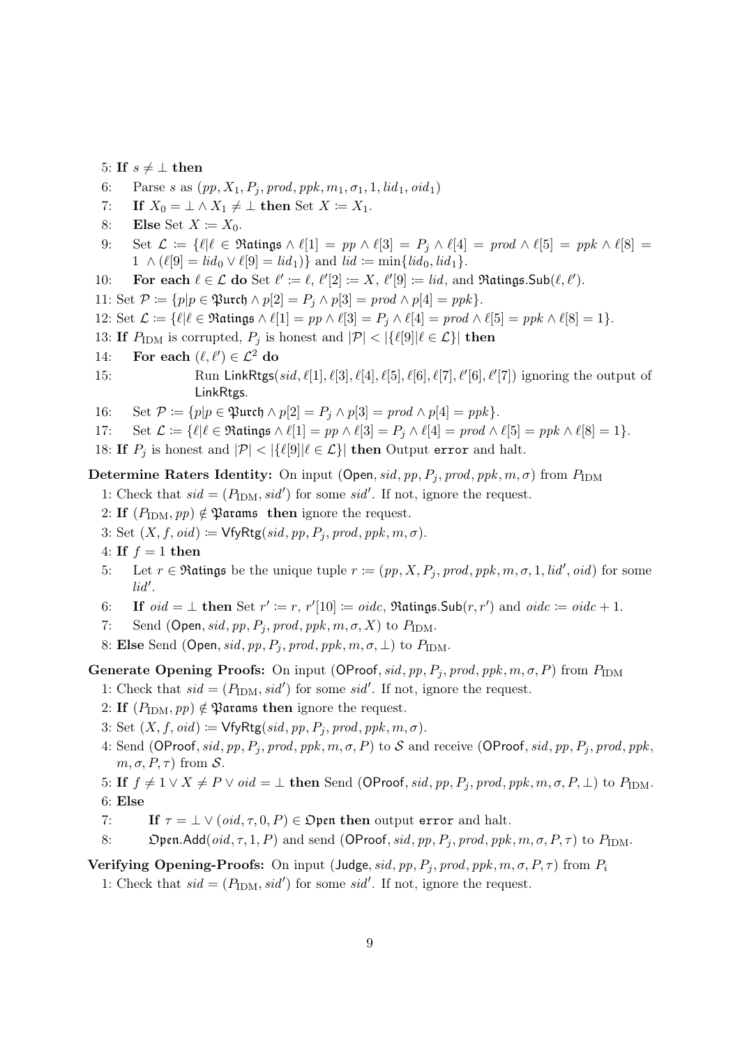5: **If** $s \neq \bot$ **then**

6: Parse $s$ as $(pp, X_1, P_j, prod, ppk, m_1, \sigma_1, 1, lid_1, oid_1)$

7: **If** $X_0 = \bot \wedge X_1 \neq \bot$ **then** Set $X := X_1$.

8: **Else** Set $X := X_0$.

9: Set $\mathcal{L} := \{\ell | \ell \in \mathfrak{Ratings} \wedge \ell[1] = pp \wedge \ell[3] = P_j \wedge \ell[4] = prod \wedge \ell[5] = ppk \wedge \ell[8] = 1 \wedge (\ell[9] = lid_0 \vee \ell[9] = lid_1)\}$ and $lid := \min\{lid_0, lid_1\}$.

10: **For each** $\ell \in \mathcal{L}$ **do** Set $\ell' := \ell$, $\ell'[2] := X$, $\ell'[9] := lid$, and $\mathfrak{Ratings}.\mathsf{Sub}(\ell, \ell')$.

11: Set $\mathcal{P} := \{p | p \in \mathfrak{Purch} \wedge p[2] = P_j \wedge p[3] = prod \wedge p[4] = ppk\}$.

12: Set $\mathcal{L} := \{\ell | \ell \in \mathfrak{Ratings} \wedge \ell[1] = pp \wedge \ell[3] = P_j \wedge \ell[4] = prod \wedge \ell[5] = ppk \wedge \ell[8] = 1\}$.

13: **If** $P_{\text{IDM}}$ is corrupted, $P_j$ is honest and $|\mathcal{P}| < |\{\ell[9] | \ell \in \mathcal{L}\}|$ **then**

14: **For each** $(\ell, \ell') \in \mathcal{L}^2$ **do**

15: Run $\mathsf{LinkRtgs}(sid, \ell[1], \ell[3], \ell[4], \ell[5], \ell[6], \ell[7], \ell'[6], \ell'[7])$ ignoring the output of $\mathsf{LinkRtgs}$.

16: Set $\mathcal{P} := \{p | p \in \mathfrak{Purch} \wedge p[2] = P_j \wedge p[3] = prod \wedge p[4] = ppk\}$.

17: Set $\mathcal{L} := \{\ell | \ell \in \mathfrak{Ratings} \wedge \ell[1] = pp \wedge \ell[3] = P_j \wedge \ell[4] = prod \wedge \ell[5] = ppk \wedge \ell[8] = 1\}$.

18: **If** $P_j$ is honest and $|\mathcal{P}| < |\{\ell[9] | \ell \in \mathcal{L}\}|$ **then** Output `error` and halt.

**Determine Raters Identity:** On input $(\mathsf{Open}, sid, pp, P_j, prod, ppk, m, \sigma)$ from $P_{\text{IDM}}$

1: Check that $sid = (P_{\text{IDM}}, sid')$ for some $sid'$. If not, ignore the request.

2: **If** $(P_{\text{IDM}}, pp) \notin \mathfrak{Params}$ **then** ignore the request.

3: Set $(X, f, oid) := \mathsf{VfyRtg}(sid, pp, P_j, prod, ppk, m, \sigma)$.

4: **If** $f = 1$ **then**

5: Let $r \in \mathfrak{Ratings}$ be the unique tuple $r := (pp, X, P_j, prod, ppk, m, \sigma, 1, lid', oid)$ for some $lid'$.

6: **If** $oid = \bot$ **then** Set $r' := r$, $r'[10] := oidc$, $\mathfrak{Ratings}.\mathsf{Sub}(r, r')$ and $oidc := oidc + 1$.

7: Send $(\mathsf{Open}, sid, pp, P_j, prod, ppk, m, \sigma, X)$ to $P_{\text{IDM}}$.

8: **Else** Send $(\mathsf{Open}, sid, pp, P_j, prod, ppk, m, \sigma, \bot)$ to $P_{\text{IDM}}$.

**Generate Opening Proofs:** On input $(\mathsf{OProof}, sid, pp, P_j, prod, ppk, m, \sigma, P)$ from $P_{\text{IDM}}$

1: Check that $sid = (P_{\text{IDM}}, sid')$ for some $sid'$. If not, ignore the request.

2: **If** $(P_{\text{IDM}}, pp) \notin \mathfrak{Params}$ **then** ignore the request.

3: Set $(X, f, oid) := \mathsf{VfyRtg}(sid, pp, P_j, prod, ppk, m, \sigma)$.

4: Send $(\mathsf{OProof}, sid, pp, P_j, prod, ppk, m, \sigma, P)$ to $\mathcal{S}$ and receive $(\mathsf{OProof}, sid, pp, P_j, prod, ppk, m, \sigma, P, \tau)$ from $\mathcal{S}$.

5: **If** $f \neq 1 \vee X \neq P \vee oid = \bot$ **then** Send $(\mathsf{OProof}, sid, pp, P_j, prod, ppk, m, \sigma, P, \bot)$ to $P_{\text{IDM}}$.

6: **Else**

7: **If** $\tau = \bot \vee (oid, \tau, 0, P) \in \mathfrak{Open}$ **then** output `error` and halt.

8: $\mathfrak{Open}.\mathsf{Add}(oid, \tau, 1, P)$ and send $(\mathsf{OProof}, sid, pp, P_j, prod, ppk, m, \sigma, P, \tau)$ to $P_{\text{IDM}}$.

**Verifying Opening-Proofs:** On input $(\mathsf{Judge}, sid, pp, P_j, prod, ppk, m, \sigma, P, \tau)$ from $P_i$

1: Check that $sid = (P_{\text{IDM}}, sid')$ for some $sid'$. If not, ignore the request.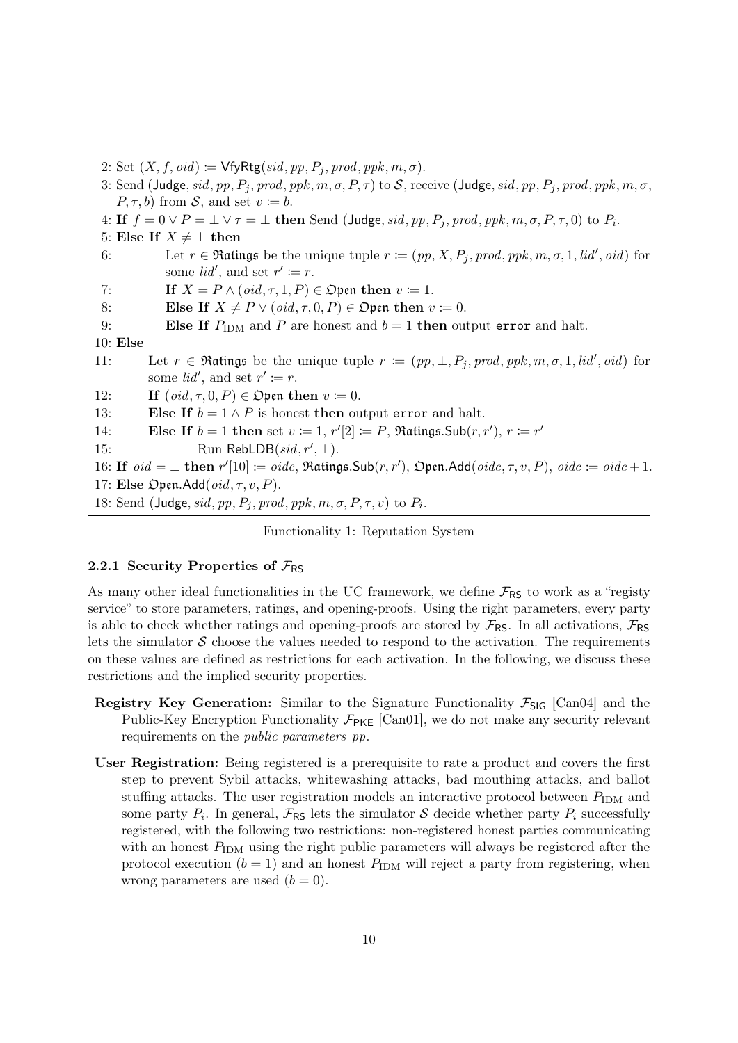2: Set $(X, f, oid) \coloneqq \mathsf{VfyRtg}(sid, pp, P_j, prod, ppk, m, \sigma)$.

3: Send $(\mathsf{Judge}, sid, pp, P_j, prod, ppk, m, \sigma, P, \tau)$ to $\mathcal{S}$, receive $(\mathsf{Judge}, sid, pp, P_j, prod, ppk, m, \sigma, P, \tau, b)$ from $\mathcal{S}$, and set $v \coloneqq b$.

4: **If** $f = 0 \vee P = \bot \vee \tau = \bot$ **then** Send $(\mathsf{Judge}, sid, pp, P_j, prod, ppk, m, \sigma, P, \tau, 0)$ to $P_i$.

5: **Else If** $X \neq \bot$ **then**

6: Let $r \in \mathfrak{Ratings}$ be the unique tuple $r \coloneqq (pp, X, P_j, prod, ppk, m, \sigma, 1, lid', oid)$ for some $lid'$, and set $r' \coloneqq r$.

7: **If** $X = P \wedge (oid, \tau, 1, P) \in \mathfrak{Open}$ **then** $v \coloneqq 1$.

8: **Else If** $X \neq P \vee (oid, \tau, 0, P) \in \mathfrak{Open}$ **then** $v \coloneqq 0$.

9: **Else If** $P_{\text{IDM}}$ and $P$ are honest and $b = 1$ **then** output `error` and halt.

10: **Else**

11: Let $r \in \mathfrak{Ratings}$ be the unique tuple $r \coloneqq (pp, \bot, P_j, prod, ppk, m, \sigma, 1, lid', oid)$ for some $lid'$, and set $r' \coloneqq r$.

12: **If** $(oid, \tau, 0, P) \in \mathfrak{Open}$ **then** $v \coloneqq 0$.

13: **Else If** $b = 1 \wedge P$ is honest **then** output `error` and halt.

14: **Else If** $b = 1$ **then** set $v \coloneqq 1$, $r'[2] \coloneqq P$, $\mathfrak{Ratings}.\mathsf{Sub}(r, r')$, $r \coloneqq r'$

15: Run $\mathsf{RebLDB}(sid, r', \bot)$.

16: **If** $oid = \bot$ **then** $r'[10] \coloneqq oidc$, $\mathfrak{Ratings}.\mathsf{Sub}(r, r')$, $\mathfrak{Open}.\mathsf{Add}(oidc, \tau, v, P)$, $oidc \coloneqq oidc + 1$.

17: **Else** $\mathfrak{Open}.\mathsf{Add}(oid, \tau, v, P)$.

18: Send $(\mathsf{Judge}, sid, pp, P_j, prod, ppk, m, \sigma, P, \tau, v)$ to $P_i$.

Functionality 1: Reputation System

### 2.2.1 Security Properties of $\mathcal{F}_{\mathsf{RS}}$

As many other ideal functionalities in the UC framework, we define $\mathcal{F}_{\mathsf{RS}}$ to work as a "registy service" to store parameters, ratings, and opening-proofs. Using the right parameters, every party is able to check whether ratings and opening-proofs are stored by $\mathcal{F}_{\mathsf{RS}}$. In all activations, $\mathcal{F}_{\mathsf{RS}}$ lets the simulator $\mathcal{S}$ choose the values needed to respond to the activation. The requirements on these values are defined as restrictions for each activation. In the following, we discuss these restrictions and the implied security properties.

- **Registry Key Generation:** Similar to the Signature Functionality $\mathcal{F}_{\mathsf{SIG}}$ [Can04] and the Public-Key Encryption Functionality $\mathcal{F}_{\mathsf{PKE}}$ [Can01], we do not make any security relevant requirements on the *public parameters* $pp$.

- **User Registration:** Being registered is a prerequisite to rate a product and covers the first step to prevent Sybil attacks, whitewashing attacks, bad mouthing attacks, and ballot stuffing attacks. The user registration models an interactive protocol between $P_{\text{IDM}}$ and some party $P_i$. In general, $\mathcal{F}_{\mathsf{RS}}$ lets the simulator $\mathcal{S}$ decide whether party $P_i$ successfully registered, with the following two restrictions: non-registered honest parties communicating with an honest $P_{\text{IDM}}$ using the right public parameters will always be registered after the protocol execution ($b = 1$) and an honest $P_{\text{IDM}}$ will reject a party from registering, when wrong parameters are used ($b = 0$).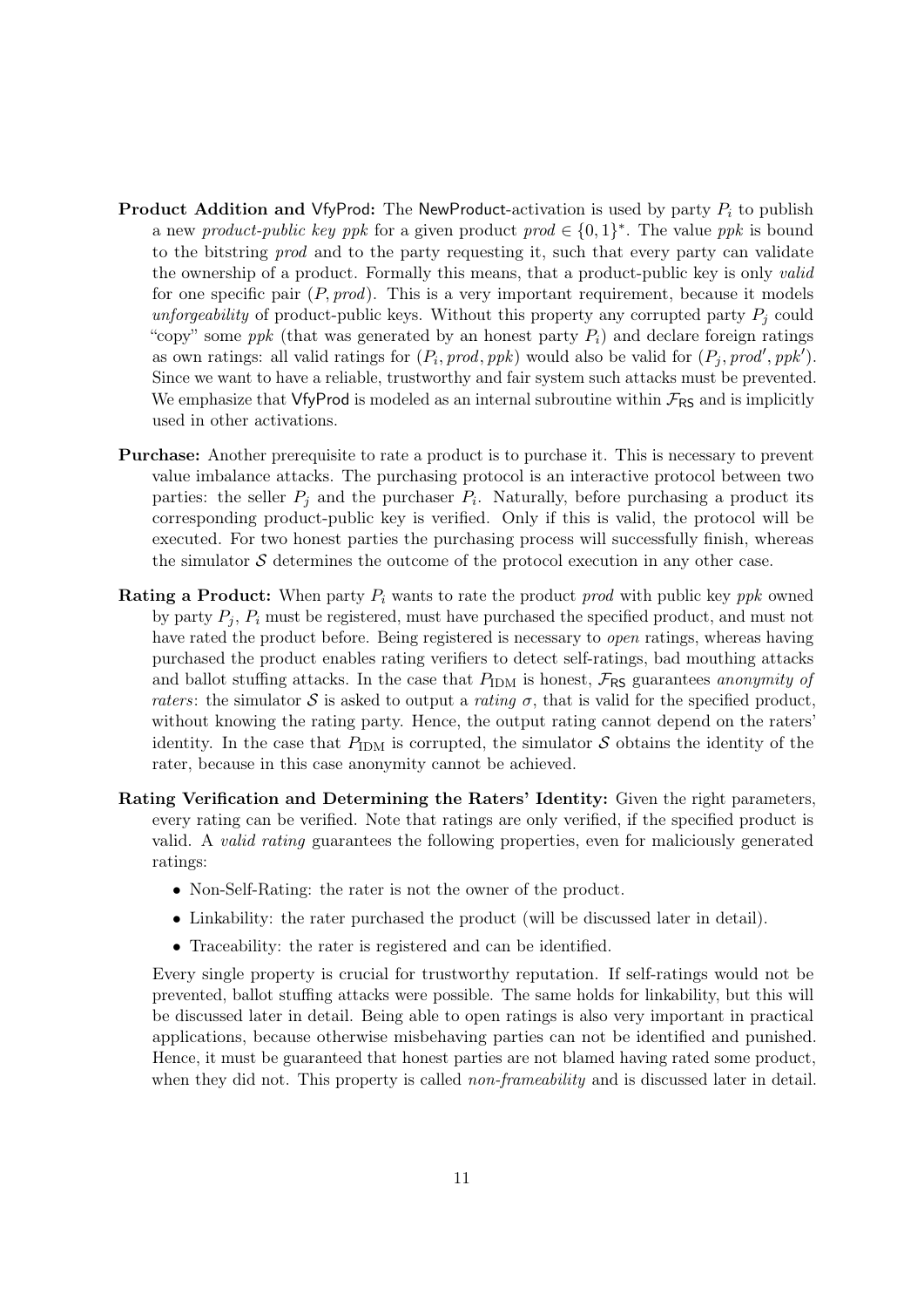**Product Addition and** VfyProd**:** The NewProduct-activation is used by party $P_i$ to publish a new *product-public key* $ppk$ for a given product $prod \in \{0,1\}^*$. The value $ppk$ is bound to the bitstring $prod$ and to the party requesting it, such that every party can validate the ownership of a product. Formally this means, that a product-public key is only *valid* for one specific pair $(P, prod)$. This is a very important requirement, because it models *unforgeability* of product-public keys. Without this property any corrupted party $P_j$ could "copy" some $ppk$ (that was generated by an honest party $P_i$) and declare foreign ratings as own ratings: all valid ratings for $(P_i, prod, ppk)$ would also be valid for $(P_j, prod', ppk')$. Since we want to have a reliable, trustworthy and fair system such attacks must be prevented. We emphasize that VfyProd is modeled as an internal subroutine within $\mathcal{F}_{\mathsf{RS}}$ and is implicitly used in other activations.

**Purchase:** Another prerequisite to rate a product is to purchase it. This is necessary to prevent value imbalance attacks. The purchasing protocol is an interactive protocol between two parties: the seller $P_j$ and the purchaser $P_i$. Naturally, before purchasing a product its corresponding product-public key is verified. Only if this is valid, the protocol will be executed. For two honest parties the purchasing process will successfully finish, whereas the simulator $\mathcal{S}$ determines the outcome of the protocol execution in any other case.

**Rating a Product:** When party $P_i$ wants to rate the product $prod$ with public key $ppk$ owned by party $P_j$, $P_i$ must be registered, must have purchased the specified product, and must not have rated the product before. Being registered is necessary to *open* ratings, whereas having purchased the product enables rating verifiers to detect self-ratings, bad mouthing attacks and ballot stuffing attacks. In the case that $P_{\text{IDM}}$ is honest, $\mathcal{F}_{\mathsf{RS}}$ guarantees *anonymity of raters*: the simulator $\mathcal{S}$ is asked to output a *rating* $\sigma$, that is valid for the specified product, without knowing the rating party. Hence, the output rating cannot depend on the raters' identity. In the case that $P_{\text{IDM}}$ is corrupted, the simulator $\mathcal{S}$ obtains the identity of the rater, because in this case anonymity cannot be achieved.

**Rating Verification and Determining the Raters' Identity:** Given the right parameters, every rating can be verified. Note that ratings are only verified, if the specified product is valid. A *valid rating* guarantees the following properties, even for maliciously generated ratings:

- Non-Self-Rating: the rater is not the owner of the product.
- Linkability: the rater purchased the product (will be discussed later in detail).
- Traceability: the rater is registered and can be identified.

Every single property is crucial for trustworthy reputation. If self-ratings would not be prevented, ballot stuffing attacks were possible. The same holds for linkability, but this will be discussed later in detail. Being able to open ratings is also very important in practical applications, because otherwise misbehaving parties can not be identified and punished. Hence, it must be guaranteed that honest parties are not blamed having rated some product, when they did not. This property is called *non-frameability* and is discussed later in detail.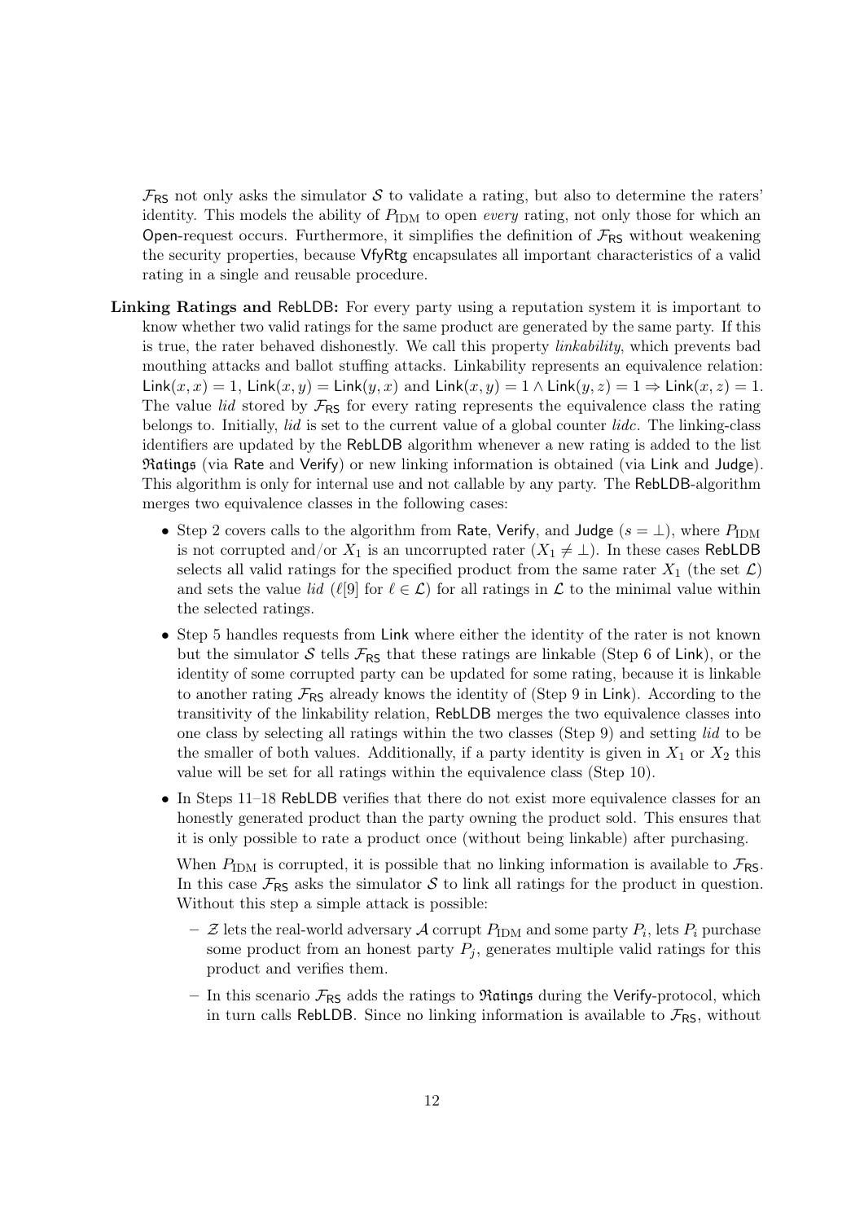$\mathcal{F}_{\mathsf{RS}}$ not only asks the simulator $\mathcal{S}$ to validate a rating, but also to determine the raters' identity. This models the ability of $P_{\mathrm{IDM}}$ to open *every* rating, not only those for which an Open-request occurs. Furthermore, it simplifies the definition of $\mathcal{F}_{\mathsf{RS}}$ without weakening the security properties, because VfyRtg encapsulates all important characteristics of a valid rating in a single and reusable procedure.

**Linking Ratings and RebLDB:** For every party using a reputation system it is important to know whether two valid ratings for the same product are generated by the same party. If this is true, the rater behaved dishonestly. We call this property *linkability*, which prevents bad mouthing attacks and ballot stuffing attacks. Linkability represents an equivalence relation: $\mathsf{Link}(x, x) = 1$, $\mathsf{Link}(x, y) = \mathsf{Link}(y, x)$ and $\mathsf{Link}(x, y) = 1 \wedge \mathsf{Link}(y, z) = 1 \Rightarrow \mathsf{Link}(x, z) = 1$. The value *lid* stored by $\mathcal{F}_{\mathsf{RS}}$ for every rating represents the equivalence class the rating belongs to. Initially, *lid* is set to the current value of a global counter *lidc*. The linking-class identifiers are updated by the RebLDB algorithm whenever a new rating is added to the list $\mathfrak{Ratings}$ (via Rate and Verify) or new linking information is obtained (via Link and Judge). This algorithm is only for internal use and not callable by any party. The RebLDB-algorithm merges two equivalence classes in the following cases:

- Step 2 covers calls to the algorithm from Rate, Verify, and Judge ($s = \perp$), where $P_{\mathrm{IDM}}$ is not corrupted and/or $X_1$ is an uncorrupted rater ($X_1 \neq \perp$). In these cases RebLDB selects all valid ratings for the specified product from the same rater $X_1$ (the set $\mathcal{L}$) and sets the value *lid* ($\ell[9]$ for $\ell \in \mathcal{L}$) for all ratings in $\mathcal{L}$ to the minimal value within the selected ratings.
- Step 5 handles requests from Link where either the identity of the rater is not known but the simulator $\mathcal{S}$ tells $\mathcal{F}_{\mathsf{RS}}$ that these ratings are linkable (Step 6 of Link), or the identity of some corrupted party can be updated for some rating, because it is linkable to another rating $\mathcal{F}_{\mathsf{RS}}$ already knows the identity of (Step 9 in Link). According to the transitivity of the linkability relation, RebLDB merges the two equivalence classes into one class by selecting all ratings within the two classes (Step 9) and setting *lid* to be the smaller of both values. Additionally, if a party identity is given in $X_1$ or $X_2$ this value will be set for all ratings within the equivalence class (Step 10).
- In Steps 11–18 RebLDB verifies that there do not exist more equivalence classes for an honestly generated product than the party owning the product sold. This ensures that it is only possible to rate a product once (without being linkable) after purchasing.

  When $P_{\mathrm{IDM}}$ is corrupted, it is possible that no linking information is available to $\mathcal{F}_{\mathsf{RS}}$. In this case $\mathcal{F}_{\mathsf{RS}}$ asks the simulator $\mathcal{S}$ to link all ratings for the product in question. Without this step a simple attack is possible:

  - $\mathcal{Z}$ lets the real-world adversary $\mathcal{A}$ corrupt $P_{\mathrm{IDM}}$ and some party $P_i$, lets $P_i$ purchase some product from an honest party $P_j$, generates multiple valid ratings for this product and verifies them.
  - In this scenario $\mathcal{F}_{\mathsf{RS}}$ adds the ratings to $\mathfrak{Ratings}$ during the Verify-protocol, which in turn calls RebLDB. Since no linking information is available to $\mathcal{F}_{\mathsf{RS}}$, without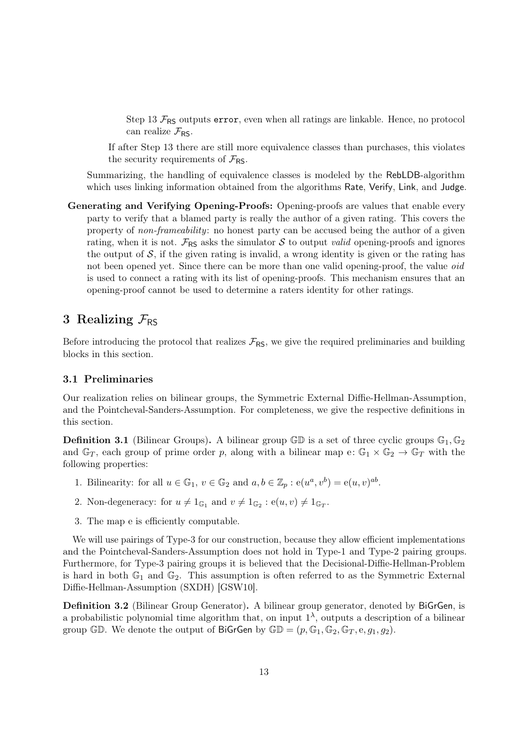Step 13 $\mathcal{F}_{\mathsf{RS}}$ outputs `error`, even when all ratings are linkable. Hence, no protocol can realize $\mathcal{F}_{\mathsf{RS}}$.

If after Step 13 there are still more equivalence classes than purchases, this violates the security requirements of $\mathcal{F}_{\mathsf{RS}}$.

Summarizing, the handling of equivalence classes is modeled by the RebLDB-algorithm which uses linking information obtained from the algorithms Rate, Verify, Link, and Judge.

**Generating and Verifying Opening-Proofs:** Opening-proofs are values that enable every party to verify that a blamed party is really the author of a given rating. This covers the property of *non-frameability*: no honest party can be accused being the author of a given rating, when it is not. $\mathcal{F}_{\mathsf{RS}}$ asks the simulator $\mathcal{S}$ to output *valid* opening-proofs and ignores the output of $\mathcal{S}$, if the given rating is invalid, a wrong identity is given or the rating has not been opened yet. Since there can be more than one valid opening-proof, the value *oid* is used to connect a rating with its list of opening-proofs. This mechanism ensures that an opening-proof cannot be used to determine a raters identity for other ratings.

# 3 Realizing $\mathcal{F}_{\mathsf{RS}}$

Before introducing the protocol that realizes $\mathcal{F}_{\mathsf{RS}}$, we give the required preliminaries and building blocks in this section.

## 3.1 Preliminaries

Our realization relies on bilinear groups, the Symmetric External Diffie-Hellman-Assumption, and the Pointcheval-Sanders-Assumption. For completeness, we give the respective definitions in this section.

**Definition 3.1** (Bilinear Groups)**.** A bilinear group $\mathbb{GD}$ is a set of three cyclic groups $\mathbb{G}_1, \mathbb{G}_2$ and $\mathbb{G}_T$, each group of prime order $p$, along with a bilinear map $\mathrm{e}\colon \mathbb{G}_1 \times \mathbb{G}_2 \to \mathbb{G}_T$ with the following properties:

1. Bilinearity: for all $u \in \mathbb{G}_1$, $v \in \mathbb{G}_2$ and $a, b \in \mathbb{Z}_p : \mathrm{e}(u^a, v^b) = \mathrm{e}(u, v)^{ab}$.
2. Non-degeneracy: for $u \neq 1_{\mathbb{G}_1}$ and $v \neq 1_{\mathbb{G}_2} : \mathrm{e}(u, v) \neq 1_{\mathbb{G}_T}$.
3. The map e is efficiently computable.

We will use pairings of Type-3 for our construction, because they allow efficient implementations and the Pointcheval-Sanders-Assumption does not hold in Type-1 and Type-2 pairing groups. Furthermore, for Type-3 pairing groups it is believed that the Decisional-Diffie-Hellman-Problem is hard in both $\mathbb{G}_1$ and $\mathbb{G}_2$. This assumption is often referred to as the Symmetric External Diffie-Hellman-Assumption (SXDH) [GSW10].

**Definition 3.2** (Bilinear Group Generator)**.** A bilinear group generator, denoted by BiGrGen, is a probabilistic polynomial time algorithm that, on input $1^\lambda$, outputs a description of a bilinear group $\mathbb{GD}$. We denote the output of BiGrGen by $\mathbb{GD} = (p, \mathbb{G}_1, \mathbb{G}_2, \mathbb{G}_T, \mathrm{e}, g_1, g_2)$.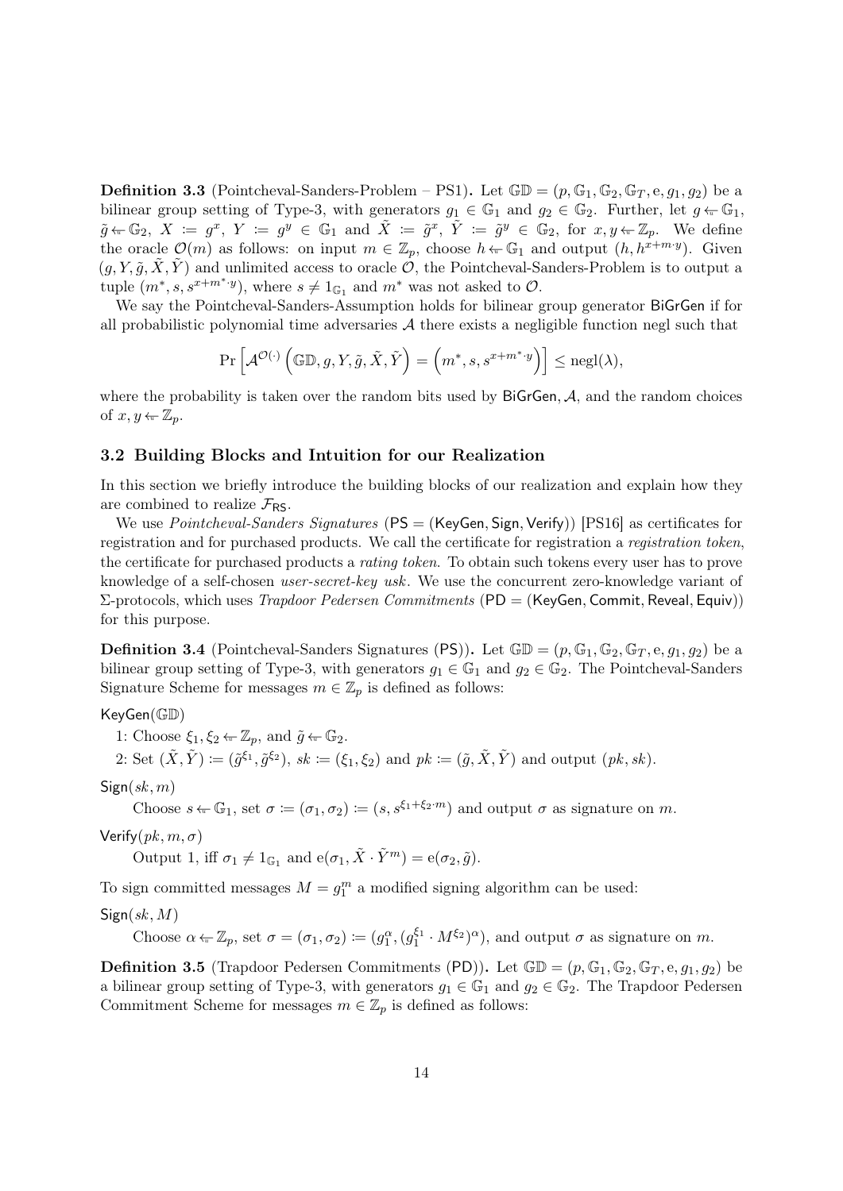**Definition 3.3** (Pointcheval-Sanders-Problem – PS1)**.** Let $\mathbb{GD} = (p, \mathbb{G}_1, \mathbb{G}_2, \mathbb{G}_T, \mathrm{e}, g_1, g_2)$ be a bilinear group setting of Type-3, with generators $g_1 \in \mathbb{G}_1$ and $g_2 \in \mathbb{G}_2$. Further, let $g \leftarrow \mathbb{G}_1$, $\tilde{g} \leftarrow \mathbb{G}_2$, $X := g^x$, $Y := g^y \in \mathbb{G}_1$ and $\tilde{X} := \tilde{g}^x$, $\tilde{Y} := \tilde{g}^y \in \mathbb{G}_2$, for $x, y \leftarrow \mathbb{Z}_p$. We define the oracle $\mathcal{O}(m)$ as follows: on input $m \in \mathbb{Z}_p$, choose $h \leftarrow \mathbb{G}_1$ and output $(h, h^{x+m \cdot y})$. Given $(g, Y, \tilde{g}, \tilde{X}, \tilde{Y})$ and unlimited access to oracle $\mathcal{O}$, the Pointcheval-Sanders-Problem is to output a tuple $(m^*, s, s^{x+m^* \cdot y})$, where $s \neq 1_{\mathbb{G}_1}$ and $m^*$ was not asked to $\mathcal{O}$.

We say the Pointcheval-Sanders-Assumption holds for bilinear group generator BiGrGen if for all probabilistic polynomial time adversaries $\mathcal{A}$ there exists a negligible function negl such that

$$\Pr\left[\mathcal{A}^{\mathcal{O}(\cdot)}\left(\mathbb{GD}, g, Y, \tilde{g}, \tilde{X}, \tilde{Y}\right) = \left(m^*, s, s^{x+m^* \cdot y}\right)\right] \leq \mathrm{negl}(\lambda),$$

where the probability is taken over the random bits used by BiGrGen, $\mathcal{A}$, and the random choices of $x, y \leftarrow \mathbb{Z}_p$.

### 3.2 Building Blocks and Intuition for our Realization

In this section we briefly introduce the building blocks of our realization and explain how they are combined to realize $\mathcal{F}_{\mathsf{RS}}$.

We use *Pointcheval-Sanders Signatures* (PS = (KeyGen, Sign, Verify)) [PS16] as certificates for registration and for purchased products. We call the certificate for registration a *registration token*, the certificate for purchased products a *rating token*. To obtain such tokens every user has to prove knowledge of a self-chosen *user-secret-key usk*. We use the concurrent zero-knowledge variant of Σ-protocols, which uses *Trapdoor Pedersen Commitments* (PD = (KeyGen, Commit, Reveal, Equiv)) for this purpose.

**Definition 3.4** (Pointcheval-Sanders Signatures (PS))**.** Let $\mathbb{GD} = (p, \mathbb{G}_1, \mathbb{G}_2, \mathbb{G}_T, \mathrm{e}, g_1, g_2)$ be a bilinear group setting of Type-3, with generators $g_1 \in \mathbb{G}_1$ and $g_2 \in \mathbb{G}_2$. The Pointcheval-Sanders Signature Scheme for messages $m \in \mathbb{Z}_p$ is defined as follows:

KeyGen($\mathbb{GD}$)

1: Choose $\xi_1, \xi_2 \leftarrow \mathbb{Z}_p$, and $\tilde{g} \leftarrow \mathbb{G}_2$.

2: Set $(\tilde{X}, \tilde{Y}) := (\tilde{g}^{\xi_1}, \tilde{g}^{\xi_2})$, $sk := (\xi_1, \xi_2)$ and $pk := (\tilde{g}, \tilde{X}, \tilde{Y})$ and output $(pk, sk)$.

Sign($sk, m$)

Choose $s \leftarrow \mathbb{G}_1$, set $\sigma := (\sigma_1, \sigma_2) := (s, s^{\xi_1 + \xi_2 \cdot m})$ and output $\sigma$ as signature on $m$.

Verify($pk, m, \sigma$)

Output 1, iff $\sigma_1 \neq 1_{\mathbb{G}_1}$ and $\mathrm{e}(\sigma_1, \tilde{X} \cdot \tilde{Y}^m) = \mathrm{e}(\sigma_2, \tilde{g})$.

To sign committed messages $M = g_1^m$ a modified signing algorithm can be used:

Sign($sk, M$)

Choose $\alpha \leftarrow \mathbb{Z}_p$, set $\sigma = (\sigma_1, \sigma_2) := (g_1^{\alpha}, (g_1^{\xi_1} \cdot M^{\xi_2})^{\alpha})$, and output $\sigma$ as signature on $m$.

**Definition 3.5** (Trapdoor Pedersen Commitments (PD))**.** Let $\mathbb{GD} = (p, \mathbb{G}_1, \mathbb{G}_2, \mathbb{G}_T, \mathrm{e}, g_1, g_2)$ be a bilinear group setting of Type-3, with generators $g_1 \in \mathbb{G}_1$ and $g_2 \in \mathbb{G}_2$. The Trapdoor Pedersen Commitment Scheme for messages $m \in \mathbb{Z}_p$ is defined as follows: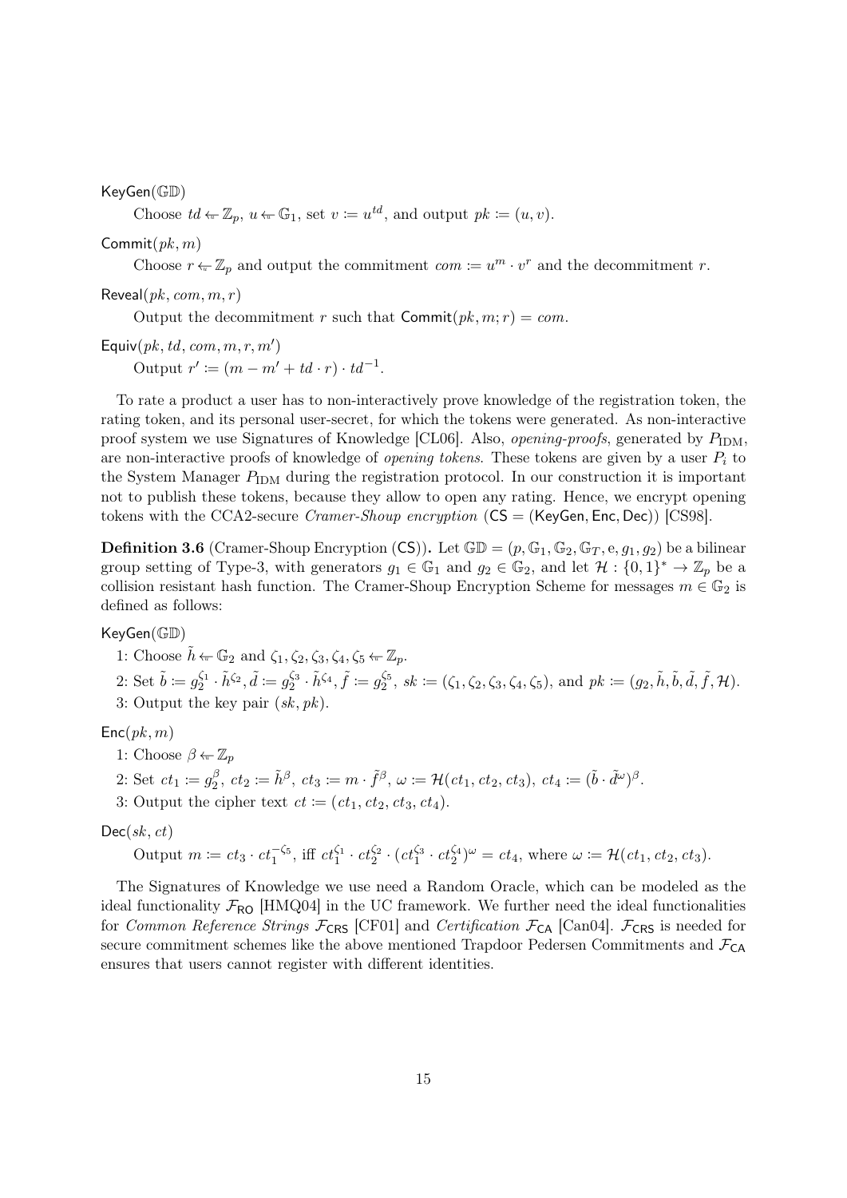$\mathsf{KeyGen}(\mathbb{GD})$

Choose $td \leftarrow \mathbb{Z}_p$, $u \leftarrow \mathbb{G}_1$, set $v := u^{td}$, and output $pk := (u, v)$.

$\mathsf{Commit}(pk, m)$

Choose $r \leftarrow \mathbb{Z}_p$ and output the commitment $com := u^m \cdot v^r$ and the decommitment $r$.

$\mathsf{Reveal}(pk, com, m, r)$

Output the decommitment $r$ such that $\mathsf{Commit}(pk, m; r) = com$.

$\mathsf{Equiv}(pk, td, com, m, r, m')$

Output $r' := (m - m' + td \cdot r) \cdot td^{-1}$.

To rate a product a user has to non-interactively prove knowledge of the registration token, the rating token, and its personal user-secret, for which the tokens were generated. As non-interactive proof system we use Signatures of Knowledge [CL06]. Also, *opening-proofs*, generated by $P_{\mathrm{IDM}}$, are non-interactive proofs of knowledge of *opening tokens*. These tokens are given by a user $P_i$ to the System Manager $P_{\mathrm{IDM}}$ during the registration protocol. In our construction it is important not to publish these tokens, because they allow to open any rating. Hence, we encrypt opening tokens with the CCA2-secure *Cramer-Shoup encryption* ($\mathsf{CS} = (\mathsf{KeyGen}, \mathsf{Enc}, \mathsf{Dec})$) [CS98].

**Definition 3.6** (Cramer-Shoup Encryption ($\mathsf{CS}$))**.** Let $\mathbb{GD} = (p, \mathbb{G}_1, \mathbb{G}_2, \mathbb{G}_T, \mathrm{e}, g_1, g_2)$ be a bilinear group setting of Type-3, with generators $g_1 \in \mathbb{G}_1$ and $g_2 \in \mathbb{G}_2$, and let $\mathcal{H} : \{0,1\}^* \to \mathbb{Z}_p$ be a collision resistant hash function. The Cramer-Shoup Encryption Scheme for messages $m \in \mathbb{G}_2$ is defined as follows:

$\mathsf{KeyGen}(\mathbb{GD})$

1: Choose $\tilde{h} \leftarrow \mathbb{G}_2$ and $\zeta_1, \zeta_2, \zeta_3, \zeta_4, \zeta_5 \leftarrow \mathbb{Z}_p$.

2: Set $\tilde{b} := g_2^{\zeta_1} \cdot \tilde{h}^{\zeta_2}, \tilde{d} := g_2^{\zeta_3} \cdot \tilde{h}^{\zeta_4}, \tilde{f} := g_2^{\zeta_5}$, $sk := (\zeta_1, \zeta_2, \zeta_3, \zeta_4, \zeta_5)$, and $pk := (g_2, \tilde{h}, \tilde{b}, \tilde{d}, \tilde{f}, \mathcal{H})$.

3: Output the key pair $(sk, pk)$.

$\mathsf{Enc}(pk, m)$

1: Choose $\beta \leftarrow \mathbb{Z}_p$

2: Set $ct_1 := g_2^{\beta}$, $ct_2 := \tilde{h}^{\beta}$, $ct_3 := m \cdot \tilde{f}^{\beta}$, $\omega := \mathcal{H}(ct_1, ct_2, ct_3)$, $ct_4 := (\tilde{b} \cdot \tilde{d}^{\omega})^{\beta}$.

3: Output the cipher text $ct := (ct_1, ct_2, ct_3, ct_4)$.

$\mathsf{Dec}(sk, ct)$

Output $m := ct_3 \cdot ct_1^{-\zeta_5}$, iff $ct_1^{\zeta_1} \cdot ct_2^{\zeta_2} \cdot (ct_1^{\zeta_3} \cdot ct_2^{\zeta_4})^{\omega} = ct_4$, where $\omega := \mathcal{H}(ct_1, ct_2, ct_3)$.

The Signatures of Knowledge we use need a Random Oracle, which can be modeled as the ideal functionality $\mathcal{F}_{\mathsf{RO}}$ [HMQ04] in the UC framework. We further need the ideal functionalities for *Common Reference Strings* $\mathcal{F}_{\mathsf{CRS}}$ [CF01] and *Certification* $\mathcal{F}_{\mathsf{CA}}$ [Can04]. $\mathcal{F}_{\mathsf{CRS}}$ is needed for secure commitment schemes like the above mentioned Trapdoor Pedersen Commitments and $\mathcal{F}_{\mathsf{CA}}$ ensures that users cannot register with different identities.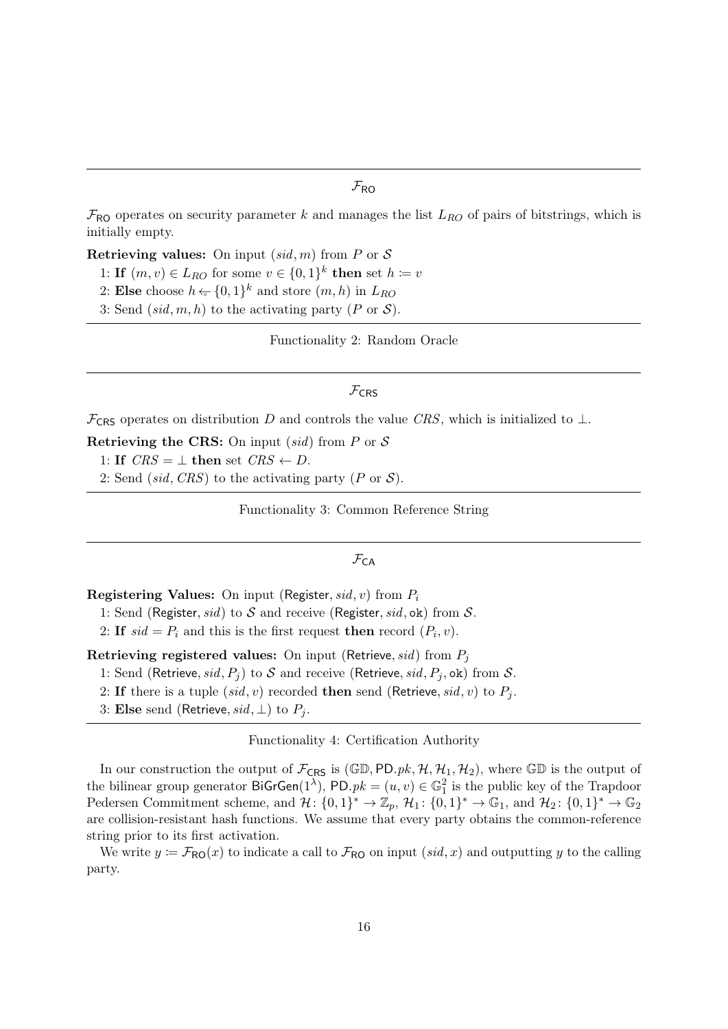---

$\mathcal{F}_{\mathsf{RO}}$

$\mathcal{F}_{\mathsf{RO}}$ operates on security parameter $k$ and manages the list $L_{RO}$ of pairs of bitstrings, which is initially empty.

**Retrieving values:** On input $(sid, m)$ from $P$ or $\mathcal{S}$

1: **If** $(m, v) \in L_{RO}$ for some $v \in \{0,1\}^k$ **then** set $h \coloneqq v$

2: **Else** choose $h \leftarrow_{\$} \{0,1\}^k$ and store $(m, h)$ in $L_{RO}$

3: Send $(sid, m, h)$ to the activating party ($P$ or $\mathcal{S}$).

---

Functionality 2: Random Oracle

---

$\mathcal{F}_{\mathsf{CRS}}$

$\mathcal{F}_{\mathsf{CRS}}$ operates on distribution $D$ and controls the value $CRS$, which is initialized to $\bot$.

**Retrieving the CRS:** On input $(sid)$ from $P$ or $\mathcal{S}$

1: **If** $CRS = \bot$ **then** set $CRS \leftarrow D$.

2: Send $(sid, CRS)$ to the activating party ($P$ or $\mathcal{S}$).

---

Functionality 3: Common Reference String

---

$\mathcal{F}_{\mathsf{CA}}$

**Registering Values:** On input $(\mathsf{Register}, sid, v)$ from $P_i$

1: Send $(\mathsf{Register}, sid)$ to $\mathcal{S}$ and receive $(\mathsf{Register}, sid, \mathsf{ok})$ from $\mathcal{S}$.

2: **If** $sid = P_i$ and this is the first request **then** record $(P_i, v)$.

**Retrieving registered values:** On input $(\mathsf{Retrieve}, sid)$ from $P_j$

1: Send $(\mathsf{Retrieve}, sid, P_j)$ to $\mathcal{S}$ and receive $(\mathsf{Retrieve}, sid, P_j, \mathsf{ok})$ from $\mathcal{S}$.

2: **If** there is a tuple $(sid, v)$ recorded **then** send $(\mathsf{Retrieve}, sid, v)$ to $P_j$.

3: **Else** send $(\mathsf{Retrieve}, sid, \bot)$ to $P_j$.

---

Functionality 4: Certification Authority

In our construction the output of $\mathcal{F}_{\mathsf{CRS}}$ is $(\mathbb{GD}, \mathsf{PD}.pk, \mathcal{H}, \mathcal{H}_1, \mathcal{H}_2)$, where $\mathbb{GD}$ is the output of the bilinear group generator $\mathsf{BiGrGen}(1^\lambda)$, $\mathsf{PD}.pk = (u, v) \in \mathbb{G}_1^2$ is the public key of the Trapdoor Pedersen Commitment scheme, and $\mathcal{H} \colon \{0,1\}^* \to \mathbb{Z}_p$, $\mathcal{H}_1 \colon \{0,1\}^* \to \mathbb{G}_1$, and $\mathcal{H}_2 \colon \{0,1\}^* \to \mathbb{G}_2$ are collision-resistant hash functions. We assume that every party obtains the common-reference string prior to its first activation.

We write $y \coloneqq \mathcal{F}_{\mathsf{RO}}(x)$ to indicate a call to $\mathcal{F}_{\mathsf{RO}}$ on input $(sid, x)$ and outputting $y$ to the calling party.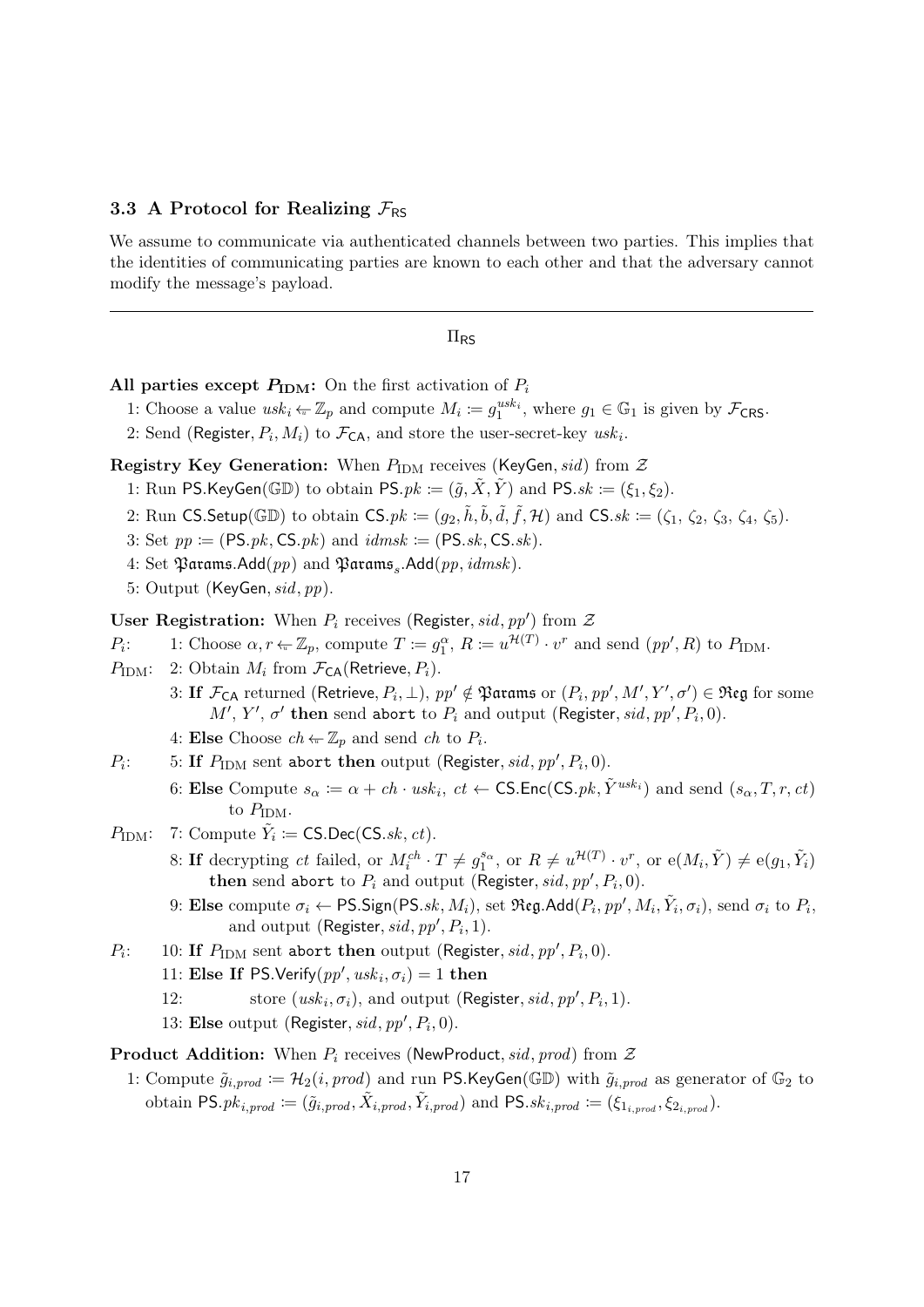### 3.3 A Protocol for Realizing $\mathcal{F}_{\mathsf{RS}}$

We assume to communicate via authenticated channels between two parties. This implies that the identities of communicating parties are known to each other and that the adversary cannot modify the message's payload.

---

$\Pi_{\mathsf{RS}}$

**All parties except $P_{\text{IDM}}$:** On the first activation of $P_i$

1: Choose a value $usk_i \leftarrow \mathbb{Z}_p$ and compute $M_i := g_1^{usk_i}$, where $g_1 \in \mathbb{G}_1$ is given by $\mathcal{F}_{\mathsf{CRS}}$.

2: Send $(\mathsf{Register}, P_i, M_i)$ to $\mathcal{F}_{\mathsf{CA}}$, and store the user-secret-key $usk_i$.

**Registry Key Generation:** When $P_{\text{IDM}}$ receives $(\mathsf{KeyGen}, sid)$ from $\mathcal{Z}$

1: Run $\mathsf{PS.KeyGen}(\mathbb{GD})$ to obtain $\mathsf{PS}.pk := (\tilde{g}, \tilde{X}, \tilde{Y})$ and $\mathsf{PS}.sk := (\xi_1, \xi_2)$.

2: Run $\mathsf{CS.Setup}(\mathbb{GD})$ to obtain $\mathsf{CS}.pk := (g_2, \tilde{h}, \tilde{b}, \tilde{d}, \tilde{f}, \mathcal{H})$ and $\mathsf{CS}.sk := (\zeta_1, \zeta_2, \zeta_3, \zeta_4, \zeta_5)$.

3: Set $pp := (\mathsf{PS}.pk, \mathsf{CS}.pk)$ and $idmsk := (\mathsf{PS}.sk, \mathsf{CS}.sk)$.

4: Set $\mathfrak{Params}.\mathsf{Add}(pp)$ and $\mathfrak{Params}_s.\mathsf{Add}(pp, idmsk)$.

5: Output $(\mathsf{KeyGen}, sid, pp)$.

**User Registration:** When $P_i$ receives $(\mathsf{Register}, sid, pp')$ from $\mathcal{Z}$

$P_i$: 1: Choose $\alpha, r \leftarrow \mathbb{Z}_p$, compute $T := g_1^{\alpha}$, $R := u^{\mathcal{H}(T)} \cdot v^r$ and send $(pp', R)$ to $P_{\text{IDM}}$.

$P_{\text{IDM}}$: 2: Obtain $M_i$ from $\mathcal{F}_{\mathsf{CA}}(\mathsf{Retrieve}, P_i)$.

3: **If** $\mathcal{F}_{\mathsf{CA}}$ returned $(\mathsf{Retrieve}, P_i, \perp)$, $pp' \notin \mathfrak{Params}$ or $(P_i, pp', M', Y', \sigma') \in \mathfrak{Reg}$ for some $M'$, $Y'$, $\sigma'$ **then** send `abort` to $P_i$ and output $(\mathsf{Register}, sid, pp', P_i, 0)$.

4: **Else** Choose $ch \leftarrow \mathbb{Z}_p$ and send $ch$ to $P_i$.

$P_i$: 5: **If** $P_{\text{IDM}}$ sent `abort` **then** output $(\mathsf{Register}, sid, pp', P_i, 0)$.

6: **Else** Compute $s_\alpha := \alpha + ch \cdot usk_i$, $ct \leftarrow \mathsf{CS.Enc}(\mathsf{CS}.pk, \tilde{Y}^{usk_i})$ and send $(s_\alpha, T, r, ct)$ to $P_{\text{IDM}}$.

$P_{\text{IDM}}$: 7: Compute $\tilde{Y}_i := \mathsf{CS.Dec}(\mathsf{CS}.sk, ct)$.

8: **If** decrypting $ct$ failed, or $M_i^{ch} \cdot T \neq g_1^{s_\alpha}$, or $R \neq u^{\mathcal{H}(T)} \cdot v^r$, or $\mathrm{e}(M_i, \tilde{Y}) \neq \mathrm{e}(g_1, \tilde{Y}_i)$ **then** send `abort` to $P_i$ and output $(\mathsf{Register}, sid, pp', P_i, 0)$.

9: **Else** compute $\sigma_i \leftarrow \mathsf{PS.Sign}(\mathsf{PS}.sk, M_i)$, set $\mathfrak{Reg}.\mathsf{Add}(P_i, pp', M_i, \tilde{Y}_i, \sigma_i)$, send $\sigma_i$ to $P_i$, and output $(\mathsf{Register}, sid, pp', P_i, 1)$.

$P_i$: 10: **If** $P_{\text{IDM}}$ sent `abort` **then** output $(\mathsf{Register}, sid, pp', P_i, 0)$.

11: **Else If** $\mathsf{PS.Verify}(pp', usk_i, \sigma_i) = 1$ **then**

12: store $(usk_i, \sigma_i)$, and output $(\mathsf{Register}, sid, pp', P_i, 1)$.

13: **Else** output $(\mathsf{Register}, sid, pp', P_i, 0)$.

**Product Addition:** When $P_i$ receives $(\mathsf{NewProduct}, sid, prod)$ from $\mathcal{Z}$

1: Compute $\tilde{g}_{i,prod} := \mathcal{H}_2(i, prod)$ and run $\mathsf{PS.KeyGen}(\mathbb{GD})$ with $\tilde{g}_{i,prod}$ as generator of $\mathbb{G}_2$ to obtain $\mathsf{PS}.pk_{i,prod} := (\tilde{g}_{i,prod}, \tilde{X}_{i,prod}, \tilde{Y}_{i,prod})$ and $\mathsf{PS}.sk_{i,prod} := (\xi_{1_{i,prod}}, \xi_{2_{i,prod}})$.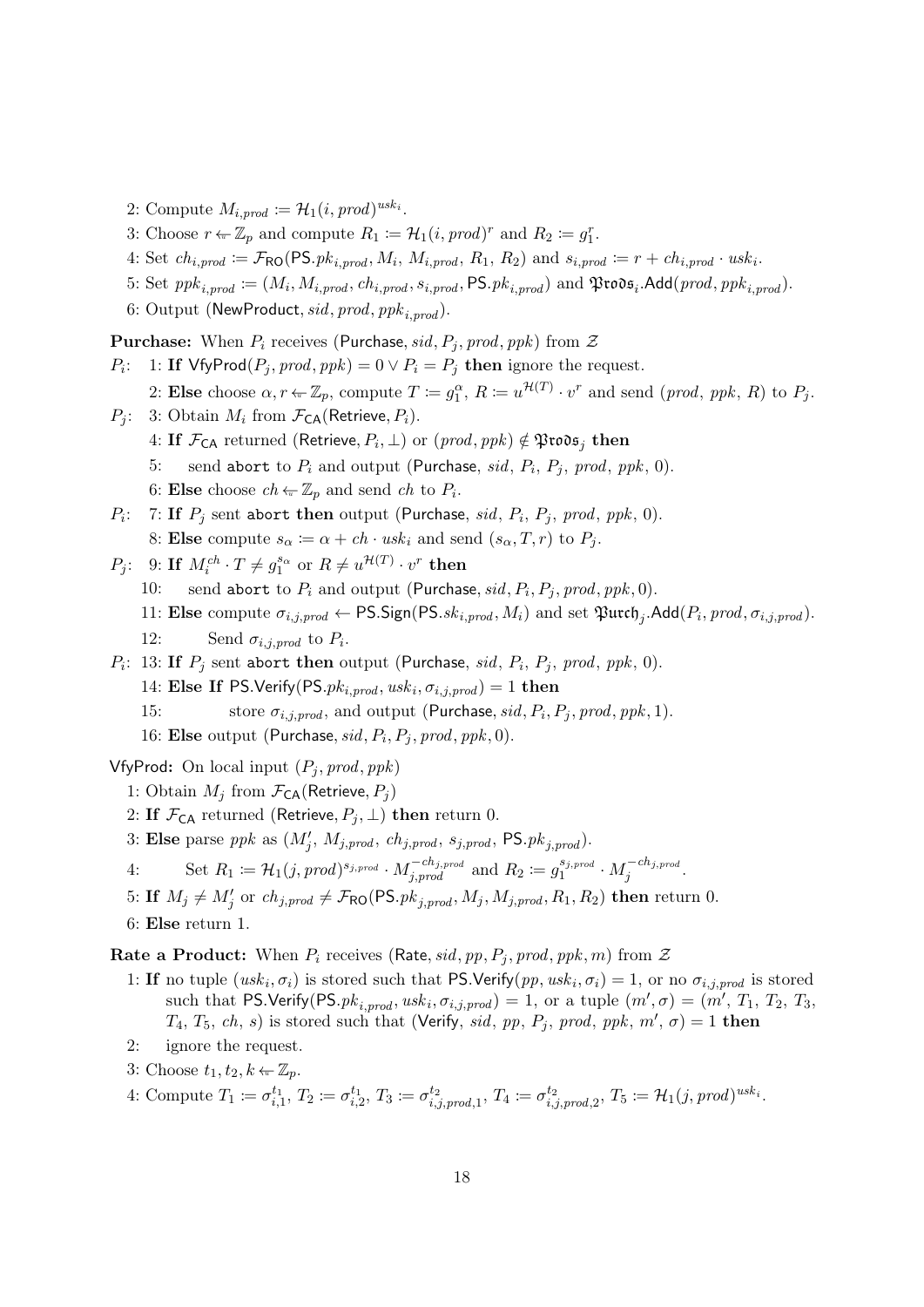2: Compute $M_{i,prod} \coloneqq \mathcal{H}_1(i, prod)^{usk_i}$.

3: Choose $r \twoheadleftarrow \mathbb{Z}_p$ and compute $R_1 \coloneqq \mathcal{H}_1(i, prod)^r$ and $R_2 \coloneqq g_1^r$.

4: Set $ch_{i,prod} \coloneqq \mathcal{F}_{\mathsf{RO}}(\mathsf{PS}.pk_{i,prod}, M_i, M_{i,prod}, R_1, R_2)$ and $s_{i,prod} \coloneqq r + ch_{i,prod} \cdot usk_i$.

5: Set $ppk_{i,prod} \coloneqq (M_i, M_{i,prod}, ch_{i,prod}, s_{i,prod}, \mathsf{PS}.pk_{i,prod})$ and $\mathfrak{Prods}_i.\mathsf{Add}(prod, ppk_{i,prod})$.

6: Output $(\mathsf{NewProduct}, sid, prod, ppk_{i,prod})$.

**Purchase:** When $P_i$ receives $(\mathsf{Purchase}, sid, P_j, prod, ppk)$ from $\mathcal{Z}$

$P_i$: 1: **If** $\mathsf{VfyProd}(P_j, prod, ppk) = 0 \vee P_i = P_j$ **then** ignore the request.

2: **Else** choose $\alpha, r \twoheadleftarrow \mathbb{Z}_p$, compute $T \coloneqq g_1^{\alpha}$, $R \coloneqq u^{\mathcal{H}(T)} \cdot v^r$ and send $(prod, ppk, R)$ to $P_j$.

$P_j$: 3: Obtain $M_i$ from $\mathcal{F}_{\mathsf{CA}}(\mathsf{Retrieve}, P_i)$.

4: **If** $\mathcal{F}_{\mathsf{CA}}$ returned $(\mathsf{Retrieve}, P_i, \perp)$ or $(prod, ppk) \notin \mathfrak{Prods}_j$ **then**

5: send `abort` to $P_i$ and output $(\mathsf{Purchase}, sid, P_i, P_j, prod, ppk, 0)$.

6: **Else** choose $ch \twoheadleftarrow \mathbb{Z}_p$ and send $ch$ to $P_i$.

$P_i$: 7: **If** $P_j$ sent `abort` **then** output $(\mathsf{Purchase}, sid, P_i, P_j, prod, ppk, 0)$.

8: **Else** compute $s_{\alpha} \coloneqq \alpha + ch \cdot usk_i$ and send $(s_{\alpha}, T, r)$ to $P_j$.

$P_j$: 9: **If** $M_i^{ch} \cdot T \neq g_1^{s_{\alpha}}$ or $R \neq u^{\mathcal{H}(T)} \cdot v^r$ **then**

10: send `abort` to $P_i$ and output $(\mathsf{Purchase}, sid, P_i, P_j, prod, ppk, 0)$.

11: **Else** compute $\sigma_{i,j,prod} \leftarrow \mathsf{PS}.\mathsf{Sign}(\mathsf{PS}.sk_{i,prod}, M_i)$ and set $\mathfrak{Purch}_j.\mathsf{Add}(P_i, prod, \sigma_{i,j,prod})$.

12: Send $\sigma_{i,j,prod}$ to $P_i$.

$P_i$: 13: **If** $P_j$ sent `abort` **then** output $(\mathsf{Purchase}, sid, P_i, P_j, prod, ppk, 0)$.

14: **Else If** $\mathsf{PS}.\mathsf{Verify}(\mathsf{PS}.pk_{i,prod}, usk_i, \sigma_{i,j,prod}) = 1$ **then**

15: store $\sigma_{i,j,prod}$, and output $(\mathsf{Purchase}, sid, P_i, P_j, prod, ppk, 1)$.

16: **Else** output $(\mathsf{Purchase}, sid, P_i, P_j, prod, ppk, 0)$.

$\mathsf{VfyProd}$**:** On local input $(P_j, prod, ppk)$

1: Obtain $M_j$ from $\mathcal{F}_{\mathsf{CA}}(\mathsf{Retrieve}, P_j)$

2: **If** $\mathcal{F}_{\mathsf{CA}}$ returned $(\mathsf{Retrieve}, P_j, \perp)$ **then** return 0.

3: **Else** parse $ppk$ as $(M_j', M_{j,prod}, ch_{j,prod}, s_{j,prod}, \mathsf{PS}.pk_{j,prod})$.

4: Set $R_1 \coloneqq \mathcal{H}_1(j, prod)^{s_{j,prod}} \cdot M_{j,prod}^{-ch_{j,prod}}$ and $R_2 \coloneqq g_1^{s_{j,prod}} \cdot M_j^{-ch_{j,prod}}$.

5: **If** $M_j \neq M_j'$ or $ch_{j,prod} \neq \mathcal{F}_{\mathsf{RO}}(\mathsf{PS}.pk_{j,prod}, M_j, M_{j,prod}, R_1, R_2)$ **then** return 0.

6: **Else** return 1.

**Rate a Product:** When $P_i$ receives $(\mathsf{Rate}, sid, pp, P_j, prod, ppk, m)$ from $\mathcal{Z}$

1: **If** no tuple $(usk_i, \sigma_i)$ is stored such that $\mathsf{PS}.\mathsf{Verify}(pp, usk_i, \sigma_i) = 1$, or no $\sigma_{i,j,prod}$ is stored such that $\mathsf{PS}.\mathsf{Verify}(\mathsf{PS}.pk_{i,prod}, usk_i, \sigma_{i,j,prod}) = 1$, or a tuple $(m', \sigma) = (m', T_1, T_2, T_3, T_4, T_5, ch, s)$ is stored such that $(\mathsf{Verify}, sid, pp, P_j, prod, ppk, m', \sigma) = 1$ **then**

2: ignore the request.

3: Choose $t_1, t_2, k \twoheadleftarrow \mathbb{Z}_p$.

4: Compute $T_1 \coloneqq \sigma_{i,1}^{t_1}$, $T_2 \coloneqq \sigma_{i,2}^{t_1}$, $T_3 \coloneqq \sigma_{i,j,prod,1}^{t_2}$, $T_4 \coloneqq \sigma_{i,j,prod,2}^{t_2}$, $T_5 \coloneqq \mathcal{H}_1(j, prod)^{usk_i}$.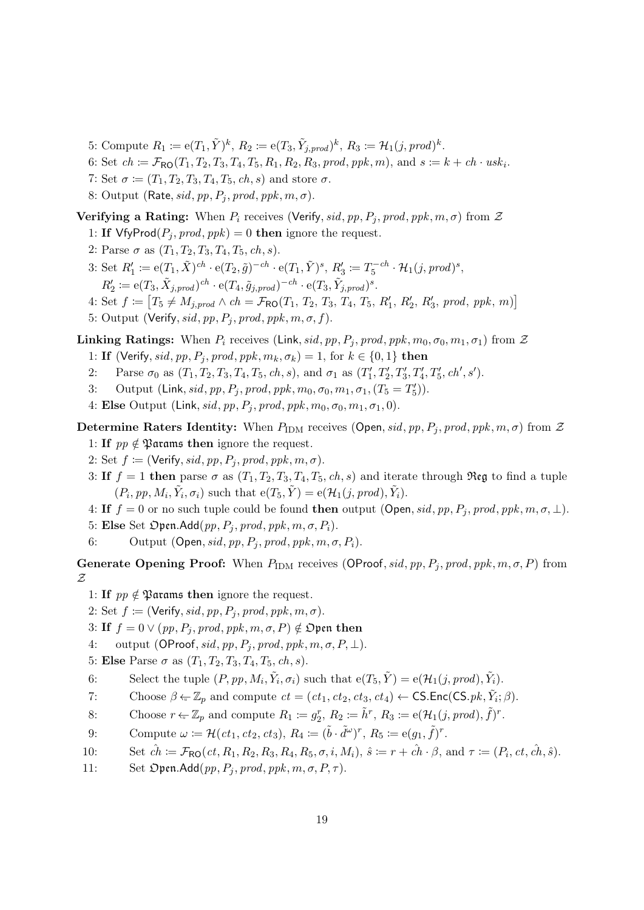5: Compute $R_1 := \mathrm{e}(T_1, \tilde{Y})^k$, $R_2 := \mathrm{e}(T_3, \tilde{Y}_{j,prod})^k$, $R_3 := \mathcal{H}_1(j, prod)^k$.

6: Set $ch := \mathcal{F}_{\mathsf{RO}}(T_1, T_2, T_3, T_4, T_5, R_1, R_2, R_3, prod, ppk, m)$, and $s := k + ch \cdot usk_i$.

7: Set $\sigma := (T_1, T_2, T_3, T_4, T_5, ch, s)$ and store $\sigma$.

8: Output $(\mathsf{Rate}, sid, pp, P_j, prod, ppk, m, \sigma)$.

**Verifying a Rating:** When $P_i$ receives $(\mathsf{Verify}, sid, pp, P_j, prod, ppk, m, \sigma)$ from $\mathcal{Z}$

1: **If** $\mathsf{VfyProd}(P_j, prod, ppk) = 0$ **then** ignore the request.

2: Parse $\sigma$ as $(T_1, T_2, T_3, T_4, T_5, ch, s)$.

3: Set $R_1' := \mathrm{e}(T_1, \tilde{X})^{ch} \cdot \mathrm{e}(T_2, \tilde{g})^{-ch} \cdot \mathrm{e}(T_1, \tilde{Y})^s$, $R_3' := T_5^{-ch} \cdot \mathcal{H}_1(j, prod)^s$,
$R_2' := \mathrm{e}(T_3, \tilde{X}_{j,prod})^{ch} \cdot \mathrm{e}(T_4, \tilde{g}_{j,prod})^{-ch} \cdot \mathrm{e}(T_3, \tilde{Y}_{j,prod})^s$.

4: Set $f := \left[T_5 \neq M_{j,prod} \wedge ch = \mathcal{F}_{\mathsf{RO}}(T_1,\, T_2,\, T_3,\, T_4,\, T_5,\, R_1',\, R_2',\, R_3',\, prod,\, ppk,\, m)\right]$

5: Output $(\mathsf{Verify}, sid, pp, P_j, prod, ppk, m, \sigma, f)$.

**Linking Ratings:** When $P_i$ receives $(\mathsf{Link}, sid, pp, P_j, prod, ppk, m_0, \sigma_0, m_1, \sigma_1)$ from $\mathcal{Z}$

1: **If** $(\mathsf{Verify}, sid, pp, P_j, prod, ppk, m_k, \sigma_k) = 1$, for $k \in \{0, 1\}$ **then**

2: Parse $\sigma_0$ as $(T_1, T_2, T_3, T_4, T_5, ch, s)$, and $\sigma_1$ as $(T_1', T_2', T_3', T_4', T_5', ch', s')$.

3: Output $(\mathsf{Link}, sid, pp, P_j, prod, ppk, m_0, \sigma_0, m_1, \sigma_1, (T_5 = T_5'))$.

4: **Else** Output $(\mathsf{Link}, sid, pp, P_j, prod, ppk, m_0, \sigma_0, m_1, \sigma_1, 0)$.

**Determine Raters Identity:** When $P_{\text{IDM}}$ receives $(\mathsf{Open}, sid, pp, P_j, prod, ppk, m, \sigma)$ from $\mathcal{Z}$

1: **If** $pp \notin \mathfrak{Params}$ **then** ignore the request.

2: Set $f := (\mathsf{Verify}, sid, pp, P_j, prod, ppk, m, \sigma)$.

3: **If** $f = 1$ **then** parse $\sigma$ as $(T_1, T_2, T_3, T_4, T_5, ch, s)$ and iterate through $\mathfrak{Reg}$ to find a tuple $(P_i, pp, M_i, \tilde{Y}_i, \sigma_i)$ such that $\mathrm{e}(T_5, \tilde{Y}) = \mathrm{e}(\mathcal{H}_1(j, prod), \tilde{Y}_i)$.

4: **If** $f = 0$ or no such tuple could be found **then** output $(\mathsf{Open}, sid, pp, P_j, prod, ppk, m, \sigma, \perp)$.

5: **Else** Set $\mathfrak{Open}.\mathsf{Add}(pp, P_j, prod, ppk, m, \sigma, P_i)$.

6: Output $(\mathsf{Open}, sid, pp, P_j, prod, ppk, m, \sigma, P_i)$.

**Generate Opening Proof:** When $P_{\text{IDM}}$ receives $(\mathsf{OProof}, sid, pp, P_j, prod, ppk, m, \sigma, P)$ from $\mathcal{Z}$

1: **If** $pp \notin \mathfrak{Params}$ **then** ignore the request.

2: Set $f := (\mathsf{Verify}, sid, pp, P_j, prod, ppk, m, \sigma)$.

3: **If** $f = 0 \vee (pp, P_j, prod, ppk, m, \sigma, P) \notin \mathfrak{Open}$ **then**

4: output $(\mathsf{OProof}, sid, pp, P_j, prod, ppk, m, \sigma, P, \perp)$.

5: **Else** Parse $\sigma$ as $(T_1, T_2, T_3, T_4, T_5, ch, s)$.

6: Select the tuple $(P, pp, M_i, \tilde{Y}_i, \sigma_i)$ such that $\mathrm{e}(T_5, \tilde{Y}) = \mathrm{e}(\mathcal{H}_1(j, prod), \tilde{Y}_i)$.

7: Choose $\beta \leftarrow \mathbb{Z}_p$ and compute $ct = (ct_1, ct_2, ct_3, ct_4) \leftarrow \mathsf{CS.Enc}(\mathsf{CS}.pk, \tilde{Y}_i; \beta)$.

8: Choose $r \leftarrow \mathbb{Z}_p$ and compute $R_1 := g_2^r$, $R_2 := \tilde{h}^r$, $R_3 := \mathrm{e}(\mathcal{H}_1(j, prod), \tilde{f})^r$.

9: Compute $\omega := \mathcal{H}(ct_1, ct_2, ct_3)$, $R_4 := (\tilde{b} \cdot \tilde{d}^{\omega})^r$, $R_5 := \mathrm{e}(g_1, \tilde{f})^r$.

10: Set $\hat{ch} := \mathcal{F}_{\mathsf{RO}}(ct, R_1, R_2, R_3, R_4, R_5, \sigma, i, M_i)$, $\hat{s} := r + \hat{ch} \cdot \beta$, and $\tau := (P_i, ct, \hat{ch}, \hat{s})$.

11: Set $\mathfrak{Open}.\mathsf{Add}(pp, P_j, prod, ppk, m, \sigma, P, \tau)$.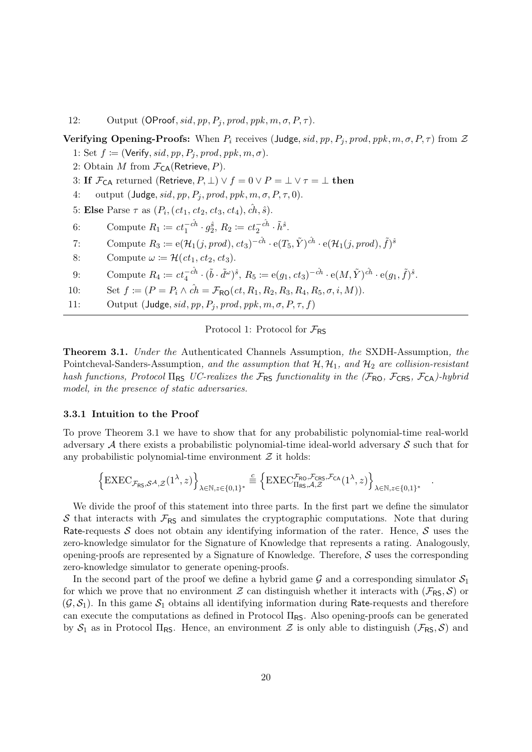12: Output ($\mathsf{OProof}, sid, pp, P_j, prod, ppk, m, \sigma, P, \tau$).

**Verifying Opening-Proofs:** When $P_i$ receives ($\mathsf{Judge}, sid, pp, P_j, prod, ppk, m, \sigma, P, \tau$) from $\mathcal{Z}$

1: Set $f := (\mathsf{Verify}, sid, pp, P_j, prod, ppk, m, \sigma)$.

2: Obtain $M$ from $\mathcal{F}_{\mathsf{CA}}(\mathsf{Retrieve}, P)$.

3: **If** $\mathcal{F}_{\mathsf{CA}}$ returned $(\mathsf{Retrieve}, P, \bot) \lor f = 0 \lor P = \bot \lor \tau = \bot$ **then**

4: output ($\mathsf{Judge}, sid, pp, P_j, prod, ppk, m, \sigma, P, \tau, 0$).

5: **Else** Parse $\tau$ as $(P_i, (ct_1, ct_2, ct_3, ct_4), \hat{ch}, \hat{s})$.

6: Compute $R_1 := ct_1^{-\hat{ch}} \cdot g_2^{\hat{s}}$, $R_2 := ct_2^{-\hat{ch}} \cdot \tilde{h}^{\hat{s}}$.

7: Compute $R_3 := \mathrm{e}(\mathcal{H}_1(j, prod), ct_3)^{-\hat{ch}} \cdot \mathrm{e}(T_5, \tilde{Y})^{\hat{ch}} \cdot \mathrm{e}(\mathcal{H}_1(j, prod), \tilde{f})^{\hat{s}}$

8: Compute $\omega := \mathcal{H}(ct_1, ct_2, ct_3)$.

9: Compute $R_4 := ct_4^{-\hat{ch}} \cdot (\tilde{b} \cdot \tilde{d}^{\omega})^{\hat{s}}$, $R_5 := \mathrm{e}(g_1, ct_3)^{-\hat{ch}} \cdot \mathrm{e}(M, \tilde{Y})^{\hat{ch}} \cdot \mathrm{e}(g_1, \tilde{f})^{\hat{s}}$.

10: Set $f := (P = P_i \land \hat{ch} = \mathcal{F}_{\mathsf{RO}}(ct, R_1, R_2, R_3, R_4, R_5, \sigma, i, M))$.

11: Output ($\mathsf{Judge}, sid, pp, P_j, prod, ppk, m, \sigma, P, \tau, f$)

Protocol 1: Protocol for $\mathcal{F}_{\mathsf{RS}}$

**Theorem 3.1.** *Under the* Authenticated Channels Assumption*, the* SXDH-Assumption*, the* Pointcheval-Sanders-Assumption*, and the assumption that $\mathcal{H}, \mathcal{H}_1$, and $\mathcal{H}_2$ are collision-resistant hash functions, Protocol $\Pi_{\mathsf{RS}}$ UC-realizes the $\mathcal{F}_{\mathsf{RS}}$ functionality in the ($\mathcal{F}_{\mathsf{RO}}$, $\mathcal{F}_{\mathsf{CRS}}$, $\mathcal{F}_{\mathsf{CA}}$)-hybrid model, in the presence of static adversaries.*

### 3.3.1 Intuition to the Proof

To prove Theorem 3.1 we have to show that for any probabilistic polynomial-time real-world adversary $\mathcal{A}$ there exists a probabilistic polynomial-time ideal-world adversary $\mathcal{S}$ such that for any probabilistic polynomial-time environment $\mathcal{Z}$ it holds:

$$\left\{\mathrm{EXEC}_{\mathcal{F}_{\mathsf{RS}}, \mathcal{S}^{\mathcal{A}}, \mathcal{Z}}(1^\lambda, z)\right\}_{\lambda \in \mathbb{N}, z \in \{0,1\}^*} \stackrel{c}{\equiv} \left\{\mathrm{EXEC}_{\Pi_{\mathsf{RS}}, \mathcal{A}, \mathcal{Z}}^{\mathcal{F}_{\mathsf{RO}}, \mathcal{F}_{\mathsf{CRS}}, \mathcal{F}_{\mathsf{CA}}}(1^\lambda, z)\right\}_{\lambda \in \mathbb{N}, z \in \{0,1\}^*} .$$

We divide the proof of this statement into three parts. In the first part we define the simulator $\mathcal{S}$ that interacts with $\mathcal{F}_{\mathsf{RS}}$ and simulates the cryptographic computations. Note that during Rate-requests $\mathcal{S}$ does not obtain any identifying information of the rater. Hence, $\mathcal{S}$ uses the zero-knowledge simulator for the Signature of Knowledge that represents a rating. Analogously, opening-proofs are represented by a Signature of Knowledge. Therefore, $\mathcal{S}$ uses the corresponding zero-knowledge simulator to generate opening-proofs.

In the second part of the proof we define a hybrid game $\mathcal{G}$ and a corresponding simulator $\mathcal{S}_1$ for which we prove that no environment $\mathcal{Z}$ can distinguish whether it interacts with $(\mathcal{F}_{\mathsf{RS}}, \mathcal{S})$ or $(\mathcal{G}, \mathcal{S}_1)$. In this game $\mathcal{S}_1$ obtains all identifying information during Rate-requests and therefore can execute the computations as defined in Protocol $\Pi_{\mathsf{RS}}$. Also opening-proofs can be generated by $\mathcal{S}_1$ as in Protocol $\Pi_{\mathsf{RS}}$. Hence, an environment $\mathcal{Z}$ is only able to distinguish $(\mathcal{F}_{\mathsf{RS}}, \mathcal{S})$ and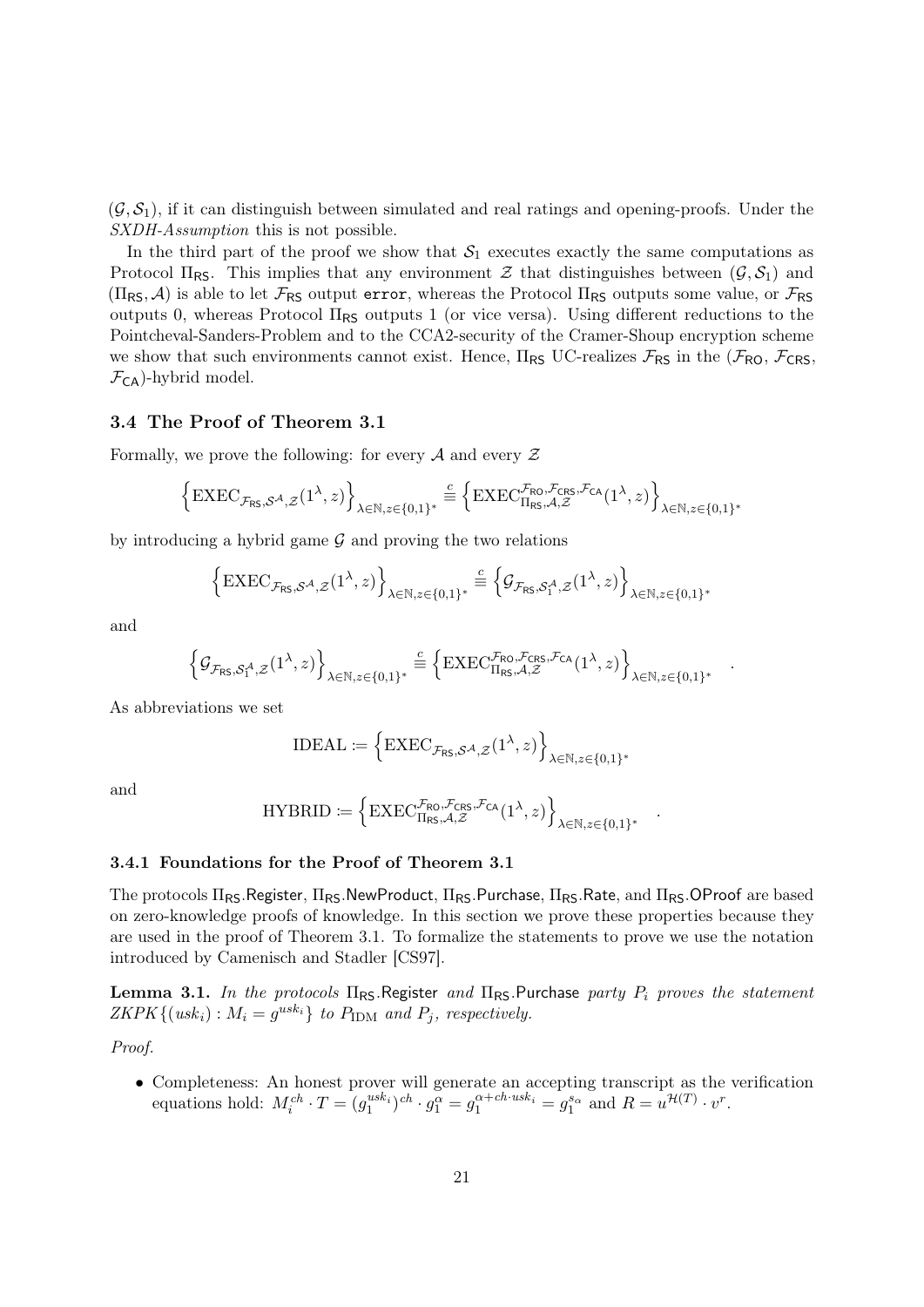$(\mathcal{G}, \mathcal{S}_1)$, if it can distinguish between simulated and real ratings and opening-proofs. Under the *SXDH-Assumption* this is not possible.

In the third part of the proof we show that $\mathcal{S}_1$ executes exactly the same computations as Protocol $\Pi_{\mathsf{RS}}$. This implies that any environment $\mathcal{Z}$ that distinguishes between $(\mathcal{G}, \mathcal{S}_1)$ and $(\Pi_{\mathsf{RS}}, \mathcal{A})$ is able to let $\mathcal{F}_{\mathsf{RS}}$ output `error`, whereas the Protocol $\Pi_{\mathsf{RS}}$ outputs some value, or $\mathcal{F}_{\mathsf{RS}}$ outputs 0, whereas Protocol $\Pi_{\mathsf{RS}}$ outputs 1 (or vice versa). Using different reductions to the Pointcheval-Sanders-Problem and to the CCA2-security of the Cramer-Shoup encryption scheme we show that such environments cannot exist. Hence, $\Pi_{\mathsf{RS}}$ UC-realizes $\mathcal{F}_{\mathsf{RS}}$ in the ($\mathcal{F}_{\mathsf{RO}}$, $\mathcal{F}_{\mathsf{CRS}}$, $\mathcal{F}_{\mathsf{CA}}$)-hybrid model.

### 3.4 The Proof of Theorem 3.1

Formally, we prove the following: for every $\mathcal{A}$ and every $\mathcal{Z}$

$$\left\{\mathrm{EXEC}_{\mathcal{F}_{\mathsf{RS}},\mathcal{S}^{\mathcal{A}},\mathcal{Z}}(1^\lambda, z)\right\}_{\lambda\in\mathbb{N},z\in\{0,1\}^*} \overset{c}{\equiv} \left\{\mathrm{EXEC}^{\mathcal{F}_{\mathsf{RO}},\mathcal{F}_{\mathsf{CRS}},\mathcal{F}_{\mathsf{CA}}}_{\Pi_{\mathsf{RS}},\mathcal{A},\mathcal{Z}}(1^\lambda, z)\right\}_{\lambda\in\mathbb{N},z\in\{0,1\}^*}$$

by introducing a hybrid game $\mathcal{G}$ and proving the two relations

$$\left\{\mathrm{EXEC}_{\mathcal{F}_{\mathsf{RS}},\mathcal{S}^{\mathcal{A}},\mathcal{Z}}(1^\lambda, z)\right\}_{\lambda\in\mathbb{N},z\in\{0,1\}^*} \overset{c}{\equiv} \left\{\mathcal{G}_{\mathcal{F}_{\mathsf{RS}},\mathcal{S}_1^{\mathcal{A}},\mathcal{Z}}(1^\lambda, z)\right\}_{\lambda\in\mathbb{N},z\in\{0,1\}^*}$$

and

$$\left\{\mathcal{G}_{\mathcal{F}_{\mathsf{RS}},\mathcal{S}_1^{\mathcal{A}},\mathcal{Z}}(1^\lambda, z)\right\}_{\lambda\in\mathbb{N},z\in\{0,1\}^*} \overset{c}{\equiv} \left\{\mathrm{EXEC}^{\mathcal{F}_{\mathsf{RO}},\mathcal{F}_{\mathsf{CRS}},\mathcal{F}_{\mathsf{CA}}}_{\Pi_{\mathsf{RS}},\mathcal{A},\mathcal{Z}}(1^\lambda, z)\right\}_{\lambda\in\mathbb{N},z\in\{0,1\}^*} \quad .$$

As abbreviations we set

$$\mathrm{IDEAL} \coloneqq \left\{\mathrm{EXEC}_{\mathcal{F}_{\mathsf{RS}},\mathcal{S}^{\mathcal{A}},\mathcal{Z}}(1^\lambda, z)\right\}_{\lambda\in\mathbb{N},z\in\{0,1\}^*}$$

and

$$\mathrm{HYBRID} \coloneqq \left\{\mathrm{EXEC}^{\mathcal{F}_{\mathsf{RO}},\mathcal{F}_{\mathsf{CRS}},\mathcal{F}_{\mathsf{CA}}}_{\Pi_{\mathsf{RS}},\mathcal{A},\mathcal{Z}}(1^\lambda, z)\right\}_{\lambda\in\mathbb{N},z\in\{0,1\}^*} \quad .$$

#### 3.4.1 Foundations for the Proof of Theorem 3.1

The protocols $\Pi_{\mathsf{RS}}$.Register, $\Pi_{\mathsf{RS}}$.NewProduct, $\Pi_{\mathsf{RS}}$.Purchase, $\Pi_{\mathsf{RS}}$.Rate, and $\Pi_{\mathsf{RS}}$.OProof are based on zero-knowledge proofs of knowledge. In this section we prove these properties because they are used in the proof of Theorem 3.1. To formalize the statements to prove we use the notation introduced by Camenisch and Stadler [CS97].

**Lemma 3.1.** *In the protocols* $\Pi_{\mathsf{RS}}$.Register *and* $\Pi_{\mathsf{RS}}$.Purchase *party* $P_i$ *proves the statement* $ZKPK\{(usk_i) : M_i = g^{usk_i}\}$ *to* $P_{\mathrm{IDM}}$ *and* $P_j$*, respectively.*

*Proof.*

- Completeness: An honest prover will generate an accepting transcript as the verification equations hold: $M_i^{ch} \cdot T = (g_1^{usk_i})^{ch} \cdot g_1^{\alpha} = g_1^{\alpha + ch\cdot usk_i} = g_1^{s_\alpha}$ and $R = u^{\mathcal{H}(T)} \cdot v^r$.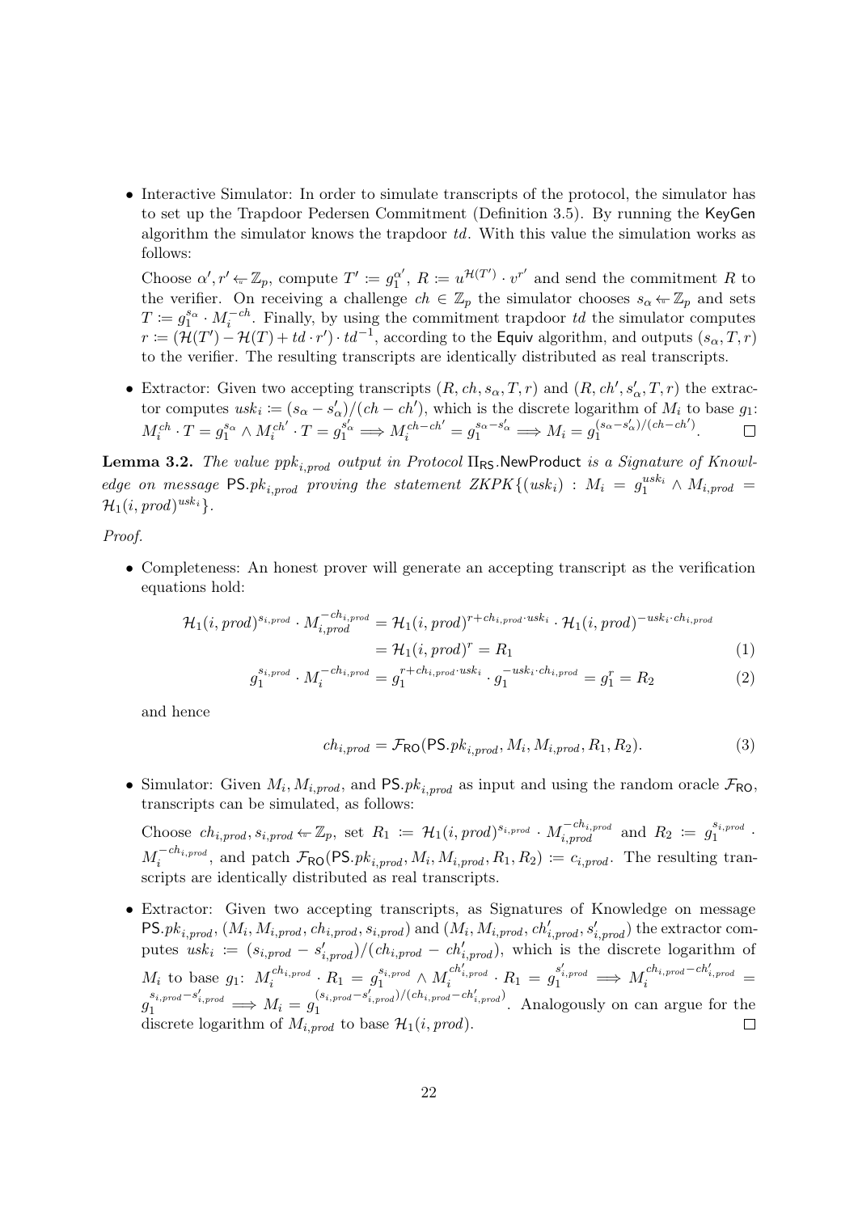- Interactive Simulator: In order to simulate transcripts of the protocol, the simulator has to set up the Trapdoor Pedersen Commitment (Definition 3.5). By running the KeyGen algorithm the simulator knows the trapdoor $td$. With this value the simulation works as follows:

  Choose $\alpha', r' \leftarrow \mathbb{Z}_p$, compute $T' := g_1^{\alpha'}$, $R := u^{\mathcal{H}(T')} \cdot v^{r'}$ and send the commitment $R$ to the verifier. On receiving a challenge $ch \in \mathbb{Z}_p$ the simulator chooses $s_\alpha \leftarrow \mathbb{Z}_p$ and sets $T := g_1^{s_\alpha} \cdot M_i^{-ch}$. Finally, by using the commitment trapdoor $td$ the simulator computes $r := (\mathcal{H}(T') - \mathcal{H}(T) + td \cdot r') \cdot td^{-1}$, according to the Equiv algorithm, and outputs $(s_\alpha, T, r)$ to the verifier. The resulting transcripts are identically distributed as real transcripts.

- Extractor: Given two accepting transcripts $(R, ch, s_\alpha, T, r)$ and $(R, ch', s'_\alpha, T, r)$ the extractor computes $usk_i := (s_\alpha - s'_\alpha)/(ch - ch')$, which is the discrete logarithm of $M_i$ to base $g_1$: $M_i^{ch} \cdot T = g_1^{s_\alpha} \wedge M_i^{ch'} \cdot T = g_1^{s'_\alpha} \implies M_i^{ch - ch'} = g_1^{s_\alpha - s'_\alpha} \implies M_i = g_1^{(s_\alpha - s'_\alpha)/(ch - ch')}$. □

**Lemma 3.2.** *The value $ppk_{i,prod}$ output in Protocol $\Pi_{\mathsf{RS}}$.NewProduct is a Signature of Knowledge on message $\mathsf{PS}.pk_{i,prod}$ proving the statement $ZKPK\{(usk_i) : M_i = g_1^{usk_i} \wedge M_{i,prod} = \mathcal{H}_1(i, prod)^{usk_i}\}$.*

*Proof.*

- Completeness: An honest prover will generate an accepting transcript as the verification equations hold:

$$\mathcal{H}_1(i, prod)^{s_{i,prod}} \cdot M_{i,prod}^{-ch_{i,prod}} = \mathcal{H}_1(i, prod)^{r + ch_{i,prod} \cdot usk_i} \cdot \mathcal{H}_1(i, prod)^{-usk_i \cdot ch_{i,prod}}$$
$$= \mathcal{H}_1(i, prod)^r = R_1 \quad (1)$$
$$g_1^{s_{i,prod}} \cdot M_i^{-ch_{i,prod}} = g_1^{r + ch_{i,prod} \cdot usk_i} \cdot g_1^{-usk_i \cdot ch_{i,prod}} = g_1^r = R_2 \quad (2)$$

  and hence

$$ch_{i,prod} = \mathcal{F}_{\mathsf{RO}}(\mathsf{PS}.pk_{i,prod}, M_i, M_{i,prod}, R_1, R_2). \quad (3)$$

- Simulator: Given $M_i, M_{i,prod}$, and $\mathsf{PS}.pk_{i,prod}$ as input and using the random oracle $\mathcal{F}_{\mathsf{RO}}$, transcripts can be simulated, as follows:

  Choose $ch_{i,prod}, s_{i,prod} \leftarrow \mathbb{Z}_p$, set $R_1 := \mathcal{H}_1(i, prod)^{s_{i,prod}} \cdot M_{i,prod}^{-ch_{i,prod}}$ and $R_2 := g_1^{s_{i,prod}} \cdot M_i^{-ch_{i,prod}}$, and patch $\mathcal{F}_{\mathsf{RO}}(\mathsf{PS}.pk_{i,prod}, M_i, M_{i,prod}, R_1, R_2) := c_{i,prod}$. The resulting transcripts are identically distributed as real transcripts.

- Extractor: Given two accepting transcripts, as Signatures of Knowledge on message $\mathsf{PS}.pk_{i,prod}$, $(M_i, M_{i,prod}, ch_{i,prod}, s_{i,prod})$ and $(M_i, M_{i,prod}, ch'_{i,prod}, s'_{i,prod})$ the extractor computes $usk_i := (s_{i,prod} - s'_{i,prod})/(ch_{i,prod} - ch'_{i,prod})$, which is the discrete logarithm of $M_i$ to base $g_1$: $M_i^{ch_{i,prod}} \cdot R_1 = g_1^{s_{i,prod}} \wedge M_i^{ch'_{i,prod}} \cdot R_1 = g_1^{s'_{i,prod}} \implies M_i^{ch_{i,prod} - ch'_{i,prod}} = g_1^{s_{i,prod} - s'_{i,prod}} \implies M_i = g_1^{(s_{i,prod} - s'_{i,prod})/(ch_{i,prod} - ch'_{i,prod})}$. Analogously on can argue for the discrete logarithm of $M_{i,prod}$ to base $\mathcal{H}_1(i, prod)$. □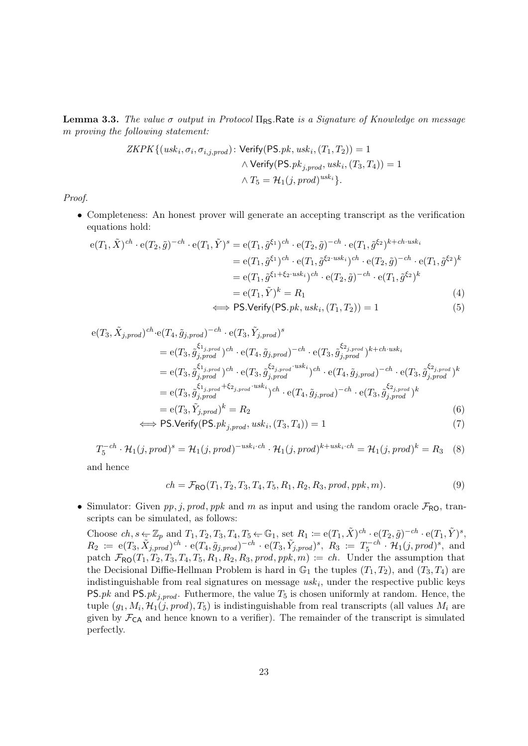**Lemma 3.3.** *The value $\sigma$ output in Protocol $\Pi_{\mathsf{RS}}.\mathsf{Rate}$ is a Signature of Knowledge on message $m$ proving the following statement:*

$$
\begin{aligned}
ZKPK\{(usk_i, \sigma_i, \sigma_{i,j,prod})\colon & \mathsf{Verify}(\mathsf{PS}.pk, usk_i, (T_1, T_2)) = 1 \\
& \wedge \mathsf{Verify}(\mathsf{PS}.pk_{j,prod}, usk_i, (T_3, T_4)) = 1 \\
& \wedge T_5 = \mathcal{H}_1(j, prod)^{usk_i}\}.
\end{aligned}
$$

*Proof.*

- Completeness: An honest prover will generate an accepting transcript as the verification equations hold:

$$
\begin{aligned}
\mathrm{e}(T_1, \tilde{X})^{ch} \cdot \mathrm{e}(T_2, \tilde{g})^{-ch} \cdot \mathrm{e}(T_1, \tilde{Y})^{s} &= \mathrm{e}(T_1, \tilde{g}^{\xi_1})^{ch} \cdot \mathrm{e}(T_2, \tilde{g})^{-ch} \cdot \mathrm{e}(T_1, \tilde{g}^{\xi_2})^{k + ch \cdot usk_i} \\
&= \mathrm{e}(T_1, \tilde{g}^{\xi_1})^{ch} \cdot \mathrm{e}(T_1, \tilde{g}^{\xi_2 \cdot usk_i})^{ch} \cdot \mathrm{e}(T_2, \tilde{g})^{-ch} \cdot \mathrm{e}(T_1, \tilde{g}^{\xi_2})^{k} \\
&= \mathrm{e}(T_1, \tilde{g}^{\xi_1 + \xi_2 \cdot usk_i})^{ch} \cdot \mathrm{e}(T_2, \tilde{g})^{-ch} \cdot \mathrm{e}(T_1, \tilde{g}^{\xi_2})^{k} \\
&= \mathrm{e}(T_1, \tilde{Y})^{k} = R_1 \qquad (4) \\
&\iff \mathsf{PS}.\mathsf{Verify}(\mathsf{PS}.pk, usk_i, (T_1, T_2)) = 1 \qquad (5)
\end{aligned}
$$

$$
\begin{aligned}
&\mathrm{e}(T_3, \tilde{X}_{j,prod})^{ch} \cdot \mathrm{e}(T_4, \tilde{g}_{j,prod})^{-ch} \cdot \mathrm{e}(T_3, \tilde{Y}_{j,prod})^{s} \\
&\quad = \mathrm{e}(T_3, \tilde{g}_{j,prod}^{\xi_{1_{j,prod}}})^{ch} \cdot \mathrm{e}(T_4, \tilde{g}_{j,prod})^{-ch} \cdot \mathrm{e}(T_3, \tilde{g}_{j,prod}^{\xi_{2_{j,prod}}})^{k + ch \cdot usk_i} \\
&\quad = \mathrm{e}(T_3, \tilde{g}_{j,prod}^{\xi_{1_{j,prod}}})^{ch} \cdot \mathrm{e}(T_3, \tilde{g}_{j,prod}^{\xi_{2_{j,prod}} \cdot usk_i})^{ch} \cdot \mathrm{e}(T_4, \tilde{g}_{j,prod})^{-ch} \cdot \mathrm{e}(T_3, \tilde{g}_{j,prod}^{\xi_{2_{j,prod}}})^{k} \\
&\quad = \mathrm{e}(T_3, \tilde{g}_{j,prod}^{\xi_{1_{j,prod}} + \xi_{2_{j,prod}} \cdot usk_i})^{ch} \cdot \mathrm{e}(T_4, \tilde{g}_{j,prod})^{-ch} \cdot \mathrm{e}(T_3, \tilde{g}_{j,prod}^{\xi_{2_{j,prod}}})^{k} \\
&\quad = \mathrm{e}(T_3, \tilde{Y}_{j,prod})^{k} = R_2 \qquad (6) \\
&\iff \mathsf{PS}.\mathsf{Verify}(\mathsf{PS}.pk_{j,prod}, usk_i, (T_3, T_4)) = 1 \qquad (7)
\end{aligned}
$$

$$
T_5^{-ch} \cdot \mathcal{H}_1(j, prod)^{s} = \mathcal{H}_1(j, prod)^{-usk_i \cdot ch} \cdot \mathcal{H}_1(j, prod)^{k + usk_i \cdot ch} = \mathcal{H}_1(j, prod)^{k} = R_3 \qquad (8)
$$

  and hence

$$
ch = \mathcal{F}_{\mathsf{RO}}(T_1, T_2, T_3, T_4, T_5, R_1, R_2, R_3, prod, ppk, m). \qquad (9)
$$

- Simulator: Given $pp, j, prod, ppk$ and $m$ as input and using the random oracle $\mathcal{F}_{\mathsf{RO}}$, transcripts can be simulated, as follows:

  Choose $ch, s \leftarrow \mathbb{Z}_p$ and $T_1, T_2, T_3, T_4, T_5 \leftarrow \mathbb{G}_1$, set $R_1 := \mathrm{e}(T_1, \tilde{X})^{ch} \cdot \mathrm{e}(T_2, \tilde{g})^{-ch} \cdot \mathrm{e}(T_1, \tilde{Y})^{s}$, $R_2 := \mathrm{e}(T_3, \tilde{X}_{j,prod})^{ch} \cdot \mathrm{e}(T_4, \tilde{g}_{j,prod})^{-ch} \cdot \mathrm{e}(T_3, \tilde{Y}_{j,prod})^{s}$, $R_3 := T_5^{-ch} \cdot \mathcal{H}_1(j, prod)^{s}$, and patch $\mathcal{F}_{\mathsf{RO}}(T_1, T_2, T_3, T_4, T_5, R_1, R_2, R_3, prod, ppk, m) := ch$. Under the assumption that the Decisional Diffie-Hellman Problem is hard in $\mathbb{G}_1$ the tuples $(T_1, T_2)$, and $(T_3, T_4)$ are indistinguishable from real signatures on message $usk_i$, under the respective public keys $\mathsf{PS}.pk$ and $\mathsf{PS}.pk_{j,prod}$. Futhermore, the value $T_5$ is chosen uniformly at random. Hence, the tuple $(g_1, M_i, \mathcal{H}_1(j, prod), T_5)$ is indistinguishable from real transcripts (all values $M_i$ are given by $\mathcal{F}_{\mathsf{CA}}$ and hence known to a verifier). The remainder of the transcript is simulated perfectly.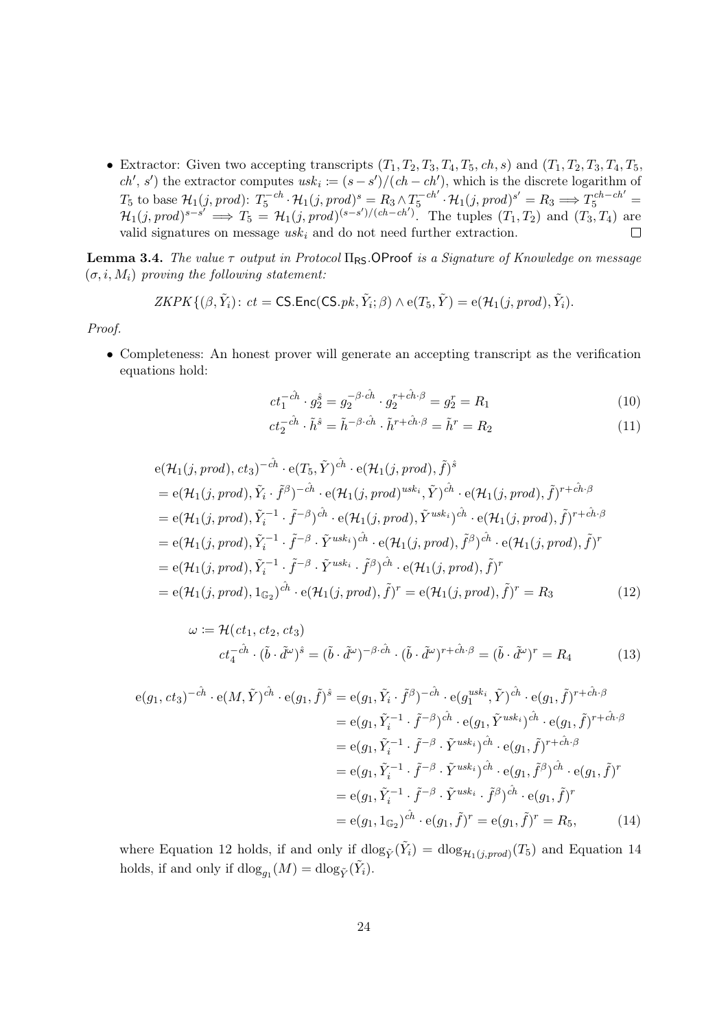- Extractor: Given two accepting transcripts $(T_1, T_2, T_3, T_4, T_5, ch, s)$ and $(T_1, T_2, T_3, T_4, T_5, ch', s')$ the extractor computes $usk_i := (s - s')/(ch - ch')$, which is the discrete logarithm of $T_5$ to base $\mathcal{H}_1(j, prod)$: $T_5^{-ch} \cdot \mathcal{H}_1(j, prod)^s = R_3 \wedge T_5^{-ch'} \cdot \mathcal{H}_1(j, prod)^{s'} = R_3 \Longrightarrow T_5^{ch-ch'} = \mathcal{H}_1(j, prod)^{s-s'} \Longrightarrow T_5 = \mathcal{H}_1(j, prod)^{(s-s')/(ch-ch')}$. The tuples $(T_1, T_2)$ and $(T_3, T_4)$ are valid signatures on message $usk_i$ and do not need further extraction. $\square$

**Lemma 3.4.** *The value $\tau$ output in Protocol $\Pi_{\mathsf{RS}}.\mathsf{OProof}$ is a Signature of Knowledge on message $(\sigma, i, M_i)$ proving the following statement:*

$$ZKPK\{(\beta, \tilde{Y}_i) \colon ct = \mathsf{CS.Enc}(\mathsf{CS}.pk, \tilde{Y}_i; \beta) \wedge \mathrm{e}(T_5, \tilde{Y}) = \mathrm{e}(\mathcal{H}_1(j, prod), \tilde{Y}_i).$$

*Proof.*

- Completeness: An honest prover will generate an accepting transcript as the verification equations hold:

$$ct_1^{-\hat{ch}} \cdot g_2^{\hat{s}} = g_2^{-\beta \cdot \hat{ch}} \cdot g_2^{r + \hat{ch} \cdot \beta} = g_2^r = R_1 \tag{10}$$

$$ct_2^{-\hat{ch}} \cdot \tilde{h}^{\hat{s}} = \tilde{h}^{-\beta \cdot \hat{ch}} \cdot \tilde{h}^{r + \hat{ch} \cdot \beta} = \tilde{h}^r = R_2 \tag{11}$$

$$\begin{aligned}
&\mathrm{e}(\mathcal{H}_1(j, prod), ct_3)^{-\hat{ch}} \cdot \mathrm{e}(T_5, \tilde{Y})^{\hat{ch}} \cdot \mathrm{e}(\mathcal{H}_1(j, prod), \tilde{f})^{\hat{s}} \\
&= \mathrm{e}(\mathcal{H}_1(j, prod), \tilde{Y}_i \cdot \tilde{f}^{\beta})^{-\hat{ch}} \cdot \mathrm{e}(\mathcal{H}_1(j, prod)^{usk_i}, \tilde{Y})^{\hat{ch}} \cdot \mathrm{e}(\mathcal{H}_1(j, prod), \tilde{f})^{r + \hat{ch} \cdot \beta} \\
&= \mathrm{e}(\mathcal{H}_1(j, prod), \tilde{Y}_i^{-1} \cdot \tilde{f}^{-\beta})^{\hat{ch}} \cdot \mathrm{e}(\mathcal{H}_1(j, prod), \tilde{Y}^{usk_i})^{\hat{ch}} \cdot \mathrm{e}(\mathcal{H}_1(j, prod), \tilde{f})^{r + \hat{ch} \cdot \beta} \\
&= \mathrm{e}(\mathcal{H}_1(j, prod), \tilde{Y}_i^{-1} \cdot \tilde{f}^{-\beta} \cdot \tilde{Y}^{usk_i})^{\hat{ch}} \cdot \mathrm{e}(\mathcal{H}_1(j, prod), \tilde{f}^{\beta})^{\hat{ch}} \cdot \mathrm{e}(\mathcal{H}_1(j, prod), \tilde{f})^{r} \\
&= \mathrm{e}(\mathcal{H}_1(j, prod), \tilde{Y}_i^{-1} \cdot \tilde{f}^{-\beta} \cdot \tilde{Y}^{usk_i} \cdot \tilde{f}^{\beta})^{\hat{ch}} \cdot \mathrm{e}(\mathcal{H}_1(j, prod), \tilde{f})^{r} \\
&= \mathrm{e}(\mathcal{H}_1(j, prod), 1_{\mathbb{G}_2})^{\hat{ch}} \cdot \mathrm{e}(\mathcal{H}_1(j, prod), \tilde{f})^{r} = \mathrm{e}(\mathcal{H}_1(j, prod), \tilde{f})^{r} = R_3
\end{aligned} \tag{12}$$

$$\begin{aligned}
\omega &:= \mathcal{H}(ct_1, ct_2, ct_3) \\
ct_4^{-\hat{ch}} \cdot (\tilde{b} \cdot \tilde{d}^{\omega})^{\hat{s}} &= (\tilde{b} \cdot \tilde{d}^{\omega})^{-\beta \cdot \hat{ch}} \cdot (\tilde{b} \cdot \tilde{d}^{\omega})^{r + \hat{ch} \cdot \beta} = (\tilde{b} \cdot \tilde{d}^{\omega})^{r} = R_4
\end{aligned} \tag{13}$$

$$\begin{aligned}
\mathrm{e}(g_1, ct_3)^{-\hat{ch}} \cdot \mathrm{e}(M, \tilde{Y})^{\hat{ch}} \cdot \mathrm{e}(g_1, \tilde{f})^{\hat{s}} &= \mathrm{e}(g_1, \tilde{Y}_i \cdot \tilde{f}^{\beta})^{-\hat{ch}} \cdot \mathrm{e}(g_1^{usk_i}, \tilde{Y})^{\hat{ch}} \cdot \mathrm{e}(g_1, \tilde{f})^{r + \hat{ch} \cdot \beta} \\
&= \mathrm{e}(g_1, \tilde{Y}_i^{-1} \cdot \tilde{f}^{-\beta})^{\hat{ch}} \cdot \mathrm{e}(g_1, \tilde{Y}^{usk_i})^{\hat{ch}} \cdot \mathrm{e}(g_1, \tilde{f})^{r + \hat{ch} \cdot \beta} \\
&= \mathrm{e}(g_1, \tilde{Y}_i^{-1} \cdot \tilde{f}^{-\beta} \cdot \tilde{Y}^{usk_i})^{\hat{ch}} \cdot \mathrm{e}(g_1, \tilde{f})^{r + \hat{ch} \cdot \beta} \\
&= \mathrm{e}(g_1, \tilde{Y}_i^{-1} \cdot \tilde{f}^{-\beta} \cdot \tilde{Y}^{usk_i})^{\hat{ch}} \cdot \mathrm{e}(g_1, \tilde{f}^{\beta})^{\hat{ch}} \cdot \mathrm{e}(g_1, \tilde{f})^{r} \\
&= \mathrm{e}(g_1, \tilde{Y}_i^{-1} \cdot \tilde{f}^{-\beta} \cdot \tilde{Y}^{usk_i} \cdot \tilde{f}^{\beta})^{\hat{ch}} \cdot \mathrm{e}(g_1, \tilde{f})^{r} \\
&= \mathrm{e}(g_1, 1_{\mathbb{G}_2})^{\hat{ch}} \cdot \mathrm{e}(g_1, \tilde{f})^{r} = \mathrm{e}(g_1, \tilde{f})^{r} = R_5,
\end{aligned} \tag{14}$$

where Equation 12 holds, if and only if $\mathrm{dlog}_{\tilde{Y}}(\tilde{Y}_i) = \mathrm{dlog}_{\mathcal{H}_1(j, prod)}(T_5)$ and Equation 14 holds, if and only if $\mathrm{dlog}_{g_1}(M) = \mathrm{dlog}_{\tilde{Y}}(\tilde{Y}_i)$.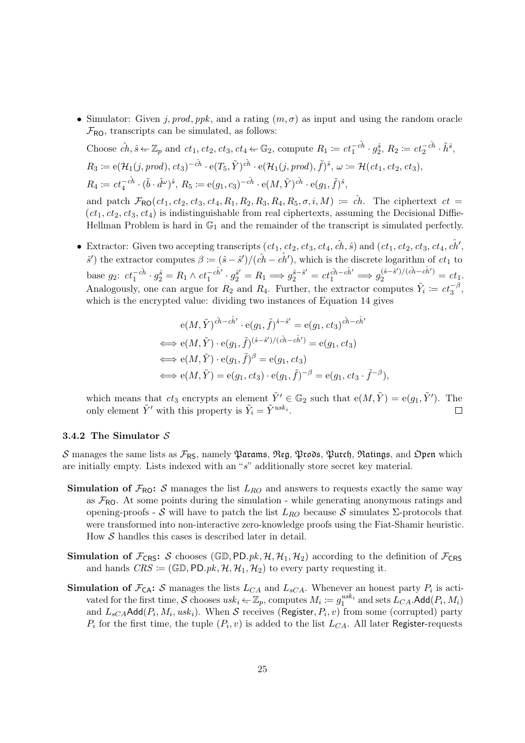- Simulator: Given $j, prod, ppk$, and a rating $(m, \sigma)$ as input and using the random oracle $\mathcal{F}_{\mathsf{RO}}$, transcripts can be simulated, as follows:

  Choose $\hat{ch}, \hat{s} \leftarrow \mathbb{Z}_p$ and $ct_1, ct_2, ct_3, ct_4 \leftarrow \mathbb{G}_2$, compute $R_1 \coloneqq ct_1^{-\hat{ch}} \cdot g_2^{\hat{s}}$, $R_2 \coloneqq ct_2^{-\hat{ch}} \cdot \tilde{h}^{\hat{s}}$, $R_3 \coloneqq \mathrm{e}(\mathcal{H}_1(j, prod), ct_3)^{-\hat{ch}} \cdot \mathrm{e}(T_5, \tilde{Y})^{\hat{ch}} \cdot \mathrm{e}(\mathcal{H}_1(j, prod), \tilde{f})^{\hat{s}}$, $\omega \coloneqq \mathcal{H}(ct_1, ct_2, ct_3)$, $R_4 \coloneqq ct_4^{-\hat{ch}} \cdot (\tilde{b} \cdot \tilde{d}^{\omega})^{\hat{s}}$, $R_5 \coloneqq \mathrm{e}(g_1, c_3)^{-\hat{ch}} \cdot \mathrm{e}(M, \tilde{Y})^{\hat{ch}} \cdot \mathrm{e}(g_1, \tilde{f})^{\hat{s}}$,

  and patch $\mathcal{F}_{\mathsf{RO}}(ct_1, ct_2, ct_3, ct_4, R_1, R_2, R_3, R_4, R_5, \sigma, i, M) \coloneqq \hat{ch}$. The ciphertext $ct = (ct_1, ct_2, ct_3, ct_4)$ is indistinguishable from real ciphertexts, assuming the Decisional Diffie-Hellman Problem is hard in $\mathbb{G}_1$ and the remainder of the transcript is simulated perfectly.

- Extractor: Given two accepting transcripts $(ct_1, ct_2, ct_3, ct_4, \hat{ch}, \hat{s})$ and $(ct_1, ct_2, ct_3, ct_4, \hat{ch}', \hat{s}')$ the extractor computes $\beta \coloneqq (\hat{s} - \hat{s}')/(\hat{ch} - \hat{ch}')$, which is the discrete logarithm of $ct_1$ to base $g_2$: $ct_1^{-\hat{ch}} \cdot g_2^{\hat{s}} = R_1 \wedge ct_1^{-\hat{ch}'} \cdot g_2^{\hat{s}'} = R_1 \Longrightarrow g_2^{\hat{s}-\hat{s}'} = ct_1^{\hat{ch}-\hat{ch}'} \Longrightarrow g_2^{(\hat{s}-\hat{s}')/(\hat{ch}-\hat{ch}')} = ct_1$. Analogously, one can argue for $R_2$ and $R_4$. Further, the extractor computes $\tilde{Y}_i \coloneqq ct_3^{-\beta}$, which is the encrypted value: dividing two instances of Equation 14 gives

$$
\begin{aligned}
& \mathrm{e}(M, \tilde{Y})^{\hat{ch}-\hat{ch}'} \cdot \mathrm{e}(g_1, \tilde{f})^{\hat{s}-\hat{s}'} = \mathrm{e}(g_1, ct_3)^{\hat{ch}-\hat{ch}'} \\
\Longleftrightarrow\ & \mathrm{e}(M, \tilde{Y}) \cdot \mathrm{e}(g_1, \tilde{f})^{(\hat{s}-\hat{s}')/(\hat{ch}-\hat{ch}')} = \mathrm{e}(g_1, ct_3) \\
\Longleftrightarrow\ & \mathrm{e}(M, \tilde{Y}) \cdot \mathrm{e}(g_1, \tilde{f})^{\beta} = \mathrm{e}(g_1, ct_3) \\
\Longleftrightarrow\ & \mathrm{e}(M, \tilde{Y}) = \mathrm{e}(g_1, ct_3) \cdot \mathrm{e}(g_1, \tilde{f})^{-\beta} = \mathrm{e}(g_1, ct_3 \cdot \tilde{f}^{-\beta}),
\end{aligned}
$$

  which means that $ct_3$ encrypts an element $\tilde{Y}' \in \mathbb{G}_2$ such that $\mathrm{e}(M, \tilde{Y}) = \mathrm{e}(g_1, \tilde{Y}')$. The only element $\tilde{Y}'$ with this property is $\tilde{Y}_i = \tilde{Y}^{usk_i}$. $\square$

### 3.4.2 The Simulator $\mathcal{S}$

$\mathcal{S}$ manages the same lists as $\mathcal{F}_{\mathsf{RS}}$, namely $\mathfrak{Params}$, $\mathfrak{Reg}$, $\mathfrak{Prods}$, $\mathfrak{Purch}$, $\mathfrak{Ratings}$, and $\mathfrak{Open}$ which are initially empty. Lists indexed with an "$s$" additionally store secret key material.

**Simulation of $\mathcal{F}_{\mathsf{RO}}$:** $\mathcal{S}$ manages the list $L_{RO}$ and answers to requests exactly the same way as $\mathcal{F}_{\mathsf{RO}}$. At some points during the simulation - while generating anonymous ratings and opening-proofs - $\mathcal{S}$ will have to patch the list $L_{RO}$ because $\mathcal{S}$ simulates $\Sigma$-protocols that were transformed into non-interactive zero-knowledge proofs using the Fiat-Shamir heuristic. How $\mathcal{S}$ handles this cases is described later in detail.

**Simulation of $\mathcal{F}_{\mathsf{CRS}}$:** $\mathcal{S}$ chooses $(\mathbb{GD}, \mathsf{PD}.pk, \mathcal{H}, \mathcal{H}_1, \mathcal{H}_2)$ according to the definition of $\mathcal{F}_{\mathsf{CRS}}$ and hands $CRS \coloneqq (\mathbb{GD}, \mathsf{PD}.pk, \mathcal{H}, \mathcal{H}_1, \mathcal{H}_2)$ to every party requesting it.

**Simulation of $\mathcal{F}_{\mathsf{CA}}$:** $\mathcal{S}$ manages the lists $L_{CA}$ and $L_{sCA}$. Whenever an honest party $P_i$ is activated for the first time, $\mathcal{S}$ chooses $usk_i \leftarrow \mathbb{Z}_p$, computes $M_i \coloneqq g_1^{usk_i}$ and sets $L_{CA}.\mathsf{Add}(P_i, M_i)$ and $L_{sCA}\mathsf{Add}(P_i, M_i, usk_i)$. When $\mathcal{S}$ receives $(\mathsf{Register}, P_i, v)$ from some (corrupted) party $P_i$ for the first time, the tuple $(P_i, v)$ is added to the list $L_{CA}$. All later $\mathsf{Register}$-requests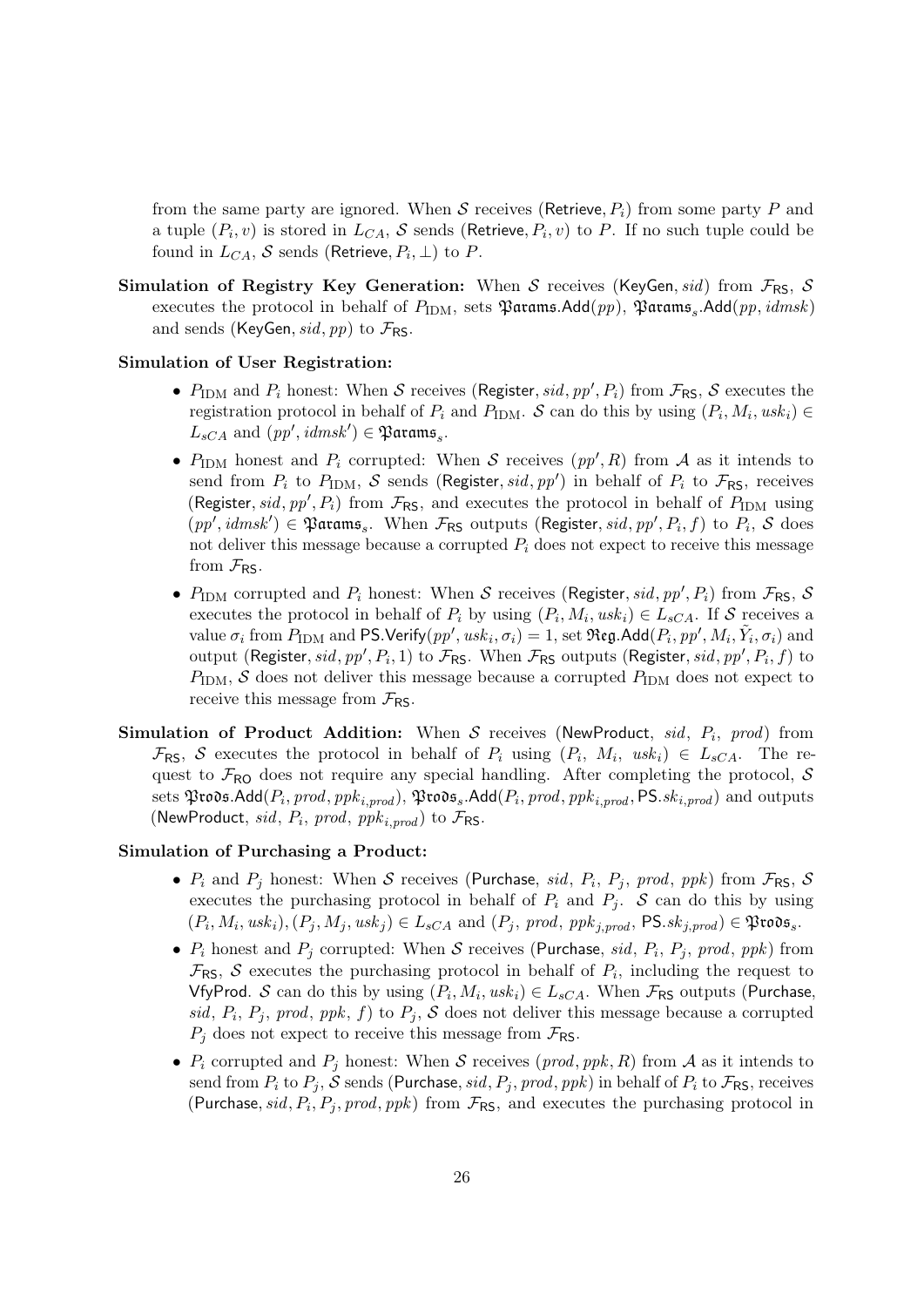from the same party are ignored. When $\mathcal{S}$ receives $(\mathsf{Retrieve}, P_i)$ from some party $P$ and a tuple $(P_i, v)$ is stored in $L_{CA}$, $\mathcal{S}$ sends $(\mathsf{Retrieve}, P_i, v)$ to $P$. If no such tuple could be found in $L_{CA}$, $\mathcal{S}$ sends $(\mathsf{Retrieve}, P_i, \perp)$ to $P$.

**Simulation of Registry Key Generation:** When $\mathcal{S}$ receives $(\mathsf{KeyGen}, sid)$ from $\mathcal{F}_{\mathsf{RS}}$, $\mathcal{S}$ executes the protocol in behalf of $P_{\text{IDM}}$, sets $\mathfrak{Params}.\mathsf{Add}(pp)$, $\mathfrak{Params}_s.\mathsf{Add}(pp, idmsk)$ and sends $(\mathsf{KeyGen}, sid, pp)$ to $\mathcal{F}_{\mathsf{RS}}$.

**Simulation of User Registration:**

- $P_{\text{IDM}}$ and $P_i$ honest: When $\mathcal{S}$ receives $(\mathsf{Register}, sid, pp', P_i)$ from $\mathcal{F}_{\mathsf{RS}}$, $\mathcal{S}$ executes the registration protocol in behalf of $P_i$ and $P_{\text{IDM}}$. $\mathcal{S}$ can do this by using $(P_i, M_i, usk_i) \in L_{sCA}$ and $(pp', idmsk') \in \mathfrak{Params}_s$.
- $P_{\text{IDM}}$ honest and $P_i$ corrupted: When $\mathcal{S}$ receives $(pp', R)$ from $\mathcal{A}$ as it intends to send from $P_i$ to $P_{\text{IDM}}$, $\mathcal{S}$ sends $(\mathsf{Register}, sid, pp')$ in behalf of $P_i$ to $\mathcal{F}_{\mathsf{RS}}$, receives $(\mathsf{Register}, sid, pp', P_i)$ from $\mathcal{F}_{\mathsf{RS}}$, and executes the protocol in behalf of $P_{\text{IDM}}$ using $(pp', idmsk') \in \mathfrak{Params}_s$. When $\mathcal{F}_{\mathsf{RS}}$ outputs $(\mathsf{Register}, sid, pp', P_i, f)$ to $P_i$, $\mathcal{S}$ does not deliver this message because a corrupted $P_i$ does not expect to receive this message from $\mathcal{F}_{\mathsf{RS}}$.
- $P_{\text{IDM}}$ corrupted and $P_i$ honest: When $\mathcal{S}$ receives $(\mathsf{Register}, sid, pp', P_i)$ from $\mathcal{F}_{\mathsf{RS}}$, $\mathcal{S}$ executes the protocol in behalf of $P_i$ by using $(P_i, M_i, usk_i) \in L_{sCA}$. If $\mathcal{S}$ receives a value $\sigma_i$ from $P_{\text{IDM}}$ and $\mathsf{PS.Verify}(pp', usk_i, \sigma_i) = 1$, set $\mathfrak{Reg}.\mathsf{Add}(P_i, pp', M_i, \tilde{Y}_i, \sigma_i)$ and output $(\mathsf{Register}, sid, pp', P_i, 1)$ to $\mathcal{F}_{\mathsf{RS}}$. When $\mathcal{F}_{\mathsf{RS}}$ outputs $(\mathsf{Register}, sid, pp', P_i, f)$ to $P_{\text{IDM}}$, $\mathcal{S}$ does not deliver this message because a corrupted $P_{\text{IDM}}$ does not expect to receive this message from $\mathcal{F}_{\mathsf{RS}}$.

**Simulation of Product Addition:** When $\mathcal{S}$ receives $(\mathsf{NewProduct}, sid, P_i, prod)$ from $\mathcal{F}_{\mathsf{RS}}$, $\mathcal{S}$ executes the protocol in behalf of $P_i$ using $(P_i, M_i, usk_i) \in L_{sCA}$. The request to $\mathcal{F}_{\mathsf{RO}}$ does not require any special handling. After completing the protocol, $\mathcal{S}$ sets $\mathfrak{Prods}.\mathsf{Add}(P_i, prod, ppk_{i,prod})$, $\mathfrak{Prods}_s.\mathsf{Add}(P_i, prod, ppk_{i,prod}, \mathsf{PS}.sk_{i,prod})$ and outputs $(\mathsf{NewProduct}, sid, P_i, prod, ppk_{i,prod})$ to $\mathcal{F}_{\mathsf{RS}}$.

**Simulation of Purchasing a Product:**

- $P_i$ and $P_j$ honest: When $\mathcal{S}$ receives $(\mathsf{Purchase}, sid, P_i, P_j, prod, ppk)$ from $\mathcal{F}_{\mathsf{RS}}$, $\mathcal{S}$ executes the purchasing protocol in behalf of $P_i$ and $P_j$. $\mathcal{S}$ can do this by using $(P_i, M_i, usk_i), (P_j, M_j, usk_j) \in L_{sCA}$ and $(P_j, prod, ppk_{j,prod}, \mathsf{PS}.sk_{j,prod}) \in \mathfrak{Prods}_s$.
- $P_i$ honest and $P_j$ corrupted: When $\mathcal{S}$ receives $(\mathsf{Purchase}, sid, P_i, P_j, prod, ppk)$ from $\mathcal{F}_{\mathsf{RS}}$, $\mathcal{S}$ executes the purchasing protocol in behalf of $P_i$, including the request to $\mathsf{VfyProd}$. $\mathcal{S}$ can do this by using $(P_i, M_i, usk_i) \in L_{sCA}$. When $\mathcal{F}_{\mathsf{RS}}$ outputs $(\mathsf{Purchase}, sid, P_i, P_j, prod, ppk, f)$ to $P_j$, $\mathcal{S}$ does not deliver this message because a corrupted $P_j$ does not expect to receive this message from $\mathcal{F}_{\mathsf{RS}}$.
- $P_i$ corrupted and $P_j$ honest: When $\mathcal{S}$ receives $(prod, ppk, R)$ from $\mathcal{A}$ as it intends to send from $P_i$ to $P_j$, $\mathcal{S}$ sends $(\mathsf{Purchase}, sid, P_j, prod, ppk)$ in behalf of $P_i$ to $\mathcal{F}_{\mathsf{RS}}$, receives $(\mathsf{Purchase}, sid, P_i, P_j, prod, ppk)$ from $\mathcal{F}_{\mathsf{RS}}$, and executes the purchasing protocol in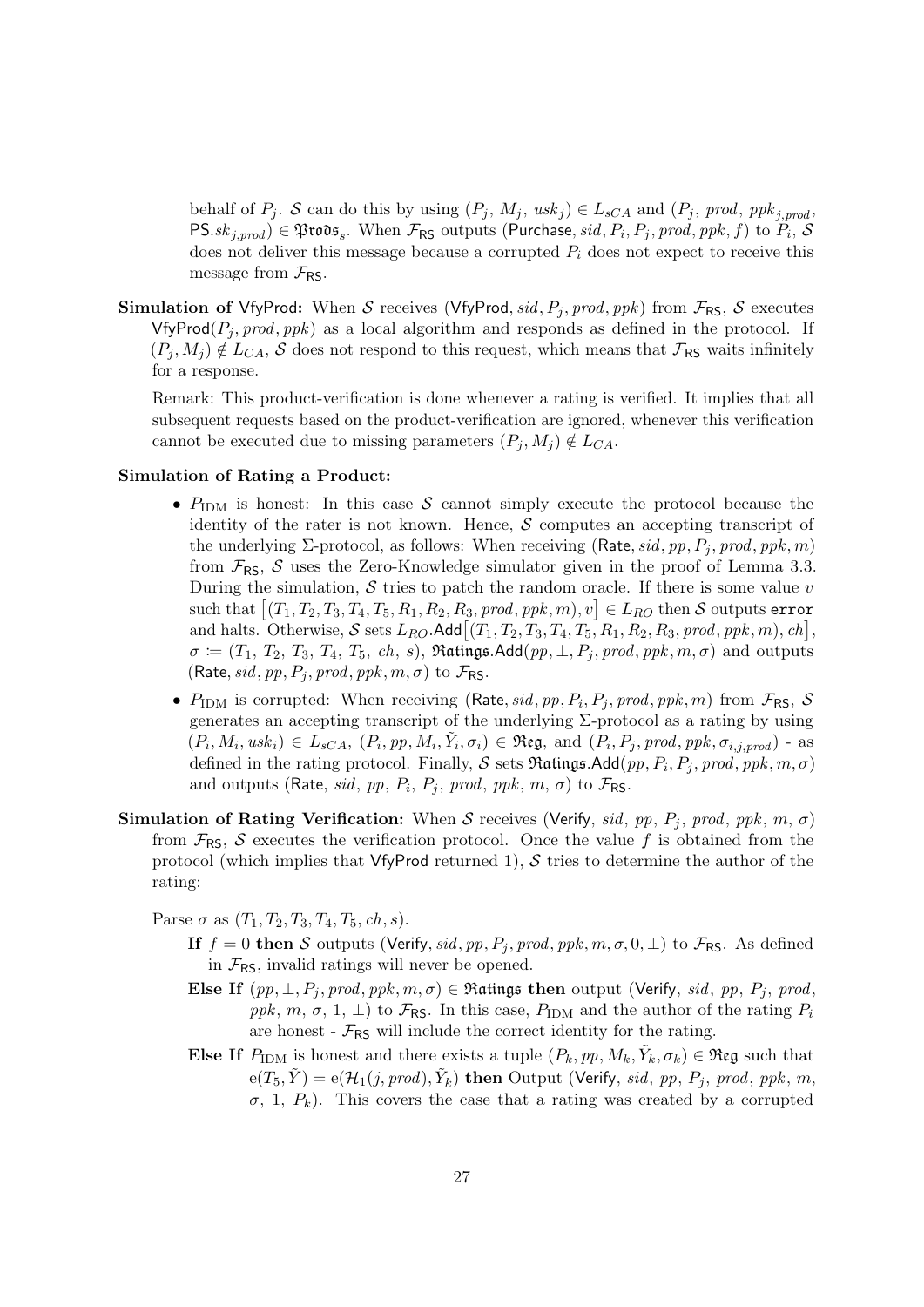behalf of $P_j$. $\mathcal{S}$ can do this by using $(P_j,\, M_j,\, usk_j) \in L_{sCA}$ and $(P_j,\, prod,\, ppk_{j,prod},$ $\mathsf{PS}.sk_{j,prod}) \in \mathfrak{Prods}_s$. When $\mathcal{F}_{\mathsf{RS}}$ outputs $(\mathsf{Purchase}, sid, P_i, P_j, prod, ppk, f)$ to $P_i$, $\mathcal{S}$ does not deliver this message because a corrupted $P_i$ does not expect to receive this message from $\mathcal{F}_{\mathsf{RS}}$.

**Simulation of** $\mathsf{VfyProd}$**:** When $\mathcal{S}$ receives $(\mathsf{VfyProd}, sid, P_j, prod, ppk)$ from $\mathcal{F}_{\mathsf{RS}}$, $\mathcal{S}$ executes $\mathsf{VfyProd}(P_j, prod, ppk)$ as a local algorithm and responds as defined in the protocol. If $(P_j, M_j) \notin L_{CA}$, $\mathcal{S}$ does not respond to this request, which means that $\mathcal{F}_{\mathsf{RS}}$ waits infinitely for a response.

Remark: This product-verification is done whenever a rating is verified. It implies that all subsequent requests based on the product-verification are ignored, whenever this verification cannot be executed due to missing parameters $(P_j, M_j) \notin L_{CA}$.

**Simulation of Rating a Product:**

- $P_{\mathrm{IDM}}$ is honest: In this case $\mathcal{S}$ cannot simply execute the protocol because the identity of the rater is not known. Hence, $\mathcal{S}$ computes an accepting transcript of the underlying $\Sigma$-protocol, as follows: When receiving $(\mathsf{Rate}, sid, pp, P_j, prod, ppk, m)$ from $\mathcal{F}_{\mathsf{RS}}$, $\mathcal{S}$ uses the Zero-Knowledge simulator given in the proof of Lemma 3.3. During the simulation, $\mathcal{S}$ tries to patch the random oracle. If there is some value $v$ such that $\big[(T_1, T_2, T_3, T_4, T_5, R_1, R_2, R_3, prod, ppk, m), v\big] \in L_{RO}$ then $\mathcal{S}$ outputs `error` and halts. Otherwise, $\mathcal{S}$ sets $L_{RO}.\mathsf{Add}\big[(T_1, T_2, T_3, T_4, T_5, R_1, R_2, R_3, prod, ppk, m), ch\big]$, $\sigma := (T_1,\, T_2,\, T_3,\, T_4,\, T_5,\, ch,\, s)$, $\mathfrak{Ratings}.\mathsf{Add}(pp, \perp, P_j, prod, ppk, m, \sigma)$ and outputs $(\mathsf{Rate}, sid, pp, P_j, prod, ppk, m, \sigma)$ to $\mathcal{F}_{\mathsf{RS}}$.
- $P_{\mathrm{IDM}}$ is corrupted: When receiving $(\mathsf{Rate}, sid, pp, P_i, P_j, prod, ppk, m)$ from $\mathcal{F}_{\mathsf{RS}}$, $\mathcal{S}$ generates an accepting transcript of the underlying $\Sigma$-protocol as a rating by using $(P_i, M_i, usk_i) \in L_{sCA}$, $(P_i, pp, M_i, \tilde{Y}_i, \sigma_i) \in \mathfrak{Reg}$, and $(P_i, P_j, prod, ppk, \sigma_{i,j,prod})$ - as defined in the rating protocol. Finally, $\mathcal{S}$ sets $\mathfrak{Ratings}.\mathsf{Add}(pp, P_i, P_j, prod, ppk, m, \sigma)$ and outputs $(\mathsf{Rate},\, sid,\, pp,\, P_i,\, P_j,\, prod,\, ppk,\, m,\, \sigma)$ to $\mathcal{F}_{\mathsf{RS}}$.

**Simulation of Rating Verification:** When $\mathcal{S}$ receives $(\mathsf{Verify},\, sid,\, pp,\, P_j,\, prod,\, ppk,\, m,\, \sigma)$ from $\mathcal{F}_{\mathsf{RS}}$, $\mathcal{S}$ executes the verification protocol. Once the value $f$ is obtained from the protocol (which implies that $\mathsf{VfyProd}$ returned 1), $\mathcal{S}$ tries to determine the author of the rating:

Parse $\sigma$ as $(T_1, T_2, T_3, T_4, T_5, ch, s)$.

**If** $f = 0$ **then** $\mathcal{S}$ outputs $(\mathsf{Verify}, sid, pp, P_j, prod, ppk, m, \sigma, 0, \perp)$ to $\mathcal{F}_{\mathsf{RS}}$. As defined in $\mathcal{F}_{\mathsf{RS}}$, invalid ratings will never be opened.

**Else If** $(pp, \perp, P_j, prod, ppk, m, \sigma) \in \mathfrak{Ratings}$ **then** output $(\mathsf{Verify},\, sid,\, pp,\, P_j,\, prod,$ $ppk,\, m,\, \sigma,\, 1,\, \perp)$ to $\mathcal{F}_{\mathsf{RS}}$. In this case, $P_{\mathrm{IDM}}$ and the author of the rating $P_i$ are honest - $\mathcal{F}_{\mathsf{RS}}$ will include the correct identity for the rating.

**Else If** $P_{\mathrm{IDM}}$ is honest and there exists a tuple $(P_k, pp, M_k, \tilde{Y}_k, \sigma_k) \in \mathfrak{Reg}$ such that $\mathrm{e}(T_5, \tilde{Y}) = \mathrm{e}(\mathcal{H}_1(j, prod), \tilde{Y}_k)$ **then** Output $(\mathsf{Verify},\, sid,\, pp,\, P_j,\, prod,\, ppk,\, m,$ $\sigma,\, 1,\, P_k)$. This covers the case that a rating was created by a corrupted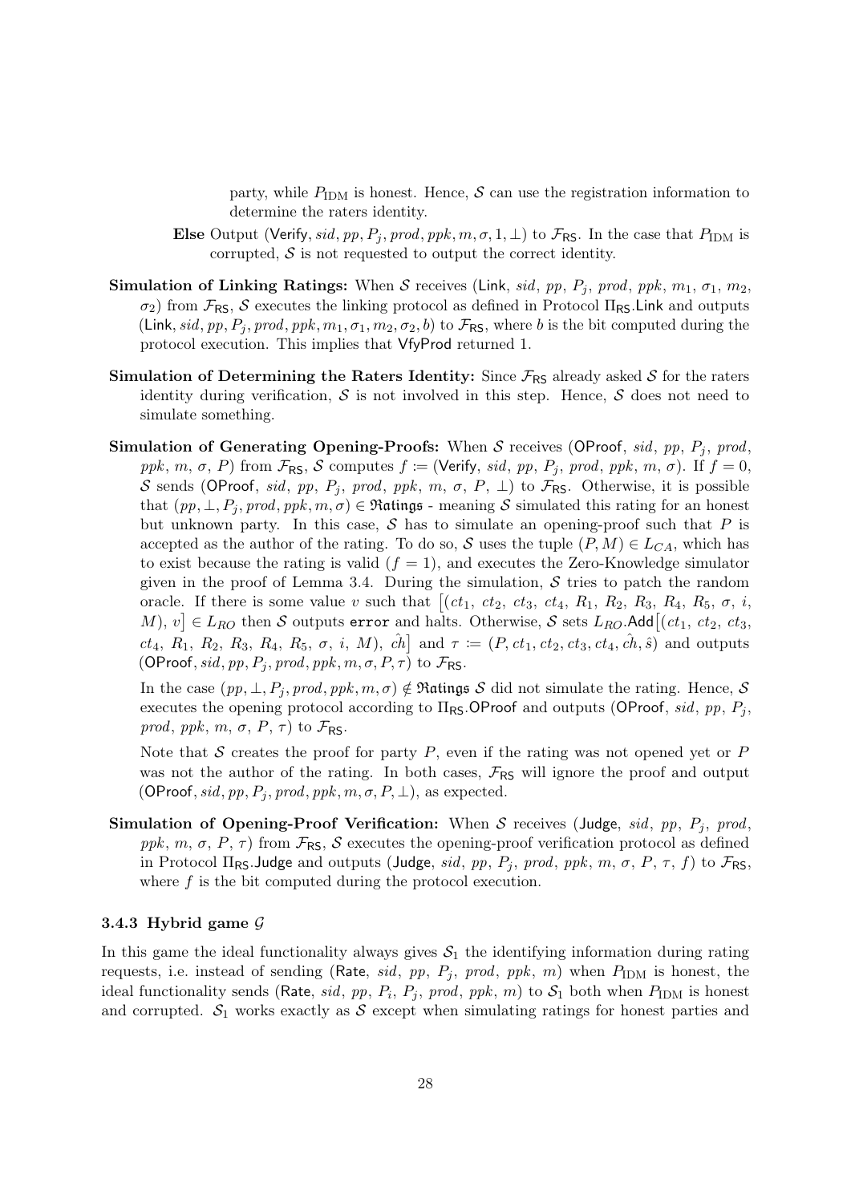party, while $P_{\text{IDM}}$ is honest. Hence, $\mathcal{S}$ can use the registration information to determine the raters identity.

**Else** Output $(\mathsf{Verify}, sid, pp, P_j, prod, ppk, m, \sigma, 1, \perp)$ to $\mathcal{F}_{\mathsf{RS}}$. In the case that $P_{\text{IDM}}$ is corrupted, $\mathcal{S}$ is not requested to output the correct identity.

**Simulation of Linking Ratings:** When $\mathcal{S}$ receives $(\mathsf{Link}, sid, pp, P_j, prod, ppk, m_1, \sigma_1, m_2, \sigma_2)$ from $\mathcal{F}_{\mathsf{RS}}$, $\mathcal{S}$ executes the linking protocol as defined in Protocol $\Pi_{\mathsf{RS}}.\mathsf{Link}$ and outputs $(\mathsf{Link}, sid, pp, P_j, prod, ppk, m_1, \sigma_1, m_2, \sigma_2, b)$ to $\mathcal{F}_{\mathsf{RS}}$, where $b$ is the bit computed during the protocol execution. This implies that $\mathsf{VfyProd}$ returned 1.

**Simulation of Determining the Raters Identity:** Since $\mathcal{F}_{\mathsf{RS}}$ already asked $\mathcal{S}$ for the raters identity during verification, $\mathcal{S}$ is not involved in this step. Hence, $\mathcal{S}$ does not need to simulate something.

**Simulation of Generating Opening-Proofs:** When $\mathcal{S}$ receives $(\mathsf{OProof}, sid, pp, P_j, prod, ppk, m, \sigma, P)$ from $\mathcal{F}_{\mathsf{RS}}$, $\mathcal{S}$ computes $f := (\mathsf{Verify}, sid, pp, P_j, prod, ppk, m, \sigma)$. If $f = 0$, $\mathcal{S}$ sends $(\mathsf{OProof}, sid, pp, P_j, prod, ppk, m, \sigma, P, \perp)$ to $\mathcal{F}_{\mathsf{RS}}$. Otherwise, it is possible that $(pp, \perp, P_j, prod, ppk, m, \sigma) \in \mathfrak{Ratings}$ - meaning $\mathcal{S}$ simulated this rating for an honest but unknown party. In this case, $\mathcal{S}$ has to simulate an opening-proof such that $P$ is accepted as the author of the rating. To do so, $\mathcal{S}$ uses the tuple $(P, M) \in L_{CA}$, which has to exist because the rating is valid ($f = 1$), and executes the Zero-Knowledge simulator given in the proof of Lemma 3.4. During the simulation, $\mathcal{S}$ tries to patch the random oracle. If there is some value $v$ such that $\big[(ct_1, ct_2, ct_3, ct_4, R_1, R_2, R_3, R_4, R_5, \sigma, i, M), v\big] \in L_{RO}$ then $\mathcal{S}$ outputs `error` and halts. Otherwise, $\mathcal{S}$ sets $L_{RO}.\mathsf{Add}\big[(ct_1, ct_2, ct_3, ct_4, R_1, R_2, R_3, R_4, R_5, \sigma, i, M), \hat{ch}\big]$ and $\tau := (P, ct_1, ct_2, ct_3, ct_4, \hat{ch}, \hat{s})$ and outputs $(\mathsf{OProof}, sid, pp, P_j, prod, ppk, m, \sigma, P, \tau)$ to $\mathcal{F}_{\mathsf{RS}}$.

In the case $(pp, \perp, P_j, prod, ppk, m, \sigma) \notin \mathfrak{Ratings}$ $\mathcal{S}$ did not simulate the rating. Hence, $\mathcal{S}$ executes the opening protocol according to $\Pi_{\mathsf{RS}}.\mathsf{OProof}$ and outputs $(\mathsf{OProof}, sid, pp, P_j, prod, ppk, m, \sigma, P, \tau)$ to $\mathcal{F}_{\mathsf{RS}}$.

Note that $\mathcal{S}$ creates the proof for party $P$, even if the rating was not opened yet or $P$ was not the author of the rating. In both cases, $\mathcal{F}_{\mathsf{RS}}$ will ignore the proof and output $(\mathsf{OProof}, sid, pp, P_j, prod, ppk, m, \sigma, P, \perp)$, as expected.

**Simulation of Opening-Proof Verification:** When $\mathcal{S}$ receives $(\mathsf{Judge}, sid, pp, P_j, prod, ppk, m, \sigma, P, \tau)$ from $\mathcal{F}_{\mathsf{RS}}$, $\mathcal{S}$ executes the opening-proof verification protocol as defined in Protocol $\Pi_{\mathsf{RS}}.\mathsf{Judge}$ and outputs $(\mathsf{Judge}, sid, pp, P_j, prod, ppk, m, \sigma, P, \tau, f)$ to $\mathcal{F}_{\mathsf{RS}}$, where $f$ is the bit computed during the protocol execution.

### 3.4.3 Hybrid game $\mathcal{G}$

In this game the ideal functionality always gives $\mathcal{S}_1$ the identifying information during rating requests, i.e. instead of sending $(\mathsf{Rate}, sid, pp, P_j, prod, ppk, m)$ when $P_{\text{IDM}}$ is honest, the ideal functionality sends $(\mathsf{Rate}, sid, pp, P_i, P_j, prod, ppk, m)$ to $\mathcal{S}_1$ both when $P_{\text{IDM}}$ is honest and corrupted. $\mathcal{S}_1$ works exactly as $\mathcal{S}$ except when simulating ratings for honest parties and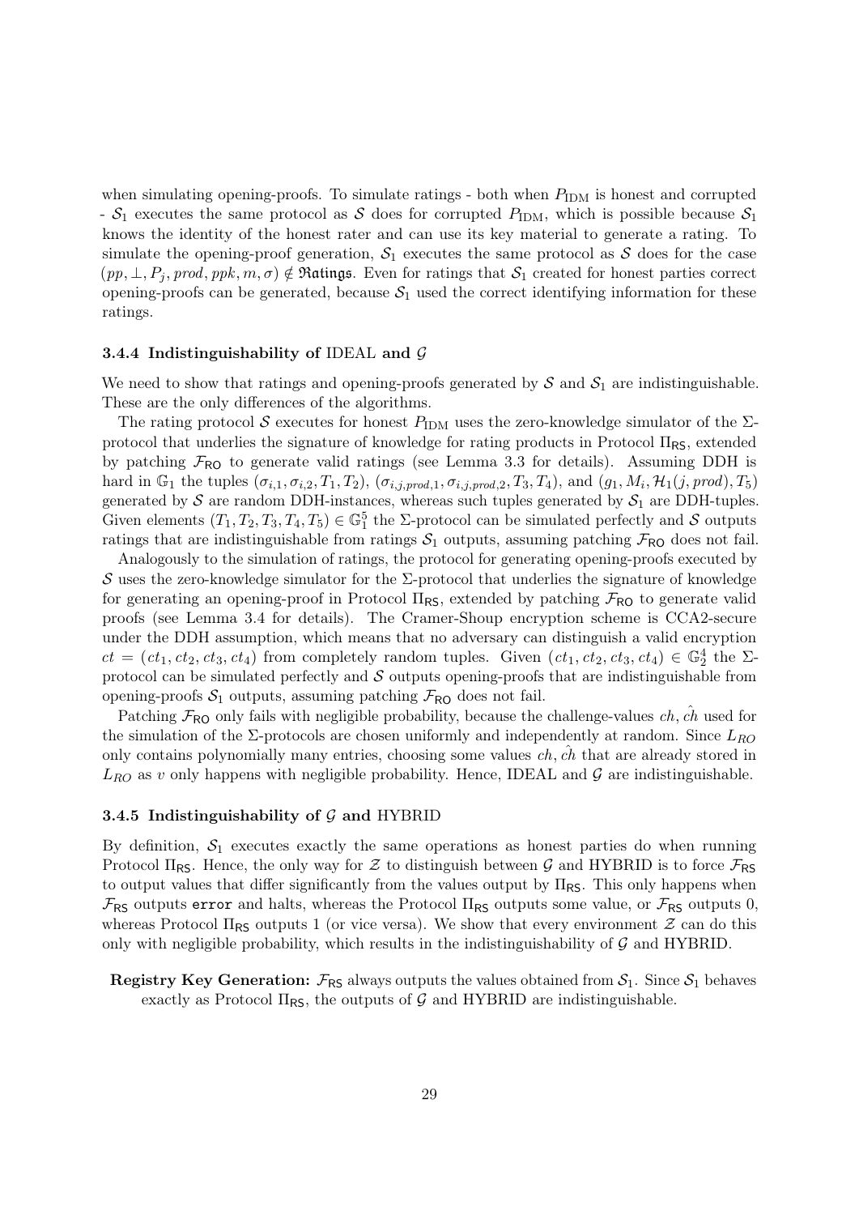when simulating opening-proofs. To simulate ratings - both when $P_{\text{IDM}}$ is honest and corrupted - $\mathcal{S}_1$ executes the same protocol as $\mathcal{S}$ does for corrupted $P_{\text{IDM}}$, which is possible because $\mathcal{S}_1$ knows the identity of the honest rater and can use its key material to generate a rating. To simulate the opening-proof generation, $\mathcal{S}_1$ executes the same protocol as $\mathcal{S}$ does for the case $(pp, \perp, P_j, prod, ppk, m, \sigma) \notin \mathfrak{Ratings}$. Even for ratings that $\mathcal{S}_1$ created for honest parties correct opening-proofs can be generated, because $\mathcal{S}_1$ used the correct identifying information for these ratings.

### 3.4.4 Indistinguishability of IDEAL and $\mathcal{G}$

We need to show that ratings and opening-proofs generated by $\mathcal{S}$ and $\mathcal{S}_1$ are indistinguishable. These are the only differences of the algorithms.

The rating protocol $\mathcal{S}$ executes for honest $P_{\text{IDM}}$ uses the zero-knowledge simulator of the $\Sigma$-protocol that underlies the signature of knowledge for rating products in Protocol $\Pi_{\mathsf{RS}}$, extended by patching $\mathcal{F}_{\mathsf{RO}}$ to generate valid ratings (see Lemma 3.3 for details). Assuming DDH is hard in $\mathbb{G}_1$ the tuples $(\sigma_{i,1}, \sigma_{i,2}, T_1, T_2)$, $(\sigma_{i,j,prod,1}, \sigma_{i,j,prod,2}, T_3, T_4)$, and $(g_1, M_i, \mathcal{H}_1(j, prod), T_5)$ generated by $\mathcal{S}$ are random DDH-instances, whereas such tuples generated by $\mathcal{S}_1$ are DDH-tuples. Given elements $(T_1, T_2, T_3, T_4, T_5) \in \mathbb{G}_1^5$ the $\Sigma$-protocol can be simulated perfectly and $\mathcal{S}$ outputs ratings that are indistinguishable from ratings $\mathcal{S}_1$ outputs, assuming patching $\mathcal{F}_{\mathsf{RO}}$ does not fail.

Analogously to the simulation of ratings, the protocol for generating opening-proofs executed by $\mathcal{S}$ uses the zero-knowledge simulator for the $\Sigma$-protocol that underlies the signature of knowledge for generating an opening-proof in Protocol $\Pi_{\mathsf{RS}}$, extended by patching $\mathcal{F}_{\mathsf{RO}}$ to generate valid proofs (see Lemma 3.4 for details). The Cramer-Shoup encryption scheme is CCA2-secure under the DDH assumption, which means that no adversary can distinguish a valid encryption $ct = (ct_1, ct_2, ct_3, ct_4)$ from completely random tuples. Given $(ct_1, ct_2, ct_3, ct_4) \in \mathbb{G}_2^4$ the $\Sigma$-protocol can be simulated perfectly and $\mathcal{S}$ outputs opening-proofs that are indistinguishable from opening-proofs $\mathcal{S}_1$ outputs, assuming patching $\mathcal{F}_{\mathsf{RO}}$ does not fail.

Patching $\mathcal{F}_{\mathsf{RO}}$ only fails with negligible probability, because the challenge-values $ch, \hat{ch}$ used for the simulation of the $\Sigma$-protocols are chosen uniformly and independently at random. Since $L_{RO}$ only contains polynomially many entries, choosing some values $ch, \hat{ch}$ that are already stored in $L_{RO}$ as $v$ only happens with negligible probability. Hence, IDEAL and $\mathcal{G}$ are indistinguishable.

### 3.4.5 Indistinguishability of $\mathcal{G}$ and HYBRID

By definition, $\mathcal{S}_1$ executes exactly the same operations as honest parties do when running Protocol $\Pi_{\mathsf{RS}}$. Hence, the only way for $\mathcal{Z}$ to distinguish between $\mathcal{G}$ and HYBRID is to force $\mathcal{F}_{\mathsf{RS}}$ to output values that differ significantly from the values output by $\Pi_{\mathsf{RS}}$. This only happens when $\mathcal{F}_{\mathsf{RS}}$ outputs `error` and halts, whereas the Protocol $\Pi_{\mathsf{RS}}$ outputs some value, or $\mathcal{F}_{\mathsf{RS}}$ outputs 0, whereas Protocol $\Pi_{\mathsf{RS}}$ outputs 1 (or vice versa). We show that every environment $\mathcal{Z}$ can do this only with negligible probability, which results in the indistinguishability of $\mathcal{G}$ and HYBRID.

**Registry Key Generation:** $\mathcal{F}_{\mathsf{RS}}$ always outputs the values obtained from $\mathcal{S}_1$. Since $\mathcal{S}_1$ behaves exactly as Protocol $\Pi_{\mathsf{RS}}$, the outputs of $\mathcal{G}$ and HYBRID are indistinguishable.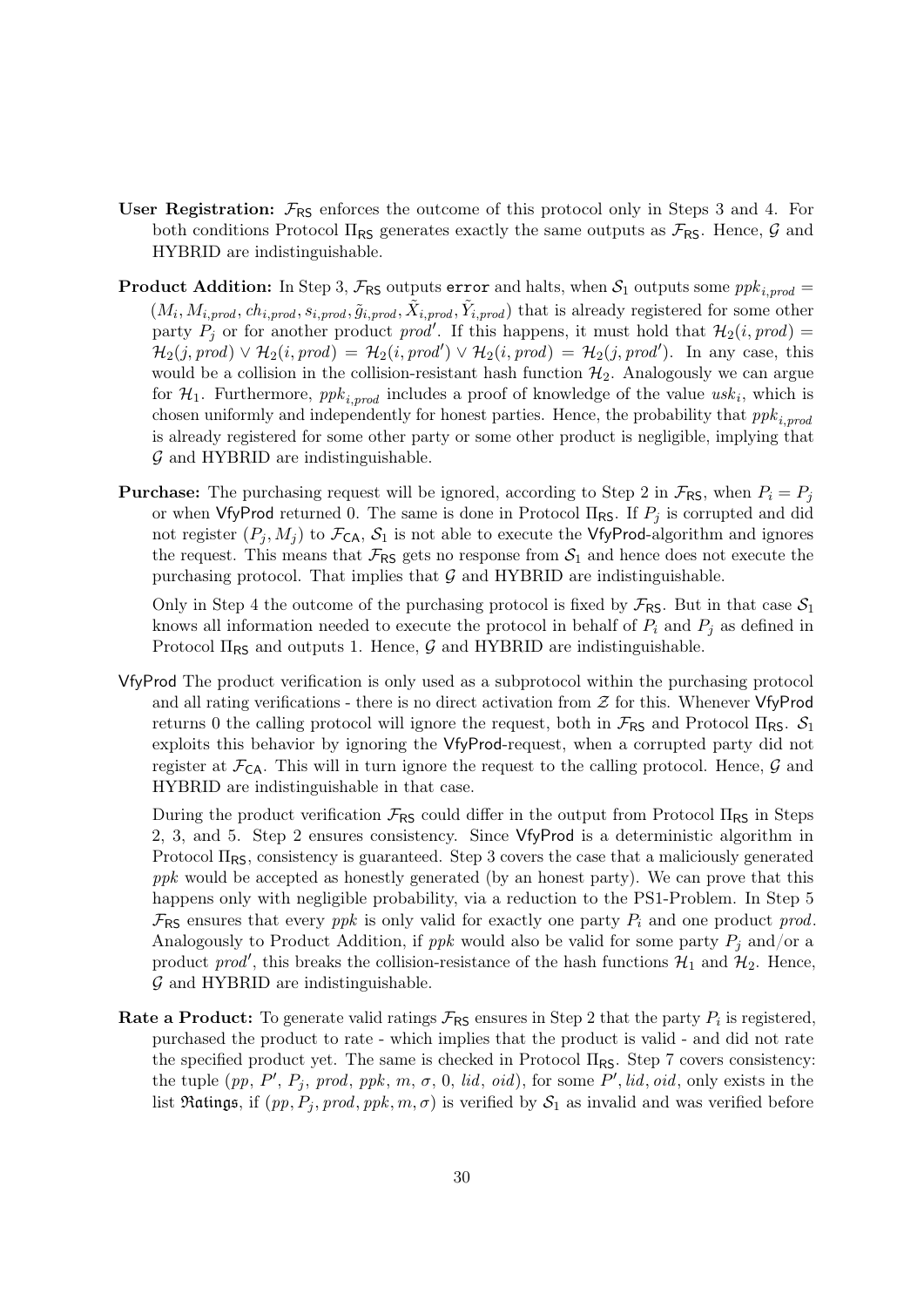**User Registration:** $\mathcal{F}_{\mathsf{RS}}$ enforces the outcome of this protocol only in Steps 3 and 4. For both conditions Protocol $\Pi_{\mathsf{RS}}$ generates exactly the same outputs as $\mathcal{F}_{\mathsf{RS}}$. Hence, $\mathcal{G}$ and HYBRID are indistinguishable.

**Product Addition:** In Step 3, $\mathcal{F}_{\mathsf{RS}}$ outputs `error` and halts, when $\mathcal{S}_1$ outputs some $ppk_{i,prod} = (M_i, M_{i,prod}, ch_{i,prod}, s_{i,prod}, \tilde{g}_{i,prod}, \tilde{X}_{i,prod}, \tilde{Y}_{i,prod})$ that is already registered for some other party $P_j$ or for another product $prod'$. If this happens, it must hold that $\mathcal{H}_2(i, prod) = \mathcal{H}_2(j, prod) \vee \mathcal{H}_2(i, prod) = \mathcal{H}_2(i, prod') \vee \mathcal{H}_2(i, prod) = \mathcal{H}_2(j, prod')$. In any case, this would be a collision in the collision-resistant hash function $\mathcal{H}_2$. Analogously we can argue for $\mathcal{H}_1$. Furthermore, $ppk_{i,prod}$ includes a proof of knowledge of the value $usk_i$, which is chosen uniformly and independently for honest parties. Hence, the probability that $ppk_{i,prod}$ is already registered for some other party or some other product is negligible, implying that $\mathcal{G}$ and HYBRID are indistinguishable.

**Purchase:** The purchasing request will be ignored, according to Step 2 in $\mathcal{F}_{\mathsf{RS}}$, when $P_i = P_j$ or when $\mathsf{VfyProd}$ returned 0. The same is done in Protocol $\Pi_{\mathsf{RS}}$. If $P_j$ is corrupted and did not register $(P_j, M_j)$ to $\mathcal{F}_{\mathsf{CA}}$, $\mathcal{S}_1$ is not able to execute the $\mathsf{VfyProd}$-algorithm and ignores the request. This means that $\mathcal{F}_{\mathsf{RS}}$ gets no response from $\mathcal{S}_1$ and hence does not execute the purchasing protocol. That implies that $\mathcal{G}$ and HYBRID are indistinguishable.

Only in Step 4 the outcome of the purchasing protocol is fixed by $\mathcal{F}_{\mathsf{RS}}$. But in that case $\mathcal{S}_1$ knows all information needed to execute the protocol in behalf of $P_i$ and $P_j$ as defined in Protocol $\Pi_{\mathsf{RS}}$ and outputs 1. Hence, $\mathcal{G}$ and HYBRID are indistinguishable.

$\mathsf{VfyProd}$ The product verification is only used as a subprotocol within the purchasing protocol and all rating verifications - there is no direct activation from $\mathcal{Z}$ for this. Whenever $\mathsf{VfyProd}$ returns 0 the calling protocol will ignore the request, both in $\mathcal{F}_{\mathsf{RS}}$ and Protocol $\Pi_{\mathsf{RS}}$. $\mathcal{S}_1$ exploits this behavior by ignoring the $\mathsf{VfyProd}$-request, when a corrupted party did not register at $\mathcal{F}_{\mathsf{CA}}$. This will in turn ignore the request to the calling protocol. Hence, $\mathcal{G}$ and HYBRID are indistinguishable in that case.

During the product verification $\mathcal{F}_{\mathsf{RS}}$ could differ in the output from Protocol $\Pi_{\mathsf{RS}}$ in Steps 2, 3, and 5. Step 2 ensures consistency. Since $\mathsf{VfyProd}$ is a deterministic algorithm in Protocol $\Pi_{\mathsf{RS}}$, consistency is guaranteed. Step 3 covers the case that a maliciously generated $ppk$ would be accepted as honestly generated (by an honest party). We can prove that this happens only with negligible probability, via a reduction to the PS1-Problem. In Step 5 $\mathcal{F}_{\mathsf{RS}}$ ensures that every $ppk$ is only valid for exactly one party $P_i$ and one product $prod$. Analogously to Product Addition, if $ppk$ would also be valid for some party $P_j$ and/or a product $prod'$, this breaks the collision-resistance of the hash functions $\mathcal{H}_1$ and $\mathcal{H}_2$. Hence, $\mathcal{G}$ and HYBRID are indistinguishable.

**Rate a Product:** To generate valid ratings $\mathcal{F}_{\mathsf{RS}}$ ensures in Step 2 that the party $P_i$ is registered, purchased the product to rate - which implies that the product is valid - and did not rate the specified product yet. The same is checked in Protocol $\Pi_{\mathsf{RS}}$. Step 7 covers consistency: the tuple $(pp, P', P_j, prod, ppk, m, \sigma, 0, lid, oid)$, for some $P', lid, oid$, only exists in the list $\mathfrak{Ratings}$, if $(pp, P_j, prod, ppk, m, \sigma)$ is verified by $\mathcal{S}_1$ as invalid and was verified before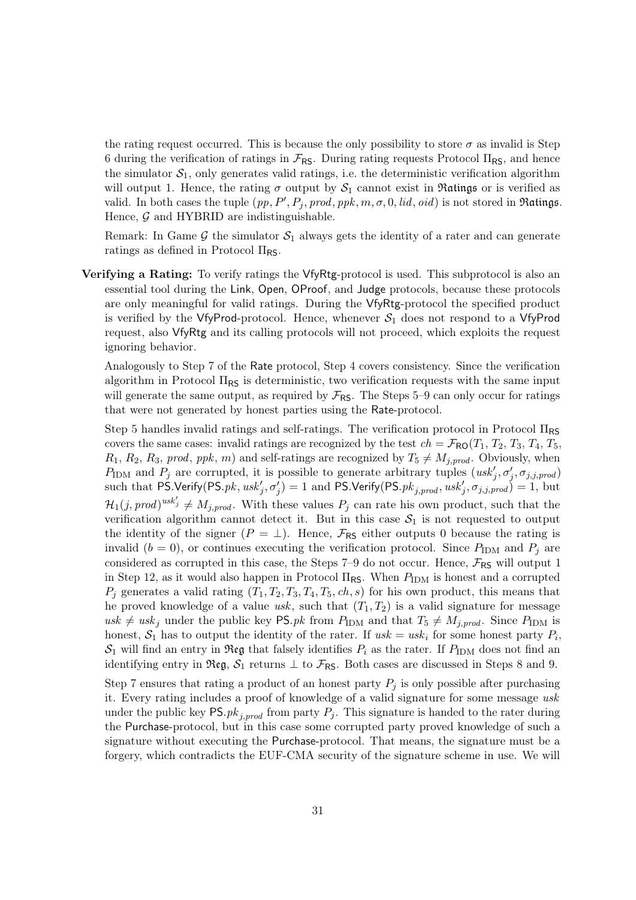the rating request occurred. This is because the only possibility to store $\sigma$ as invalid is Step 6 during the verification of ratings in $\mathcal{F}_{\mathsf{RS}}$. During rating requests Protocol $\Pi_{\mathsf{RS}}$, and hence the simulator $\mathcal{S}_1$, only generates valid ratings, i.e. the deterministic verification algorithm will output 1. Hence, the rating $\sigma$ output by $\mathcal{S}_1$ cannot exist in $\mathfrak{Ratings}$ or is verified as valid. In both cases the tuple $(pp, P', P_j, prod, ppk, m, \sigma, 0, lid, oid)$ is not stored in $\mathfrak{Ratings}$. Hence, $\mathcal{G}$ and HYBRID are indistinguishable.

Remark: In Game $\mathcal{G}$ the simulator $\mathcal{S}_1$ always gets the identity of a rater and can generate ratings as defined in Protocol $\Pi_{\mathsf{RS}}$.

**Verifying a Rating:** To verify ratings the VfyRtg-protocol is used. This subprotocol is also an essential tool during the Link, Open, OProof, and Judge protocols, because these protocols are only meaningful for valid ratings. During the VfyRtg-protocol the specified product is verified by the VfyProd-protocol. Hence, whenever $\mathcal{S}_1$ does not respond to a VfyProd request, also VfyRtg and its calling protocols will not proceed, which exploits the request ignoring behavior.

Analogously to Step 7 of the Rate protocol, Step 4 covers consistency. Since the verification algorithm in Protocol $\Pi_{\mathsf{RS}}$ is deterministic, two verification requests with the same input will generate the same output, as required by $\mathcal{F}_{\mathsf{RS}}$. The Steps 5–9 can only occur for ratings that were not generated by honest parties using the Rate-protocol.

Step 5 handles invalid ratings and self-ratings. The verification protocol in Protocol $\Pi_{\mathsf{RS}}$ covers the same cases: invalid ratings are recognized by the test $ch = \mathcal{F}_{\mathsf{RO}}(T_1, T_2, T_3, T_4, T_5, R_1, R_2, R_3, prod, ppk, m)$ and self-ratings are recognized by $T_5 \neq M_{j,prod}$. Obviously, when $P_{\mathrm{IDM}}$ and $P_j$ are corrupted, it is possible to generate arbitrary tuples $(usk'_j, \sigma'_j, \sigma_{j,j,prod})$ such that $\mathsf{PS.Verify}(\mathsf{PS}.pk, usk'_j, \sigma'_j) = 1$ and $\mathsf{PS.Verify}(\mathsf{PS}.pk_{j,prod}, usk'_j, \sigma_{j,j,prod}) = 1$, but $\mathcal{H}_1(j, prod)^{usk'_j} \neq M_{j,prod}$. With these values $P_j$ can rate his own product, such that the verification algorithm cannot detect it. But in this case $\mathcal{S}_1$ is not requested to output the identity of the signer ($P = \perp$). Hence, $\mathcal{F}_{\mathsf{RS}}$ either outputs 0 because the rating is invalid ($b = 0$), or continues executing the verification protocol. Since $P_{\mathrm{IDM}}$ and $P_j$ are considered as corrupted in this case, the Steps 7–9 do not occur. Hence, $\mathcal{F}_{\mathsf{RS}}$ will output 1 in Step 12, as it would also happen in Protocol $\Pi_{\mathsf{RS}}$. When $P_{\mathrm{IDM}}$ is honest and a corrupted $P_j$ generates a valid rating $(T_1, T_2, T_3, T_4, T_5, ch, s)$ for his own product, this means that he proved knowledge of a value $usk$, such that $(T_1, T_2)$ is a valid signature for message $usk \neq usk_j$ under the public key $\mathsf{PS}.pk$ from $P_{\mathrm{IDM}}$ and that $T_5 \neq M_{j,prod}$. Since $P_{\mathrm{IDM}}$ is honest, $\mathcal{S}_1$ has to output the identity of the rater. If $usk = usk_i$ for some honest party $P_i$, $\mathcal{S}_1$ will find an entry in $\mathfrak{Reg}$ that falsely identifies $P_i$ as the rater. If $P_{\mathrm{IDM}}$ does not find an identifying entry in $\mathfrak{Reg}$, $\mathcal{S}_1$ returns $\perp$ to $\mathcal{F}_{\mathsf{RS}}$. Both cases are discussed in Steps 8 and 9.

Step 7 ensures that rating a product of an honest party $P_j$ is only possible after purchasing it. Every rating includes a proof of knowledge of a valid signature for some message $usk$ under the public key $\mathsf{PS}.pk_{j,prod}$ from party $P_j$. This signature is handed to the rater during the Purchase-protocol, but in this case some corrupted party proved knowledge of such a signature without executing the Purchase-protocol. That means, the signature must be a forgery, which contradicts the EUF-CMA security of the signature scheme in use. We will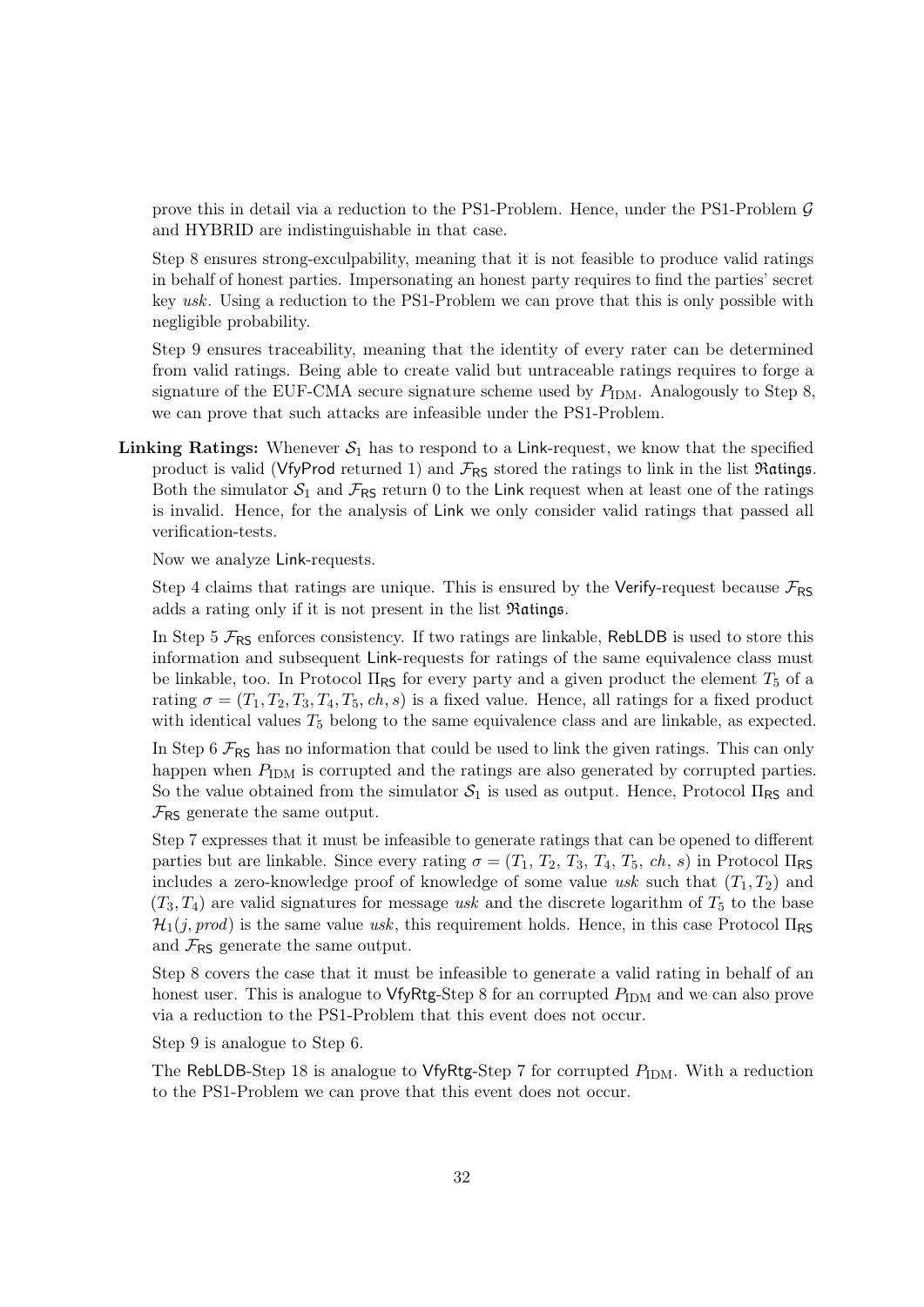prove this in detail via a reduction to the PS1-Problem. Hence, under the PS1-Problem $\mathcal{G}$ and HYBRID are indistinguishable in that case.

Step 8 ensures strong-exculpability, meaning that it is not feasible to produce valid ratings in behalf of honest parties. Impersonating an honest party requires to find the parties' secret key *usk*. Using a reduction to the PS1-Problem we can prove that this is only possible with negligible probability.

Step 9 ensures traceability, meaning that the identity of every rater can be determined from valid ratings. Being able to create valid but untraceable ratings requires to forge a signature of the EUF-CMA secure signature scheme used by $P_{\mathrm{IDM}}$. Analogously to Step 8, we can prove that such attacks are infeasible under the PS1-Problem.

**Linking Ratings:** Whenever $\mathcal{S}_1$ has to respond to a Link-request, we know that the specified product is valid (VfyProd returned 1) and $\mathcal{F}_{\mathsf{RS}}$ stored the ratings to link in the list $\mathfrak{Ratings}$. Both the simulator $\mathcal{S}_1$ and $\mathcal{F}_{\mathsf{RS}}$ return 0 to the Link request when at least one of the ratings is invalid. Hence, for the analysis of Link we only consider valid ratings that passed all verification-tests.

Now we analyze Link-requests.

Step 4 claims that ratings are unique. This is ensured by the Verify-request because $\mathcal{F}_{\mathsf{RS}}$ adds a rating only if it is not present in the list $\mathfrak{Ratings}$.

In Step 5 $\mathcal{F}_{\mathsf{RS}}$ enforces consistency. If two ratings are linkable, RebLDB is used to store this information and subsequent Link-requests for ratings of the same equivalence class must be linkable, too. In Protocol $\Pi_{\mathsf{RS}}$ for every party and a given product the element $T_5$ of a rating $\sigma = (T_1, T_2, T_3, T_4, T_5, ch, s)$ is a fixed value. Hence, all ratings for a fixed product with identical values $T_5$ belong to the same equivalence class and are linkable, as expected.

In Step 6 $\mathcal{F}_{\mathsf{RS}}$ has no information that could be used to link the given ratings. This can only happen when $P_{\mathrm{IDM}}$ is corrupted and the ratings are also generated by corrupted parties. So the value obtained from the simulator $\mathcal{S}_1$ is used as output. Hence, Protocol $\Pi_{\mathsf{RS}}$ and $\mathcal{F}_{\mathsf{RS}}$ generate the same output.

Step 7 expresses that it must be infeasible to generate ratings that can be opened to different parties but are linkable. Since every rating $\sigma = (T_1, T_2, T_3, T_4, T_5, ch, s)$ in Protocol $\Pi_{\mathsf{RS}}$ includes a zero-knowledge proof of knowledge of some value *usk* such that $(T_1, T_2)$ and $(T_3, T_4)$ are valid signatures for message *usk* and the discrete logarithm of $T_5$ to the base $\mathcal{H}_1(j, prod)$ is the same value *usk*, this requirement holds. Hence, in this case Protocol $\Pi_{\mathsf{RS}}$ and $\mathcal{F}_{\mathsf{RS}}$ generate the same output.

Step 8 covers the case that it must be infeasible to generate a valid rating in behalf of an honest user. This is analogue to VfyRtg-Step 8 for an corrupted $P_{\mathrm{IDM}}$ and we can also prove via a reduction to the PS1-Problem that this event does not occur.

Step 9 is analogue to Step 6.

The RebLDB-Step 18 is analogue to VfyRtg-Step 7 for corrupted $P_{\mathrm{IDM}}$. With a reduction to the PS1-Problem we can prove that this event does not occur.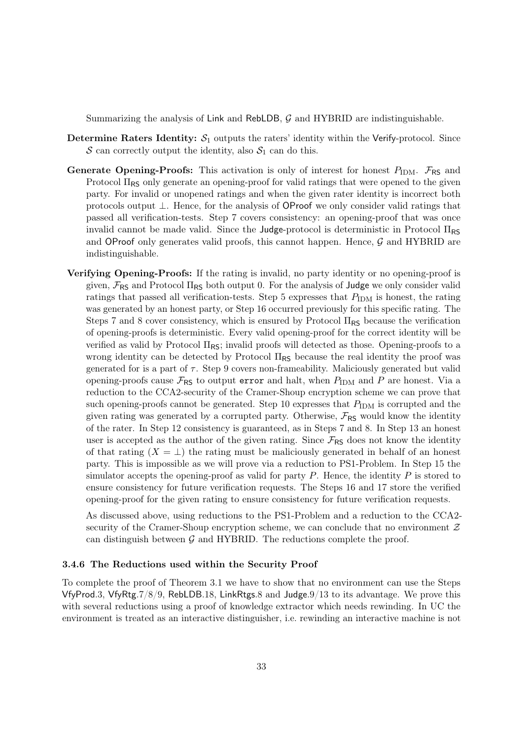Summarizing the analysis of Link and RebLDB, $\mathcal{G}$ and HYBRID are indistinguishable.

**Determine Raters Identity:** $\mathcal{S}_1$ outputs the raters' identity within the Verify-protocol. Since $\mathcal{S}$ can correctly output the identity, also $\mathcal{S}_1$ can do this.

**Generate Opening-Proofs:** This activation is only of interest for honest $P_{\text{IDM}}$. $\mathcal{F}_{\mathsf{RS}}$ and Protocol $\Pi_{\mathsf{RS}}$ only generate an opening-proof for valid ratings that were opened to the given party. For invalid or unopened ratings and when the given rater identity is incorrect both protocols output $\perp$. Hence, for the analysis of OProof we only consider valid ratings that passed all verification-tests. Step 7 covers consistency: an opening-proof that was once invalid cannot be made valid. Since the Judge-protocol is deterministic in Protocol $\Pi_{\mathsf{RS}}$ and OProof only generates valid proofs, this cannot happen. Hence, $\mathcal{G}$ and HYBRID are indistinguishable.

**Verifying Opening-Proofs:** If the rating is invalid, no party identity or no opening-proof is given, $\mathcal{F}_{\mathsf{RS}}$ and Protocol $\Pi_{\mathsf{RS}}$ both output 0. For the analysis of Judge we only consider valid ratings that passed all verification-tests. Step 5 expresses that $P_{\text{IDM}}$ is honest, the rating was generated by an honest party, or Step 16 occurred previously for this specific rating. The Steps 7 and 8 cover consistency, which is ensured by Protocol $\Pi_{\mathsf{RS}}$ because the verification of opening-proofs is deterministic. Every valid opening-proof for the correct identity will be verified as valid by Protocol $\Pi_{\mathsf{RS}}$; invalid proofs will detected as those. Opening-proofs to a wrong identity can be detected by Protocol $\Pi_{\mathsf{RS}}$ because the real identity the proof was generated for is a part of $\tau$. Step 9 covers non-frameability. Maliciously generated but valid opening-proofs cause $\mathcal{F}_{\mathsf{RS}}$ to output `error` and halt, when $P_{\text{IDM}}$ and $P$ are honest. Via a reduction to the CCA2-security of the Cramer-Shoup encryption scheme we can prove that such opening-proofs cannot be generated. Step 10 expresses that $P_{\text{IDM}}$ is corrupted and the given rating was generated by a corrupted party. Otherwise, $\mathcal{F}_{\mathsf{RS}}$ would know the identity of the rater. In Step 12 consistency is guaranteed, as in Steps 7 and 8. In Step 13 an honest user is accepted as the author of the given rating. Since $\mathcal{F}_{\mathsf{RS}}$ does not know the identity of that rating ($X = \perp$) the rating must be maliciously generated in behalf of an honest party. This is impossible as we will prove via a reduction to PS1-Problem. In Step 15 the simulator accepts the opening-proof as valid for party $P$. Hence, the identity $P$ is stored to ensure consistency for future verification requests. The Steps 16 and 17 store the verified opening-proof for the given rating to ensure consistency for future verification requests.

As discussed above, using reductions to the PS1-Problem and a reduction to the CCA2-security of the Cramer-Shoup encryption scheme, we can conclude that no environment $\mathcal{Z}$ can distinguish between $\mathcal{G}$ and HYBRID. The reductions complete the proof.

### 3.4.6 The Reductions used within the Security Proof

To complete the proof of Theorem 3.1 we have to show that no environment can use the Steps VfyProd.3, VfyRtg.7/8/9, RebLDB.18, LinkRtgs.8 and Judge.9/13 to its advantage. We prove this with several reductions using a proof of knowledge extractor which needs rewinding. In UC the environment is treated as an interactive distinguisher, i.e. rewinding an interactive machine is not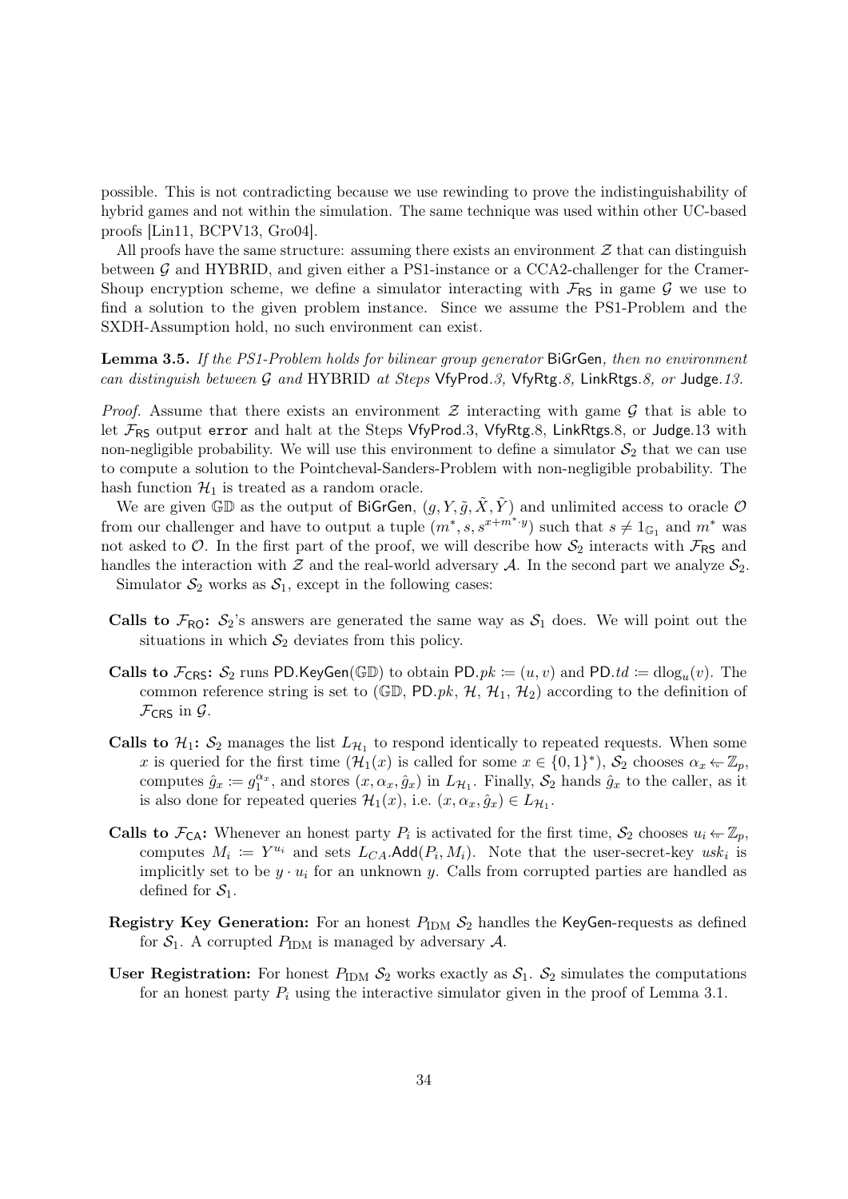possible. This is not contradicting because we use rewinding to prove the indistinguishability of hybrid games and not within the simulation. The same technique was used within other UC-based proofs [Lin11, BCPV13, Gro04].

All proofs have the same structure: assuming there exists an environment $\mathcal{Z}$ that can distinguish between $\mathcal{G}$ and HYBRID, and given either a PS1-instance or a CCA2-challenger for the Cramer-Shoup encryption scheme, we define a simulator interacting with $\mathcal{F}_{\mathsf{RS}}$ in game $\mathcal{G}$ we use to find a solution to the given problem instance. Since we assume the PS1-Problem and the SXDH-Assumption hold, no such environment can exist.

**Lemma 3.5.** *If the PS1-Problem holds for bilinear group generator* $\mathsf{BiGrGen}$*, then no environment can distinguish between* $\mathcal{G}$ *and* HYBRID *at Steps* $\mathsf{VfyProd}.3$*,* $\mathsf{VfyRtg}.8$*,* $\mathsf{LinkRtgs}.8$*, or* $\mathsf{Judge}.13$*.*

*Proof.* Assume that there exists an environment $\mathcal{Z}$ interacting with game $\mathcal{G}$ that is able to let $\mathcal{F}_{\mathsf{RS}}$ output `error` and halt at the Steps $\mathsf{VfyProd}.3$, $\mathsf{VfyRtg}.8$, $\mathsf{LinkRtgs}.8$, or $\mathsf{Judge}.13$ with non-negligible probability. We will use this environment to define a simulator $\mathcal{S}_2$ that we can use to compute a solution to the Pointcheval-Sanders-Problem with non-negligible probability. The hash function $\mathcal{H}_1$ is treated as a random oracle.

We are given $\mathbb{GD}$ as the output of $\mathsf{BiGrGen}$, $(g, Y, \tilde{g}, \tilde{X}, \tilde{Y})$ and unlimited access to oracle $\mathcal{O}$ from our challenger and have to output a tuple $(m^*, s, s^{x+m^* \cdot y})$ such that $s \neq 1_{\mathbb{G}_1}$ and $m^*$ was not asked to $\mathcal{O}$. In the first part of the proof, we will describe how $\mathcal{S}_2$ interacts with $\mathcal{F}_{\mathsf{RS}}$ and handles the interaction with $\mathcal{Z}$ and the real-world adversary $\mathcal{A}$. In the second part we analyze $\mathcal{S}_2$.

Simulator $\mathcal{S}_2$ works as $\mathcal{S}_1$, except in the following cases:

- **Calls to $\mathcal{F}_{\mathsf{RO}}$:** $\mathcal{S}_2$'s answers are generated the same way as $\mathcal{S}_1$ does. We will point out the situations in which $\mathcal{S}_2$ deviates from this policy.
- **Calls to $\mathcal{F}_{\mathsf{CRS}}$:** $\mathcal{S}_2$ runs $\mathsf{PD.KeyGen}(\mathbb{GD})$ to obtain $\mathsf{PD}.pk := (u, v)$ and $\mathsf{PD}.td := \mathrm{dlog}_u(v)$. The common reference string is set to $(\mathbb{GD}, \mathsf{PD}.pk, \mathcal{H}, \mathcal{H}_1, \mathcal{H}_2)$ according to the definition of $\mathcal{F}_{\mathsf{CRS}}$ in $\mathcal{G}$.
- **Calls to $\mathcal{H}_1$:** $\mathcal{S}_2$ manages the list $L_{\mathcal{H}_1}$ to respond identically to repeated requests. When some $x$ is queried for the first time ($\mathcal{H}_1(x)$ is called for some $x \in \{0,1\}^*$), $\mathcal{S}_2$ chooses $\alpha_x \leftarrow \mathbb{Z}_p$, computes $\hat{g}_x := g_1^{\alpha_x}$, and stores $(x, \alpha_x, \hat{g}_x)$ in $L_{\mathcal{H}_1}$. Finally, $\mathcal{S}_2$ hands $\hat{g}_x$ to the caller, as it is also done for repeated queries $\mathcal{H}_1(x)$, i.e. $(x, \alpha_x, \hat{g}_x) \in L_{\mathcal{H}_1}$.
- **Calls to $\mathcal{F}_{\mathsf{CA}}$:** Whenever an honest party $P_i$ is activated for the first time, $\mathcal{S}_2$ chooses $u_i \leftarrow \mathbb{Z}_p$, computes $M_i := Y^{u_i}$ and sets $L_{CA}.\mathsf{Add}(P_i, M_i)$. Note that the user-secret-key $usk_i$ is implicitly set to be $y \cdot u_i$ for an unknown $y$. Calls from corrupted parties are handled as defined for $\mathcal{S}_1$.
- **Registry Key Generation:** For an honest $P_{\mathrm{IDM}}$ $\mathcal{S}_2$ handles the $\mathsf{KeyGen}$-requests as defined for $\mathcal{S}_1$. A corrupted $P_{\mathrm{IDM}}$ is managed by adversary $\mathcal{A}$.
- **User Registration:** For honest $P_{\mathrm{IDM}}$ $\mathcal{S}_2$ works exactly as $\mathcal{S}_1$. $\mathcal{S}_2$ simulates the computations for an honest party $P_i$ using the interactive simulator given in the proof of Lemma 3.1.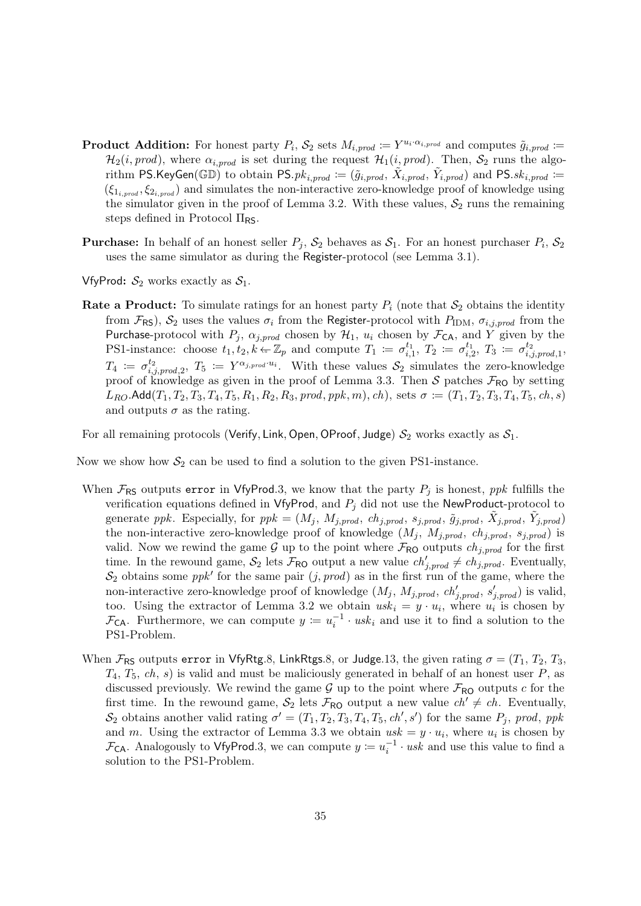- **Product Addition:** For honest party $P_i$, $\mathcal{S}_2$ sets $M_{i,prod} := Y^{u_i \cdot \alpha_{i,prod}}$ and computes $\tilde{g}_{i,prod} := \mathcal{H}_2(i, prod)$, where $\alpha_{i,prod}$ is set during the request $\mathcal{H}_1(i, prod)$. Then, $\mathcal{S}_2$ runs the algorithm $\mathsf{PS.KeyGen}(\mathbb{GD})$ to obtain $\mathsf{PS}.pk_{i,prod} := (\tilde{g}_{i,prod}, \tilde{X}_{i,prod}, \tilde{Y}_{i,prod})$ and $\mathsf{PS}.sk_{i,prod} := (\xi_{1_{i,prod}}, \xi_{2_{i,prod}})$ and simulates the non-interactive zero-knowledge proof of knowledge using the simulator given in the proof of Lemma 3.2. With these values, $\mathcal{S}_2$ runs the remaining steps defined in Protocol $\Pi_{\mathsf{RS}}$.

- **Purchase:** In behalf of an honest seller $P_j$, $\mathcal{S}_2$ behaves as $\mathcal{S}_1$. For an honest purchaser $P_i$, $\mathcal{S}_2$ uses the same simulator as during the Register-protocol (see Lemma 3.1).

- VfyProd: $\mathcal{S}_2$ works exactly as $\mathcal{S}_1$.

- **Rate a Product:** To simulate ratings for an honest party $P_i$ (note that $\mathcal{S}_2$ obtains the identity from $\mathcal{F}_{\mathsf{RS}}$), $\mathcal{S}_2$ uses the values $\sigma_i$ from the Register-protocol with $P_{\text{IDM}}$, $\sigma_{i,j,prod}$ from the Purchase-protocol with $P_j$, $\alpha_{j,prod}$ chosen by $\mathcal{H}_1$, $u_i$ chosen by $\mathcal{F}_{\mathsf{CA}}$, and $Y$ given by the PS1-instance: choose $t_1, t_2, k \leftarrow \mathbb{Z}_p$ and compute $T_1 := \sigma_{i,1}^{t_1}$, $T_2 := \sigma_{i,2}^{t_1}$, $T_3 := \sigma_{i,j,prod,1}^{t_2}$, $T_4 := \sigma_{i,j,prod,2}^{t_2}$, $T_5 := Y^{\alpha_{j,prod} \cdot u_i}$. With these values $\mathcal{S}_2$ simulates the zero-knowledge proof of knowledge as given in the proof of Lemma 3.3. Then $\mathcal{S}$ patches $\mathcal{F}_{\mathsf{RO}}$ by setting $L_{RO}.\mathsf{Add}(T_1, T_2, T_3, T_4, T_5, R_1, R_2, R_3, prod, ppk, m), ch)$, sets $\sigma := (T_1, T_2, T_3, T_4, T_5, ch, s)$ and outputs $\sigma$ as the rating.

For all remaining protocols (Verify, Link, Open, OProof, Judge) $\mathcal{S}_2$ works exactly as $\mathcal{S}_1$.

Now we show how $\mathcal{S}_2$ can be used to find a solution to the given PS1-instance.

When $\mathcal{F}_{\mathsf{RS}}$ outputs `error` in VfyProd.3, we know that the party $P_j$ is honest, $ppk$ fulfills the verification equations defined in VfyProd, and $P_j$ did not use the NewProduct-protocol to generate $ppk$. Especially, for $ppk = (M_j, M_{j,prod}, ch_{j,prod}, s_{j,prod}, \tilde{g}_{j,prod}, \tilde{X}_{j,prod}, \tilde{Y}_{j,prod})$ the non-interactive zero-knowledge proof of knowledge $(M_j, M_{j,prod}, ch_{j,prod}, s_{j,prod})$ is valid. Now we rewind the game $\mathcal{G}$ up to the point where $\mathcal{F}_{\mathsf{RO}}$ outputs $ch_{j,prod}$ for the first time. In the rewound game, $\mathcal{S}_2$ lets $\mathcal{F}_{\mathsf{RO}}$ output a new value $ch'_{j,prod} \neq ch_{j,prod}$. Eventually, $\mathcal{S}_2$ obtains some $ppk'$ for the same pair $(j, prod)$ as in the first run of the game, where the non-interactive zero-knowledge proof of knowledge $(M_j, M_{j,prod}, ch'_{j,prod}, s'_{j,prod})$ is valid, too. Using the extractor of Lemma 3.2 we obtain $usk_i = y \cdot u_i$, where $u_i$ is chosen by $\mathcal{F}_{\mathsf{CA}}$. Furthermore, we can compute $y := u_i^{-1} \cdot usk_i$ and use it to find a solution to the PS1-Problem.

When $\mathcal{F}_{\mathsf{RS}}$ outputs `error` in VfyRtg.8, LinkRtgs.8, or Judge.13, the given rating $\sigma = (T_1, T_2, T_3, T_4, T_5, ch, s)$ is valid and must be maliciously generated in behalf of an honest user $P$, as discussed previously. We rewind the game $\mathcal{G}$ up to the point where $\mathcal{F}_{\mathsf{RO}}$ outputs $c$ for the first time. In the rewound game, $\mathcal{S}_2$ lets $\mathcal{F}_{\mathsf{RO}}$ output a new value $ch' \neq ch$. Eventually, $\mathcal{S}_2$ obtains another valid rating $\sigma' = (T_1, T_2, T_3, T_4, T_5, ch', s')$ for the same $P_j$, $prod$, $ppk$ and $m$. Using the extractor of Lemma 3.3 we obtain $usk = y \cdot u_i$, where $u_i$ is chosen by $\mathcal{F}_{\mathsf{CA}}$. Analogously to VfyProd.3, we can compute $y := u_i^{-1} \cdot usk$ and use this value to find a solution to the PS1-Problem.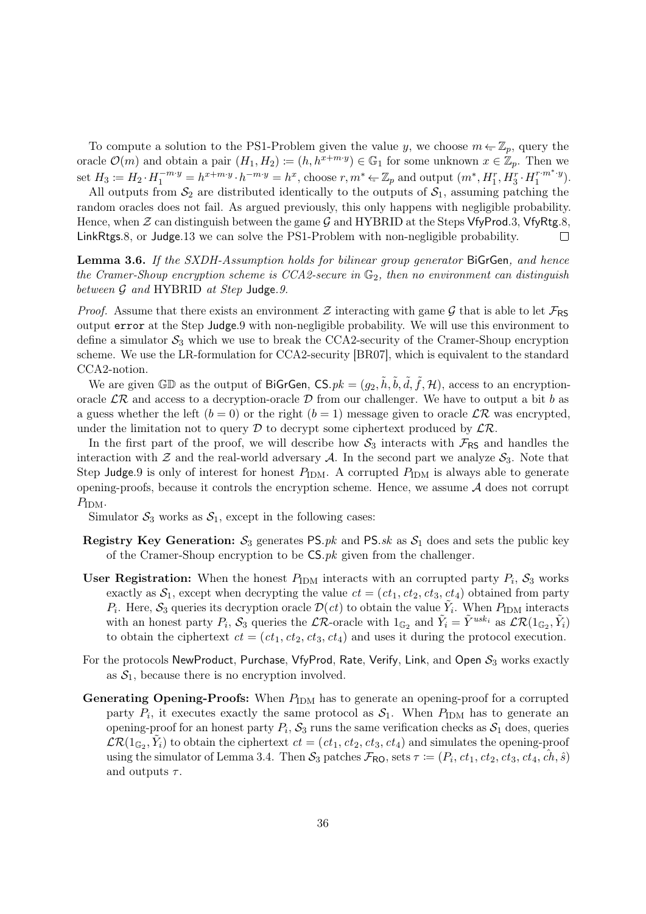To compute a solution to the PS1-Problem given the value $y$, we choose $m \leftarrow \mathbb{Z}_p$, query the oracle $\mathcal{O}(m)$ and obtain a pair $(H_1, H_2) := (h, h^{x+m\cdot y}) \in \mathbb{G}_1$ for some unknown $x \in \mathbb{Z}_p$. Then we set $H_3 := H_2 \cdot H_1^{-m\cdot y} = h^{x+m\cdot y} \cdot h^{-m\cdot y} = h^x$, choose $r, m^* \leftarrow \mathbb{Z}_p$ and output $(m^*, H_1^r, H_3^r \cdot H_1^{r\cdot m^* \cdot y})$.

All outputs from $\mathcal{S}_2$ are distributed identically to the outputs of $\mathcal{S}_1$, assuming patching the random oracles does not fail. As argued previously, this only happens with negligible probability. Hence, when $\mathcal{Z}$ can distinguish between the game $\mathcal{G}$ and HYBRID at the Steps VfyProd.3, VfyRtg.8, LinkRtgs.8, or Judge.13 we can solve the PS1-Problem with non-negligible probability. □

**Lemma 3.6.** *If the SXDH-Assumption holds for bilinear group generator* BiGrGen*, and hence the Cramer-Shoup encryption scheme is CCA2-secure in $\mathbb{G}_2$, then no environment can distinguish between $\mathcal{G}$ and* HYBRID *at Step* Judge*.9.*

*Proof.* Assume that there exists an environment $\mathcal{Z}$ interacting with game $\mathcal{G}$ that is able to let $\mathcal{F}_{\mathsf{RS}}$ output `error` at the Step Judge.9 with non-negligible probability. We will use this environment to define a simulator $\mathcal{S}_3$ which we use to break the CCA2-security of the Cramer-Shoup encryption scheme. We use the LR-formulation for CCA2-security [BR07], which is equivalent to the standard CCA2-notion.

We are given $\mathbb{GD}$ as the output of BiGrGen, $\mathsf{CS}.pk = (g_2, \tilde{h}, \tilde{b}, \tilde{d}, \tilde{f}, \mathcal{H})$, access to an encryption-oracle $\mathcal{LR}$ and access to a decryption-oracle $\mathcal{D}$ from our challenger. We have to output a bit $b$ as a guess whether the left $(b = 0)$ or the right $(b = 1)$ message given to oracle $\mathcal{LR}$ was encrypted, under the limitation not to query $\mathcal{D}$ to decrypt some ciphertext produced by $\mathcal{LR}$.

In the first part of the proof, we will describe how $\mathcal{S}_3$ interacts with $\mathcal{F}_{\mathsf{RS}}$ and handles the interaction with $\mathcal{Z}$ and the real-world adversary $\mathcal{A}$. In the second part we analyze $\mathcal{S}_3$. Note that Step Judge.9 is only of interest for honest $P_{\text{IDM}}$. A corrupted $P_{\text{IDM}}$ is always able to generate opening-proofs, because it controls the encryption scheme. Hence, we assume $\mathcal{A}$ does not corrupt $P_{\text{IDM}}$.

Simulator $\mathcal{S}_3$ works as $\mathcal{S}_1$, except in the following cases:

- **Registry Key Generation:** $\mathcal{S}_3$ generates $\mathsf{PS}.pk$ and $\mathsf{PS}.sk$ as $\mathcal{S}_1$ does and sets the public key of the Cramer-Shoup encryption to be $\mathsf{CS}.pk$ given from the challenger.
- **User Registration:** When the honest $P_{\text{IDM}}$ interacts with an corrupted party $P_i$, $\mathcal{S}_3$ works exactly as $\mathcal{S}_1$, except when decrypting the value $ct = (ct_1, ct_2, ct_3, ct_4)$ obtained from party $P_i$. Here, $\mathcal{S}_3$ queries its decryption oracle $\mathcal{D}(ct)$ to obtain the value $\tilde{Y}_i$. When $P_{\text{IDM}}$ interacts with an honest party $P_i$, $\mathcal{S}_3$ queries the $\mathcal{LR}$-oracle with $1_{\mathbb{G}_2}$ and $\tilde{Y}_i = \tilde{Y}^{usk_i}$ as $\mathcal{LR}(1_{\mathbb{G}_2}, \tilde{Y}_i)$ to obtain the ciphertext $ct = (ct_1, ct_2, ct_3, ct_4)$ and uses it during the protocol execution.

For the protocols NewProduct, Purchase, VfyProd, Rate, Verify, Link, and Open $\mathcal{S}_3$ works exactly as $\mathcal{S}_1$, because there is no encryption involved.

- **Generating Opening-Proofs:** When $P_{\text{IDM}}$ has to generate an opening-proof for a corrupted party $P_i$, it executes exactly the same protocol as $\mathcal{S}_1$. When $P_{\text{IDM}}$ has to generate an opening-proof for an honest party $P_i$, $\mathcal{S}_3$ runs the same verification checks as $\mathcal{S}_1$ does, queries $\mathcal{LR}(1_{\mathbb{G}_2}, \tilde{Y}_i)$ to obtain the ciphertext $ct = (ct_1, ct_2, ct_3, ct_4)$ and simulates the opening-proof using the simulator of Lemma 3.4. Then $\mathcal{S}_3$ patches $\mathcal{F}_{\mathsf{RO}}$, sets $\tau := (P_i, ct_1, ct_2, ct_3, ct_4, \hat{ch}, \hat{s})$ and outputs $\tau$.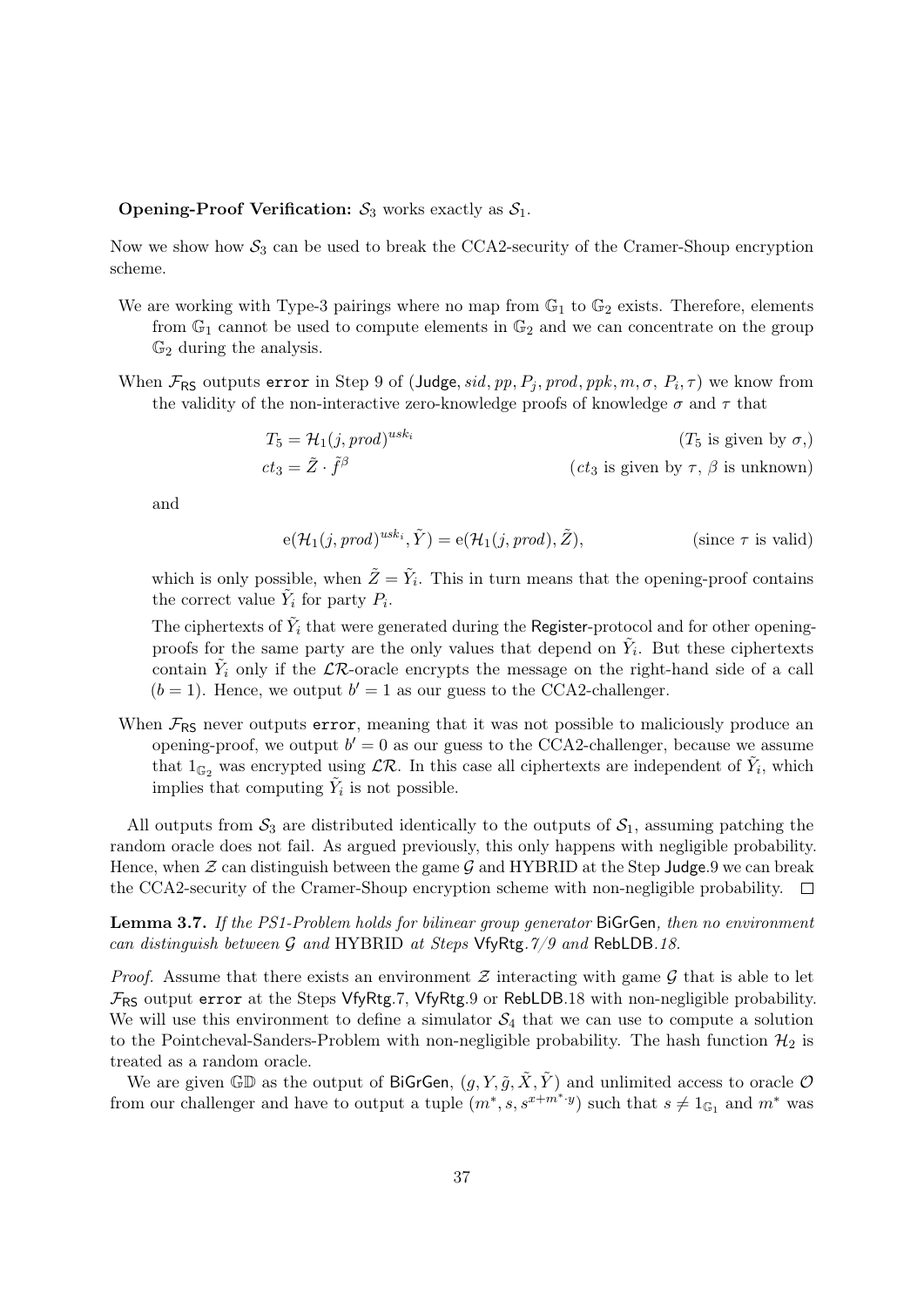**Opening-Proof Verification:** $\mathcal{S}_3$ works exactly as $\mathcal{S}_1$.

Now we show how $\mathcal{S}_3$ can be used to break the CCA2-security of the Cramer-Shoup encryption scheme.

We are working with Type-3 pairings where no map from $\mathbb{G}_1$ to $\mathbb{G}_2$ exists. Therefore, elements from $\mathbb{G}_1$ cannot be used to compute elements in $\mathbb{G}_2$ and we can concentrate on the group $\mathbb{G}_2$ during the analysis.

When $\mathcal{F}_{\mathsf{RS}}$ outputs `error` in Step 9 of ($\mathsf{Judge}, sid, pp, P_j, prod, ppk, m, \sigma, P_i, \tau$) we know from the validity of the non-interactive zero-knowledge proofs of knowledge $\sigma$ and $\tau$ that

$$T_5 = \mathcal{H}_1(j, prod)^{usk_i} \qquad (T_5 \text{ is given by } \sigma,)$$
$$ct_3 = \tilde{Z} \cdot \tilde{f}^{\beta} \qquad (ct_3 \text{ is given by } \tau,\ \beta \text{ is unknown})$$

and

$$\mathrm{e}(\mathcal{H}_1(j, prod)^{usk_i}, \tilde{Y}) = \mathrm{e}(\mathcal{H}_1(j, prod), \tilde{Z}), \qquad (\text{since } \tau \text{ is valid})$$

which is only possible, when $\tilde{Z} = \tilde{Y}_i$. This in turn means that the opening-proof contains the correct value $\tilde{Y}_i$ for party $P_i$.

The ciphertexts of $\tilde{Y}_i$ that were generated during the $\mathsf{Register}$-protocol and for other opening-proofs for the same party are the only values that depend on $\tilde{Y}_i$. But these ciphertexts contain $\tilde{Y}_i$ only if the $\mathcal{LR}$-oracle encrypts the message on the right-hand side of a call ($b = 1$). Hence, we output $b' = 1$ as our guess to the CCA2-challenger.

When $\mathcal{F}_{\mathsf{RS}}$ never outputs `error`, meaning that it was not possible to maliciously produce an opening-proof, we output $b' = 0$ as our guess to the CCA2-challenger, because we assume that $1_{\mathbb{G}_2}$ was encrypted using $\mathcal{LR}$. In this case all ciphertexts are independent of $\tilde{Y}_i$, which implies that computing $\tilde{Y}_i$ is not possible.

All outputs from $\mathcal{S}_3$ are distributed identically to the outputs of $\mathcal{S}_1$, assuming patching the random oracle does not fail. As argued previously, this only happens with negligible probability. Hence, when $\mathcal{Z}$ can distinguish between the game $\mathcal{G}$ and HYBRID at the Step $\mathsf{Judge}$.9 we can break the CCA2-security of the Cramer-Shoup encryption scheme with non-negligible probability. □

**Lemma 3.7.** *If the PS1-Problem holds for bilinear group generator* $\mathsf{BiGrGen}$*, then no environment can distinguish between* $\mathcal{G}$ *and* HYBRID *at Steps* $\mathsf{VfyRtg}$*.7/9 and* $\mathsf{RebLDB}$*.18.*

*Proof.* Assume that there exists an environment $\mathcal{Z}$ interacting with game $\mathcal{G}$ that is able to let $\mathcal{F}_{\mathsf{RS}}$ output `error` at the Steps $\mathsf{VfyRtg}$.7, $\mathsf{VfyRtg}$.9 or $\mathsf{RebLDB}$.18 with non-negligible probability. We will use this environment to define a simulator $\mathcal{S}_4$ that we can use to compute a solution to the Pointcheval-Sanders-Problem with non-negligible probability. The hash function $\mathcal{H}_2$ is treated as a random oracle.

We are given $\mathbb{GD}$ as the output of $\mathsf{BiGrGen}$, $(g, Y, \tilde{g}, \tilde{X}, \tilde{Y})$ and unlimited access to oracle $\mathcal{O}$ from our challenger and have to output a tuple $(m^*, s, s^{x+m^* \cdot y})$ such that $s \neq 1_{\mathbb{G}_1}$ and $m^*$ was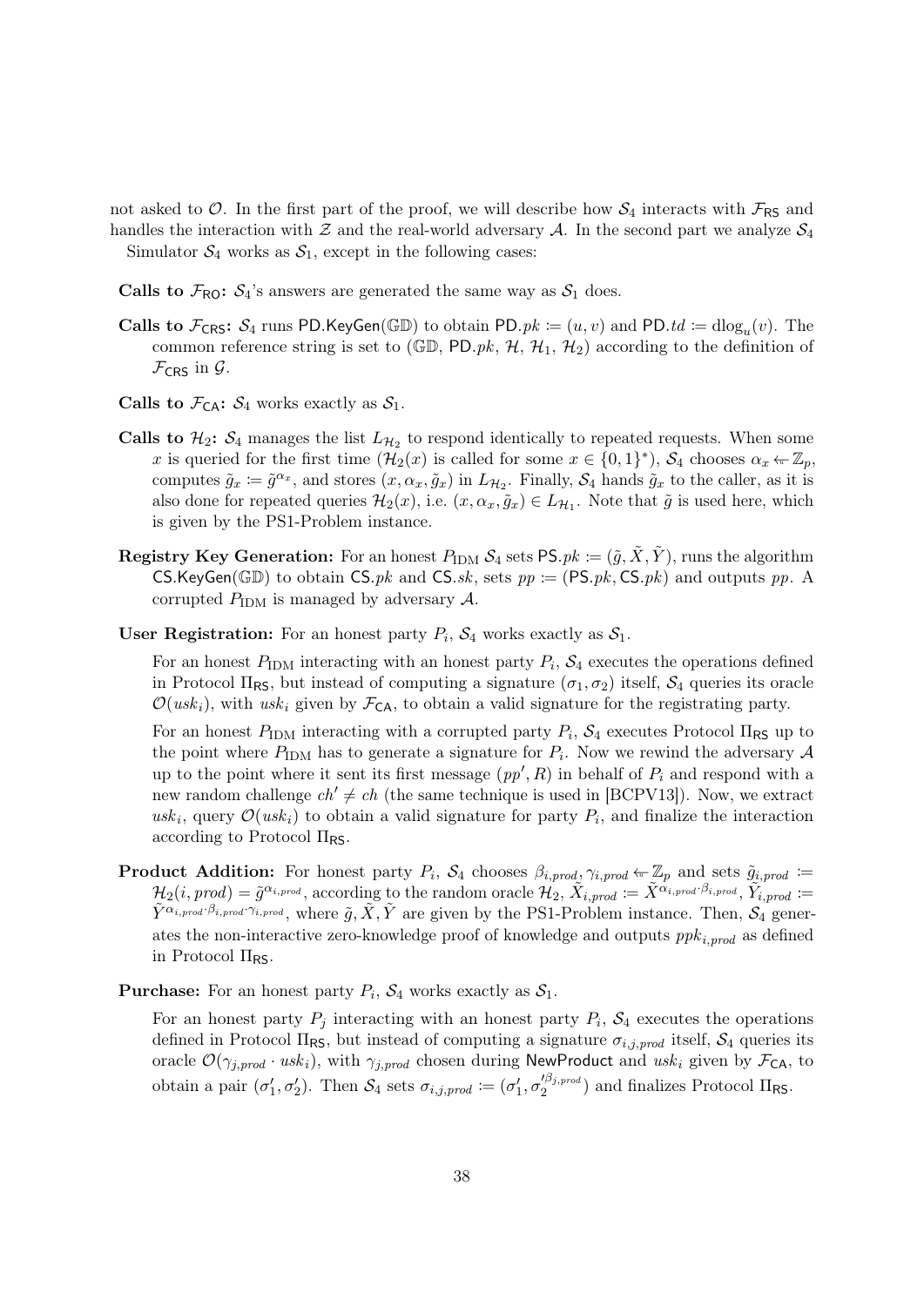not asked to $\mathcal{O}$. In the first part of the proof, we will describe how $\mathcal{S}_4$ interacts with $\mathcal{F}_{\mathsf{RS}}$ and handles the interaction with $\mathcal{Z}$ and the real-world adversary $\mathcal{A}$. In the second part we analyze $\mathcal{S}_4$

Simulator $\mathcal{S}_4$ works as $\mathcal{S}_1$, except in the following cases:

**Calls to $\mathcal{F}_{\mathsf{RO}}$:** $\mathcal{S}_4$'s answers are generated the same way as $\mathcal{S}_1$ does.

**Calls to $\mathcal{F}_{\mathsf{CRS}}$:** $\mathcal{S}_4$ runs $\mathsf{PD.KeyGen}(\mathbb{GD})$ to obtain $\mathsf{PD}.pk := (u, v)$ and $\mathsf{PD}.td := \mathrm{dlog}_u(v)$. The common reference string is set to $(\mathbb{GD}, \mathsf{PD}.pk, \mathcal{H}, \mathcal{H}_1, \mathcal{H}_2)$ according to the definition of $\mathcal{F}_{\mathsf{CRS}}$ in $\mathcal{G}$.

**Calls to $\mathcal{F}_{\mathsf{CA}}$:** $\mathcal{S}_4$ works exactly as $\mathcal{S}_1$.

**Calls to $\mathcal{H}_2$:** $\mathcal{S}_4$ manages the list $L_{\mathcal{H}_2}$ to respond identically to repeated requests. When some $x$ is queried for the first time ($\mathcal{H}_2(x)$ is called for some $x \in \{0,1\}^*$), $\mathcal{S}_4$ chooses $\alpha_x \leftarrow \mathbb{Z}_p$, computes $\tilde{g}_x := \tilde{g}^{\alpha_x}$, and stores $(x, \alpha_x, \tilde{g}_x)$ in $L_{\mathcal{H}_2}$. Finally, $\mathcal{S}_4$ hands $\tilde{g}_x$ to the caller, as it is also done for repeated queries $\mathcal{H}_2(x)$, i.e. $(x, \alpha_x, \tilde{g}_x) \in L_{\mathcal{H}_1}$. Note that $\tilde{g}$ is used here, which is given by the PS1-Problem instance.

**Registry Key Generation:** For an honest $P_{\mathrm{IDM}}$ $\mathcal{S}_4$ sets $\mathsf{PS}.pk := (\tilde{g}, \tilde{X}, \tilde{Y})$, runs the algorithm $\mathsf{CS.KeyGen}(\mathbb{GD})$ to obtain $\mathsf{CS}.pk$ and $\mathsf{CS}.sk$, sets $pp := (\mathsf{PS}.pk, \mathsf{CS}.pk)$ and outputs $pp$. A corrupted $P_{\mathrm{IDM}}$ is managed by adversary $\mathcal{A}$.

**User Registration:** For an honest party $P_i$, $\mathcal{S}_4$ works exactly as $\mathcal{S}_1$.

For an honest $P_{\mathrm{IDM}}$ interacting with an honest party $P_i$, $\mathcal{S}_4$ executes the operations defined in Protocol $\Pi_{\mathsf{RS}}$, but instead of computing a signature $(\sigma_1, \sigma_2)$ itself, $\mathcal{S}_4$ queries its oracle $\mathcal{O}(usk_i)$, with $usk_i$ given by $\mathcal{F}_{\mathsf{CA}}$, to obtain a valid signature for the registrating party.

For an honest $P_{\mathrm{IDM}}$ interacting with a corrupted party $P_i$, $\mathcal{S}_4$ executes Protocol $\Pi_{\mathsf{RS}}$ up to the point where $P_{\mathrm{IDM}}$ has to generate a signature for $P_i$. Now we rewind the adversary $\mathcal{A}$ up to the point where it sent its first message $(pp', R)$ in behalf of $P_i$ and respond with a new random challenge $ch' \neq ch$ (the same technique is used in [BCPV13]). Now, we extract $usk_i$, query $\mathcal{O}(usk_i)$ to obtain a valid signature for party $P_i$, and finalize the interaction according to Protocol $\Pi_{\mathsf{RS}}$.

**Product Addition:** For honest party $P_i$, $\mathcal{S}_4$ chooses $\beta_{i,prod}, \gamma_{i,prod} \leftarrow \mathbb{Z}_p$ and sets $\tilde{g}_{i,prod} := \mathcal{H}_2(i, prod) = \tilde{g}^{\alpha_{i,prod}}$, according to the random oracle $\mathcal{H}_2$, $\tilde{X}_{i,prod} := \tilde{X}^{\alpha_{i,prod} \cdot \beta_{i,prod}}$, $\tilde{Y}_{i,prod} := \tilde{Y}^{\alpha_{i,prod} \cdot \beta_{i,prod} \cdot \gamma_{i,prod}}$, where $\tilde{g}, \tilde{X}, \tilde{Y}$ are given by the PS1-Problem instance. Then, $\mathcal{S}_4$ generates the non-interactive zero-knowledge proof of knowledge and outputs $ppk_{i,prod}$ as defined in Protocol $\Pi_{\mathsf{RS}}$.

**Purchase:** For an honest party $P_i$, $\mathcal{S}_4$ works exactly as $\mathcal{S}_1$.

For an honest party $P_j$ interacting with an honest party $P_i$, $\mathcal{S}_4$ executes the operations defined in Protocol $\Pi_{\mathsf{RS}}$, but instead of computing a signature $\sigma_{i,j,prod}$ itself, $\mathcal{S}_4$ queries its oracle $\mathcal{O}(\gamma_{j,prod} \cdot usk_i)$, with $\gamma_{j,prod}$ chosen during $\mathsf{NewProduct}$ and $usk_i$ given by $\mathcal{F}_{\mathsf{CA}}$, to obtain a pair $(\sigma_1', \sigma_2')$. Then $\mathcal{S}_4$ sets $\sigma_{i,j,prod} := (\sigma_1', \sigma_2'^{\beta_{j,prod}})$ and finalizes Protocol $\Pi_{\mathsf{RS}}$.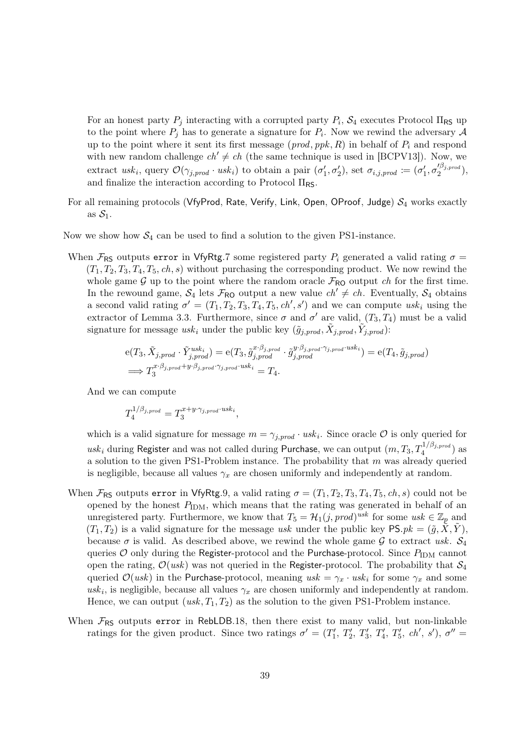For an honest party $P_j$ interacting with a corrupted party $P_i$, $\mathcal{S}_4$ executes Protocol $\Pi_{\mathsf{RS}}$ up to the point where $P_j$ has to generate a signature for $P_i$. Now we rewind the adversary $\mathcal{A}$ up to the point where it sent its first message $(prod, ppk, R)$ in behalf of $P_i$ and respond with new random challenge $ch' \neq ch$ (the same technique is used in [BCPV13]). Now, we extract $usk_i$, query $\mathcal{O}(\gamma_{j,prod} \cdot usk_i)$ to obtain a pair $(\sigma_1', \sigma_2')$, set $\sigma_{i,j,prod} := (\sigma_1', \sigma_2'^{\beta_{j,prod}})$, and finalize the interaction according to Protocol $\Pi_{\mathsf{RS}}$.

For all remaining protocols (VfyProd, Rate, Verify, Link, Open, OProof, Judge) $\mathcal{S}_4$ works exactly as $\mathcal{S}_1$.

Now we show how $\mathcal{S}_4$ can be used to find a solution to the given PS1-instance.

When $\mathcal{F}_{\mathsf{RS}}$ outputs `error` in VfyRtg.7 some registered party $P_i$ generated a valid rating $\sigma = (T_1, T_2, T_3, T_4, T_5, ch, s)$ without purchasing the corresponding product. We now rewind the whole game $\mathcal{G}$ up to the point where the random oracle $\mathcal{F}_{\mathsf{RO}}$ output $ch$ for the first time. In the rewound game, $\mathcal{S}_4$ lets $\mathcal{F}_{\mathsf{RO}}$ output a new value $ch' \neq ch$. Eventually, $\mathcal{S}_4$ obtains a second valid rating $\sigma' = (T_1, T_2, T_3, T_4, T_5, ch', s')$ and we can compute $usk_i$ using the extractor of Lemma 3.3. Furthermore, since $\sigma$ and $\sigma'$ are valid, $(T_3, T_4)$ must be a valid signature for message $usk_i$ under the public key $(\tilde{g}_{j,prod}, \tilde{X}_{j,prod}, \tilde{Y}_{j,prod})$:

$$\mathrm{e}(T_3, \tilde{X}_{j,prod} \cdot \tilde{Y}_{j,prod}^{usk_i}) = \mathrm{e}(T_3, \tilde{g}_{j,prod}^{x \cdot \beta_{j,prod}} \cdot \tilde{g}_{j,prod}^{y \cdot \beta_{j,prod} \cdot \gamma_{j,prod} \cdot usk_i}) = \mathrm{e}(T_4, \tilde{g}_{j,prod})$$
$$\Longrightarrow T_3^{x \cdot \beta_{j,prod} + y \cdot \beta_{j,prod} \cdot \gamma_{j,prod} \cdot usk_i} = T_4.$$

And we can compute

$$T_4^{1/\beta_{j,prod}} = T_3^{x + y \cdot \gamma_{j,prod} \cdot usk_i},$$

which is a valid signature for message $m = \gamma_{j,prod} \cdot usk_i$. Since oracle $\mathcal{O}$ is only queried for $usk_i$ during Register and was not called during Purchase, we can output $(m, T_3, T_4^{1/\beta_{j,prod}})$ as a solution to the given PS1-Problem instance. The probability that $m$ was already queried is negligible, because all values $\gamma_x$ are chosen uniformly and independently at random.

When $\mathcal{F}_{\mathsf{RS}}$ outputs `error` in VfyRtg.9, a valid rating $\sigma = (T_1, T_2, T_3, T_4, T_5, ch, s)$ could not be opened by the honest $P_{\mathrm{IDM}}$, which means that the rating was generated in behalf of an unregistered party. Furthermore, we know that $T_5 = \mathcal{H}_1(j, prod)^{usk}$ for some $usk \in \mathbb{Z}_p$ and $(T_1, T_2)$ is a valid signature for the message $usk$ under the public key $\mathsf{PS}.pk = (\tilde{g}, \tilde{X}, \tilde{Y})$, because $\sigma$ is valid. As described above, we rewind the whole game $\mathcal{G}$ to extract $usk$. $\mathcal{S}_4$ queries $\mathcal{O}$ only during the Register-protocol and the Purchase-protocol. Since $P_{\mathrm{IDM}}$ cannot open the rating, $\mathcal{O}(usk)$ was not queried in the Register-protocol. The probability that $\mathcal{S}_4$ queried $\mathcal{O}(usk)$ in the Purchase-protocol, meaning $usk = \gamma_x \cdot usk_i$ for some $\gamma_x$ and some $usk_i$, is negligible, because all values $\gamma_x$ are chosen uniformly and independently at random. Hence, we can output $(usk, T_1, T_2)$ as the solution to the given PS1-Problem instance.

When $\mathcal{F}_{\mathsf{RS}}$ outputs `error` in RebLDB.18, then there exist to many valid, but non-linkable ratings for the given product. Since two ratings $\sigma' = (T_1', T_2', T_3', T_4', T_5', ch', s')$, $\sigma'' =$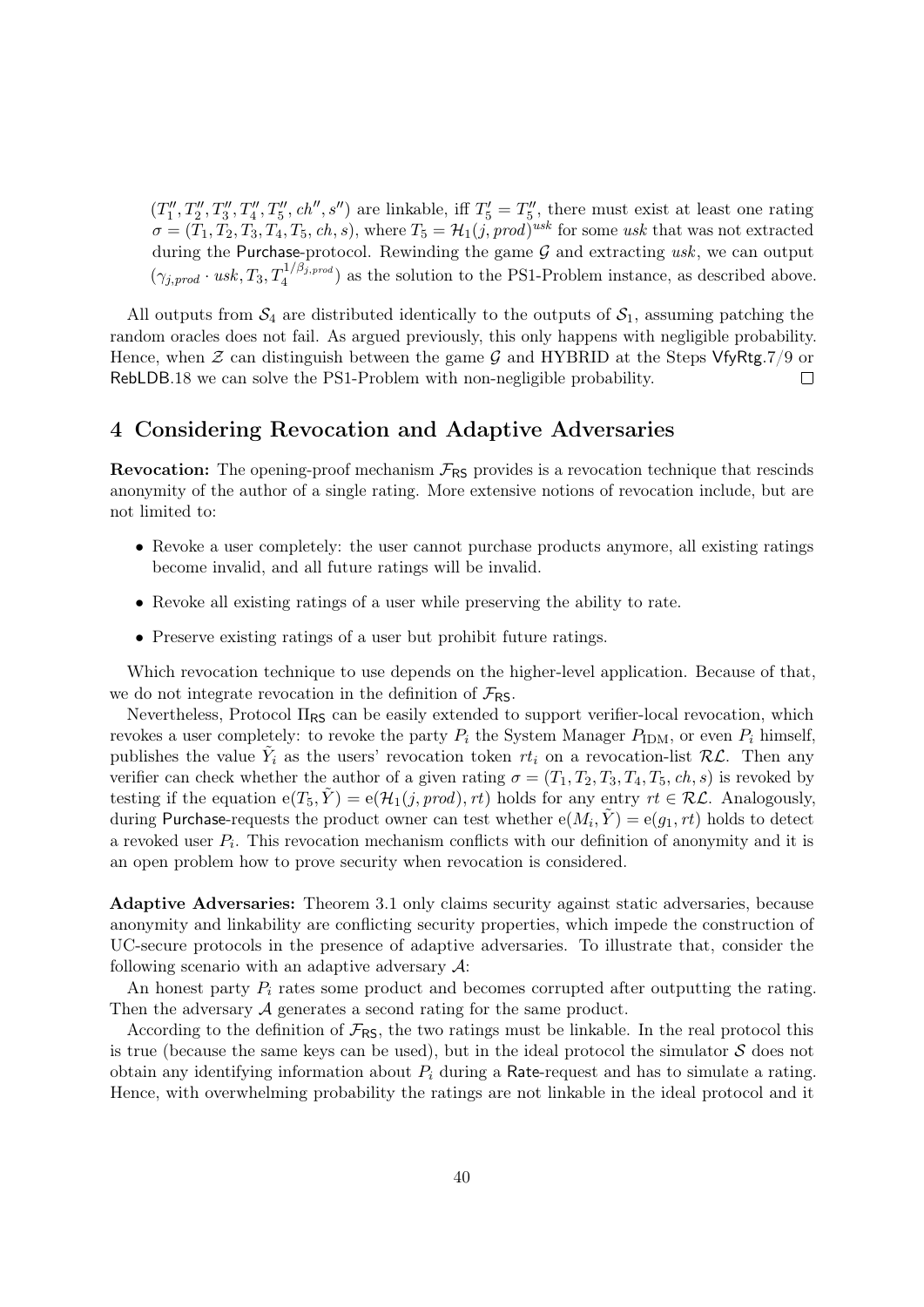$(T_1'', T_2'', T_3'', T_4'', T_5'', ch'', s'')$ are linkable, iff $T_5' = T_5''$, there must exist at least one rating $\sigma = (T_1, T_2, T_3, T_4, T_5, ch, s)$, where $T_5 = \mathcal{H}_1(j, prod)^{usk}$ for some $usk$ that was not extracted during the Purchase-protocol. Rewinding the game $\mathcal{G}$ and extracting $usk$, we can output $(\gamma_{j,prod} \cdot usk, T_3, T_4^{1/\beta_{j,prod}})$ as the solution to the PS1-Problem instance, as described above.

All outputs from $\mathcal{S}_4$ are distributed identically to the outputs of $\mathcal{S}_1$, assuming patching the random oracles does not fail. As argued previously, this only happens with negligible probability. Hence, when $\mathcal{Z}$ can distinguish between the game $\mathcal{G}$ and HYBRID at the Steps VfyRtg.7/9 or RebLDB.18 we can solve the PS1-Problem with non-negligible probability. □

# 4 Considering Revocation and Adaptive Adversaries

**Revocation:** The opening-proof mechanism $\mathcal{F}_{\mathsf{RS}}$ provides is a revocation technique that rescinds anonymity of the author of a single rating. More extensive notions of revocation include, but are not limited to:

- Revoke a user completely: the user cannot purchase products anymore, all existing ratings become invalid, and all future ratings will be invalid.
- Revoke all existing ratings of a user while preserving the ability to rate.
- Preserve existing ratings of a user but prohibit future ratings.

Which revocation technique to use depends on the higher-level application. Because of that, we do not integrate revocation in the definition of $\mathcal{F}_{\mathsf{RS}}$.

Nevertheless, Protocol $\Pi_{\mathsf{RS}}$ can be easily extended to support verifier-local revocation, which revokes a user completely: to revoke the party $P_i$ the System Manager $P_{\mathrm{IDM}}$, or even $P_i$ himself, publishes the value $\tilde{Y}_i$ as the users' revocation token $rt_i$ on a revocation-list $\mathcal{RL}$. Then any verifier can check whether the author of a given rating $\sigma = (T_1, T_2, T_3, T_4, T_5, ch, s)$ is revoked by testing if the equation $\mathrm{e}(T_5, \tilde{Y}) = \mathrm{e}(\mathcal{H}_1(j, prod), rt)$ holds for any entry $rt \in \mathcal{RL}$. Analogously, during Purchase-requests the product owner can test whether $\mathrm{e}(M_i, \tilde{Y}) = \mathrm{e}(g_1, rt)$ holds to detect a revoked user $P_i$. This revocation mechanism conflicts with our definition of anonymity and it is an open problem how to prove security when revocation is considered.

**Adaptive Adversaries:** Theorem 3.1 only claims security against static adversaries, because anonymity and linkability are conflicting security properties, which impede the construction of UC-secure protocols in the presence of adaptive adversaries. To illustrate that, consider the following scenario with an adaptive adversary $\mathcal{A}$:

An honest party $P_i$ rates some product and becomes corrupted after outputting the rating. Then the adversary $\mathcal{A}$ generates a second rating for the same product.

According to the definition of $\mathcal{F}_{\mathsf{RS}}$, the two ratings must be linkable. In the real protocol this is true (because the same keys can be used), but in the ideal protocol the simulator $\mathcal{S}$ does not obtain any identifying information about $P_i$ during a Rate-request and has to simulate a rating. Hence, with overwhelming probability the ratings are not linkable in the ideal protocol and it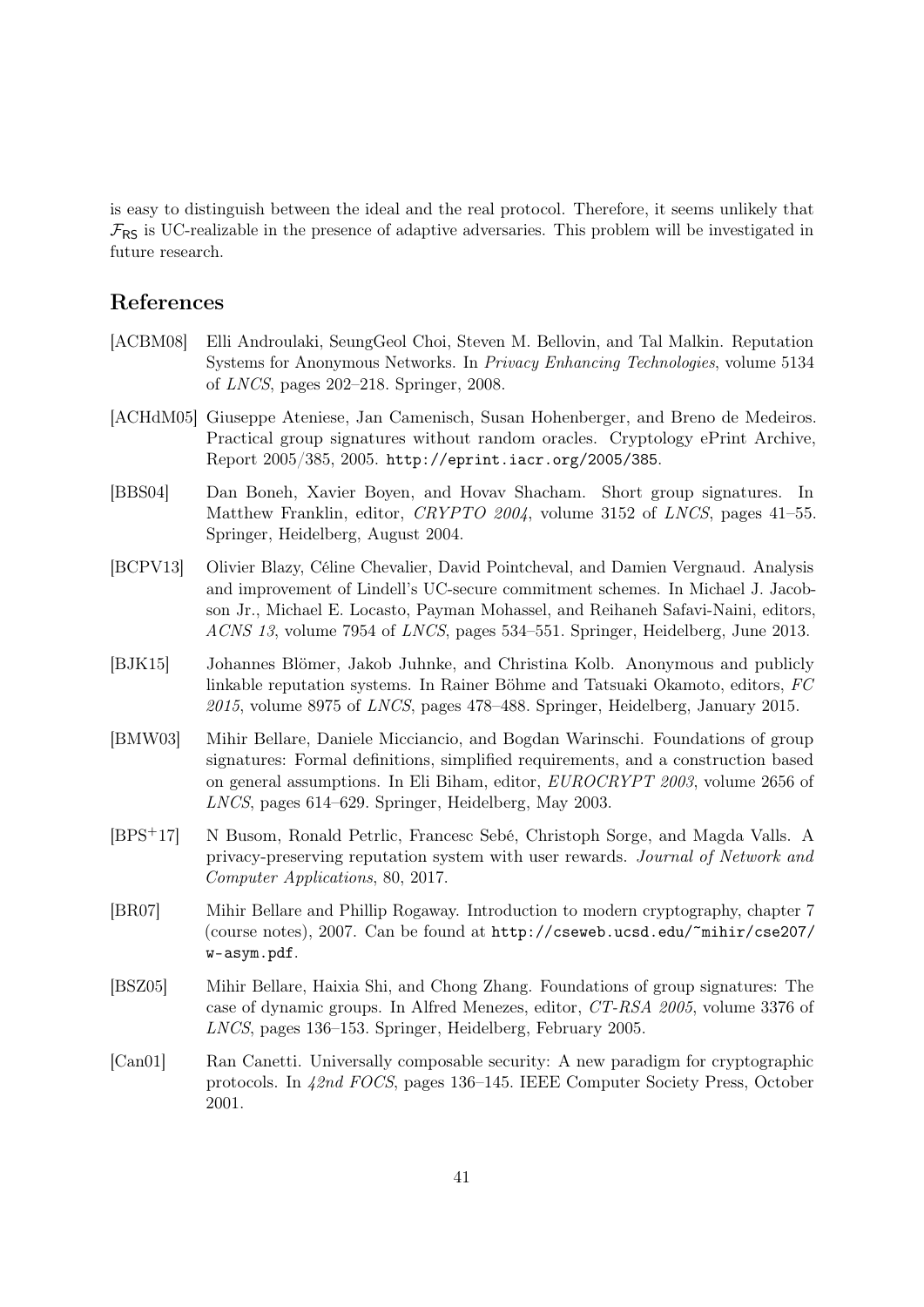is easy to distinguish between the ideal and the real protocol. Therefore, it seems unlikely that $\mathcal{F}_{\mathsf{RS}}$ is UC-realizable in the presence of adaptive adversaries. This problem will be investigated in future research.

## References

- [ACBM08] Elli Androulaki, SeungGeol Choi, Steven M. Bellovin, and Tal Malkin. Reputation Systems for Anonymous Networks. In *Privacy Enhancing Technologies*, volume 5134 of *LNCS*, pages 202–218. Springer, 2008.
- [ACHdM05] Giuseppe Ateniese, Jan Camenisch, Susan Hohenberger, and Breno de Medeiros. Practical group signatures without random oracles. Cryptology ePrint Archive, Report 2005/385, 2005. `http://eprint.iacr.org/2005/385`.
- [BBS04] Dan Boneh, Xavier Boyen, and Hovav Shacham. Short group signatures. In Matthew Franklin, editor, *CRYPTO 2004*, volume 3152 of *LNCS*, pages 41–55. Springer, Heidelberg, August 2004.
- [BCPV13] Olivier Blazy, Céline Chevalier, David Pointcheval, and Damien Vergnaud. Analysis and improvement of Lindell's UC-secure commitment schemes. In Michael J. Jacobson Jr., Michael E. Locasto, Payman Mohassel, and Reihaneh Safavi-Naini, editors, *ACNS 13*, volume 7954 of *LNCS*, pages 534–551. Springer, Heidelberg, June 2013.
- [BJK15] Johannes Blömer, Jakob Juhnke, and Christina Kolb. Anonymous and publicly linkable reputation systems. In Rainer Böhme and Tatsuaki Okamoto, editors, *FC 2015*, volume 8975 of *LNCS*, pages 478–488. Springer, Heidelberg, January 2015.
- [BMW03] Mihir Bellare, Daniele Micciancio, and Bogdan Warinschi. Foundations of group signatures: Formal definitions, simplified requirements, and a construction based on general assumptions. In Eli Biham, editor, *EUROCRYPT 2003*, volume 2656 of *LNCS*, pages 614–629. Springer, Heidelberg, May 2003.
- [BPS+17] N Busom, Ronald Petrlic, Francesc Sebé, Christoph Sorge, and Magda Valls. A privacy-preserving reputation system with user rewards. *Journal of Network and Computer Applications*, 80, 2017.
- [BR07] Mihir Bellare and Phillip Rogaway. Introduction to modern cryptography, chapter 7 (course notes), 2007. Can be found at `http://cseweb.ucsd.edu/~mihir/cse207/w-asym.pdf`.
- [BSZ05] Mihir Bellare, Haixia Shi, and Chong Zhang. Foundations of group signatures: The case of dynamic groups. In Alfred Menezes, editor, *CT-RSA 2005*, volume 3376 of *LNCS*, pages 136–153. Springer, Heidelberg, February 2005.
- [Can01] Ran Canetti. Universally composable security: A new paradigm for cryptographic protocols. In *42nd FOCS*, pages 136–145. IEEE Computer Society Press, October 2001.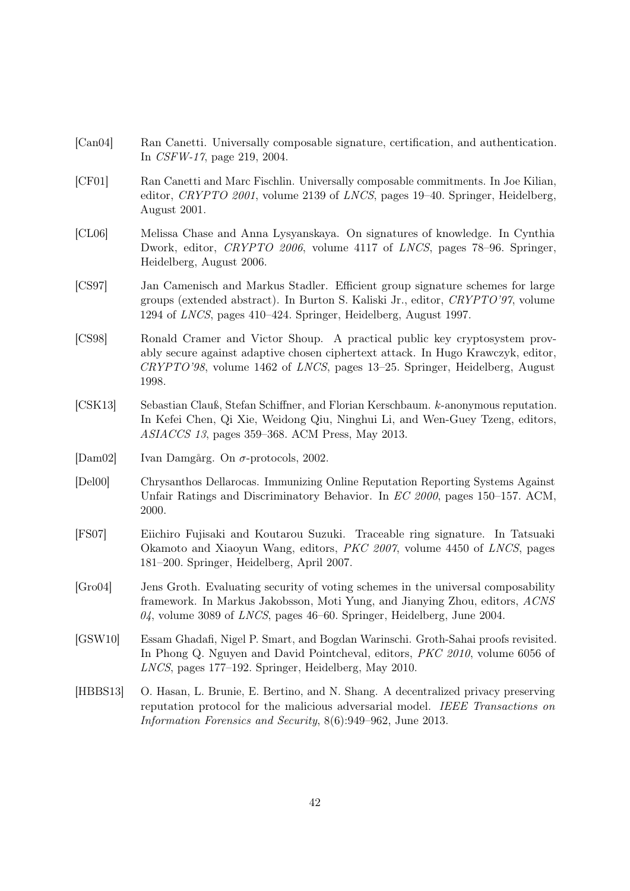[Can04] Ran Canetti. Universally composable signature, certification, and authentication. In *CSFW-17*, page 219, 2004.

[CF01] Ran Canetti and Marc Fischlin. Universally composable commitments. In Joe Kilian, editor, *CRYPTO 2001*, volume 2139 of *LNCS*, pages 19–40. Springer, Heidelberg, August 2001.

[CL06] Melissa Chase and Anna Lysyanskaya. On signatures of knowledge. In Cynthia Dwork, editor, *CRYPTO 2006*, volume 4117 of *LNCS*, pages 78–96. Springer, Heidelberg, August 2006.

[CS97] Jan Camenisch and Markus Stadler. Efficient group signature schemes for large groups (extended abstract). In Burton S. Kaliski Jr., editor, *CRYPTO'97*, volume 1294 of *LNCS*, pages 410–424. Springer, Heidelberg, August 1997.

[CS98] Ronald Cramer and Victor Shoup. A practical public key cryptosystem provably secure against adaptive chosen ciphertext attack. In Hugo Krawczyk, editor, *CRYPTO'98*, volume 1462 of *LNCS*, pages 13–25. Springer, Heidelberg, August 1998.

[CSK13] Sebastian Clauß, Stefan Schiffner, and Florian Kerschbaum. $k$-anonymous reputation. In Kefei Chen, Qi Xie, Weidong Qiu, Ninghui Li, and Wen-Guey Tzeng, editors, *ASIACCS 13*, pages 359–368. ACM Press, May 2013.

[Dam02] Ivan Damgårg. On $\sigma$-protocols, 2002.

[Del00] Chrysanthos Dellarocas. Immunizing Online Reputation Reporting Systems Against Unfair Ratings and Discriminatory Behavior. In *EC 2000*, pages 150–157. ACM, 2000.

[FS07] Eiichiro Fujisaki and Koutarou Suzuki. Traceable ring signature. In Tatsuaki Okamoto and Xiaoyun Wang, editors, *PKC 2007*, volume 4450 of *LNCS*, pages 181–200. Springer, Heidelberg, April 2007.

[Gro04] Jens Groth. Evaluating security of voting schemes in the universal composability framework. In Markus Jakobsson, Moti Yung, and Jianying Zhou, editors, *ACNS 04*, volume 3089 of *LNCS*, pages 46–60. Springer, Heidelberg, June 2004.

[GSW10] Essam Ghadafi, Nigel P. Smart, and Bogdan Warinschi. Groth-Sahai proofs revisited. In Phong Q. Nguyen and David Pointcheval, editors, *PKC 2010*, volume 6056 of *LNCS*, pages 177–192. Springer, Heidelberg, May 2010.

[HBBS13] O. Hasan, L. Brunie, E. Bertino, and N. Shang. A decentralized privacy preserving reputation protocol for the malicious adversarial model. *IEEE Transactions on Information Forensics and Security*, 8(6):949–962, June 2013.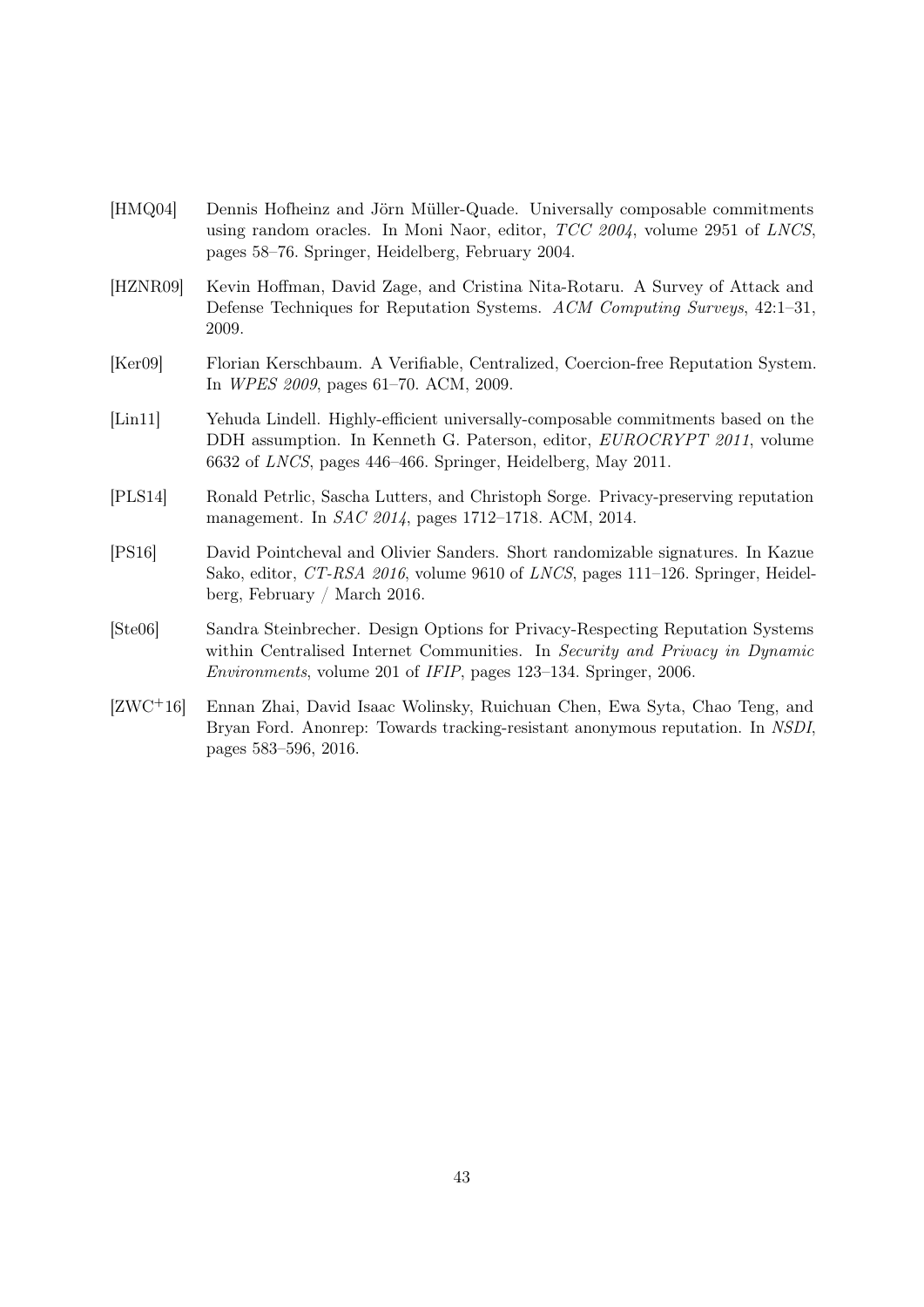[HMQ04] Dennis Hofheinz and Jörn Müller-Quade. Universally composable commitments using random oracles. In Moni Naor, editor, *TCC 2004*, volume 2951 of *LNCS*, pages 58–76. Springer, Heidelberg, February 2004.

[HZNR09] Kevin Hoffman, David Zage, and Cristina Nita-Rotaru. A Survey of Attack and Defense Techniques for Reputation Systems. *ACM Computing Surveys*, 42:1–31, 2009.

[Ker09] Florian Kerschbaum. A Verifiable, Centralized, Coercion-free Reputation System. In *WPES 2009*, pages 61–70. ACM, 2009.

[Lin11] Yehuda Lindell. Highly-efficient universally-composable commitments based on the DDH assumption. In Kenneth G. Paterson, editor, *EUROCRYPT 2011*, volume 6632 of *LNCS*, pages 446–466. Springer, Heidelberg, May 2011.

[PLS14] Ronald Petrlic, Sascha Lutters, and Christoph Sorge. Privacy-preserving reputation management. In *SAC 2014*, pages 1712–1718. ACM, 2014.

[PS16] David Pointcheval and Olivier Sanders. Short randomizable signatures. In Kazue Sako, editor, *CT-RSA 2016*, volume 9610 of *LNCS*, pages 111–126. Springer, Heidelberg, February / March 2016.

[Ste06] Sandra Steinbrecher. Design Options for Privacy-Respecting Reputation Systems within Centralised Internet Communities. In *Security and Privacy in Dynamic Environments*, volume 201 of *IFIP*, pages 123–134. Springer, 2006.

[ZWC+16] Ennan Zhai, David Isaac Wolinsky, Ruichuan Chen, Ewa Syta, Chao Teng, and Bryan Ford. Anonrep: Towards tracking-resistant anonymous reputation. In *NSDI*, pages 583–596, 2016.